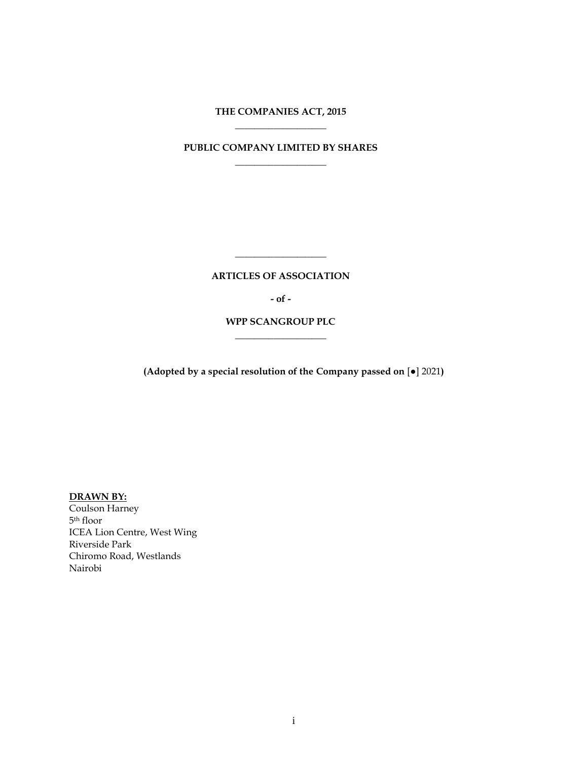**THE COMPANIES ACT, 2015**

---

**PUBLIC COMPANY LIMITED BY SHARES**

---

---

**ARTICLES OF ASSOCIATION**

**- of -**

**WPP SCANGROUP PLC**

---

**(Adopted by a special resolution of the Company passed on [●] 2021)**

**DRAWN BY:**

Coulson Harney
5th floor
ICEA Lion Centre, West Wing
Riverside Park
Chiromo Road, Westlands
Nairobi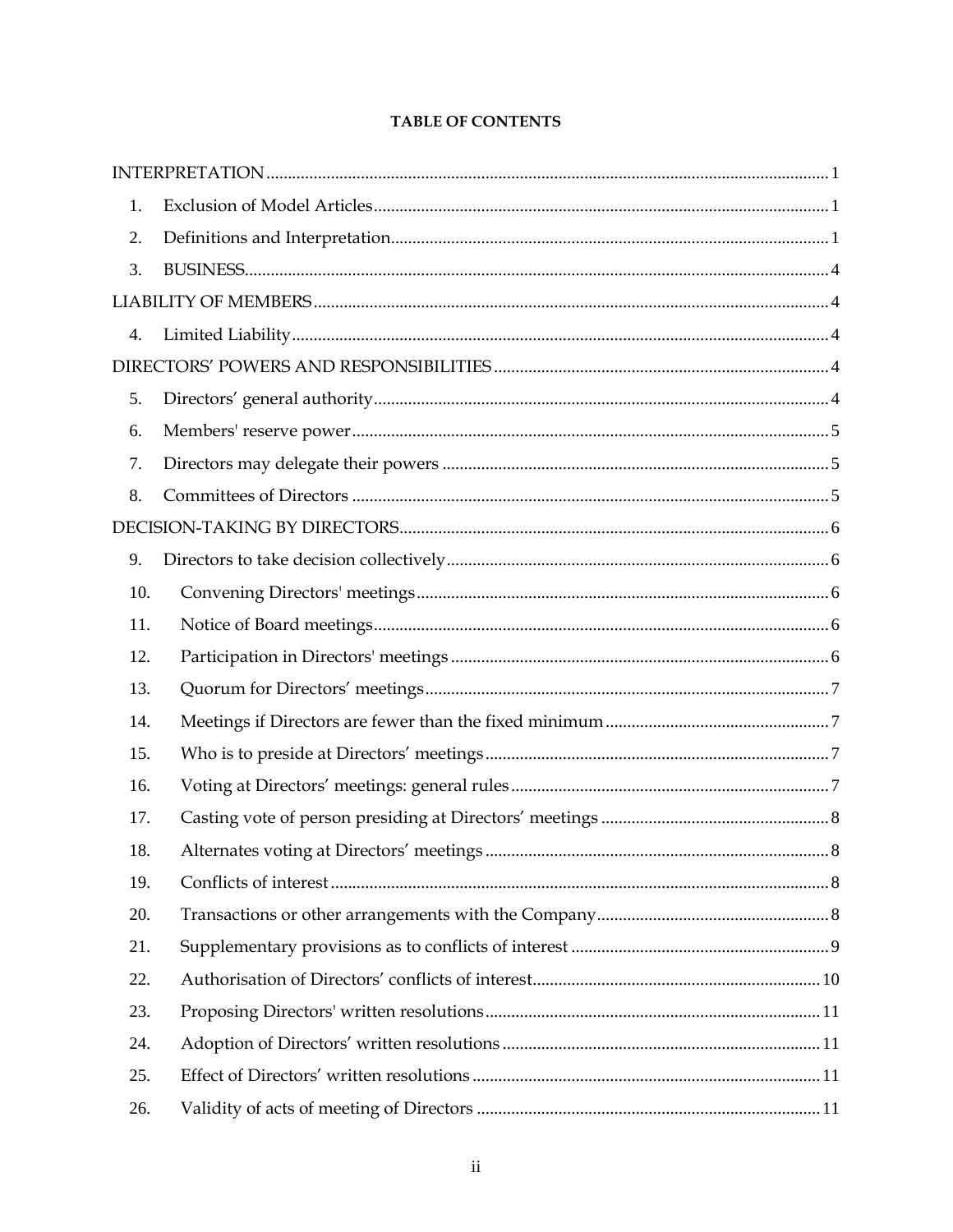**TABLE OF CONTENTS**

INTERPRETATION ..... 1

1. Exclusion of Model Articles ..... 1
2. Definitions and Interpretation ..... 1
3. BUSINESS ..... 4

LIABILITY OF MEMBERS ..... 4

4. Limited Liability ..... 4

DIRECTORS' POWERS AND RESPONSIBILITIES ..... 4

5. Directors' general authority ..... 4
6. Members' reserve power ..... 5
7. Directors may delegate their powers ..... 5
8. Committees of Directors ..... 5

DECISION-TAKING BY DIRECTORS ..... 6

9. Directors to take decision collectively ..... 6
10. Convening Directors' meetings ..... 6
11. Notice of Board meetings ..... 6
12. Participation in Directors' meetings ..... 6
13. Quorum for Directors' meetings ..... 7
14. Meetings if Directors are fewer than the fixed minimum ..... 7
15. Who is to preside at Directors' meetings ..... 7
16. Voting at Directors' meetings: general rules ..... 7
17. Casting vote of person presiding at Directors' meetings ..... 8
18. Alternates voting at Directors' meetings ..... 8
19. Conflicts of interest ..... 8
20. Transactions or other arrangements with the Company ..... 8
21. Supplementary provisions as to conflicts of interest ..... 9
22. Authorisation of Directors' conflicts of interest ..... 10
23. Proposing Directors' written resolutions ..... 11
24. Adoption of Directors' written resolutions ..... 11
25. Effect of Directors' written resolutions ..... 11
26. Validity of acts of meeting of Directors ..... 11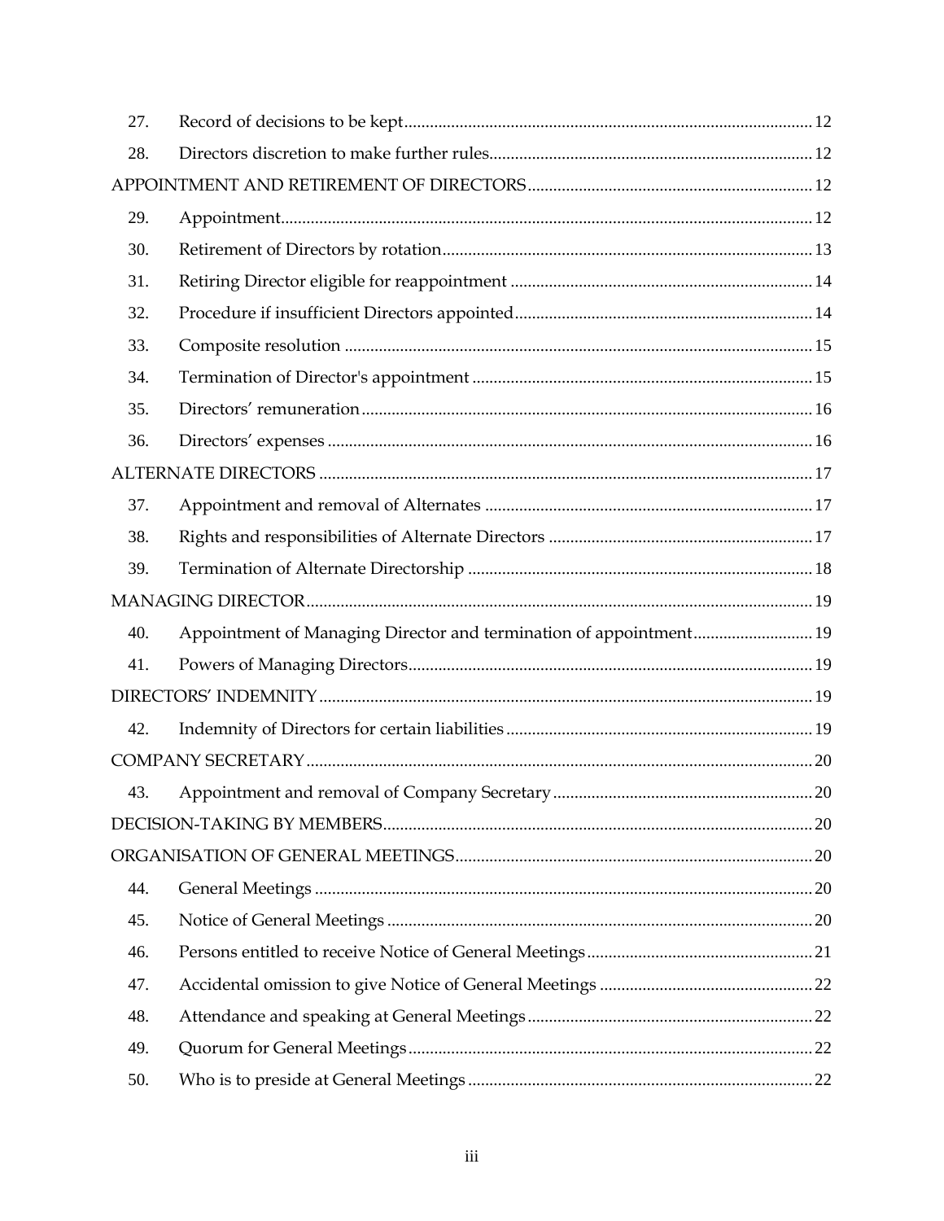| | | |
|---|---|---|
| 27. | Record of decisions to be kept | 12 |
| 28. | Directors discretion to make further rules | 12 |
| APPOINTMENT AND RETIREMENT OF DIRECTORS | | 12 |
| 29. | Appointment | 12 |
| 30. | Retirement of Directors by rotation | 13 |
| 31. | Retiring Director eligible for reappointment | 14 |
| 32. | Procedure if insufficient Directors appointed | 14 |
| 33. | Composite resolution | 15 |
| 34. | Termination of Director's appointment | 15 |
| 35. | Directors’ remuneration | 16 |
| 36. | Directors’ expenses | 16 |
| ALTERNATE DIRECTORS | | 17 |
| 37. | Appointment and removal of Alternates | 17 |
| 38. | Rights and responsibilities of Alternate Directors | 17 |
| 39. | Termination of Alternate Directorship | 18 |
| MANAGING DIRECTOR | | 19 |
| 40. | Appointment of Managing Director and termination of appointment | 19 |
| 41. | Powers of Managing Directors | 19 |
| DIRECTORS’ INDEMNITY | | 19 |
| 42. | Indemnity of Directors for certain liabilities | 19 |
| COMPANY SECRETARY | | 20 |
| 43. | Appointment and removal of Company Secretary | 20 |
| DECISION-TAKING BY MEMBERS | | 20 |
| ORGANISATION OF GENERAL MEETINGS | | 20 |
| 44. | General Meetings | 20 |
| 45. | Notice of General Meetings | 20 |
| 46. | Persons entitled to receive Notice of General Meetings | 21 |
| 47. | Accidental omission to give Notice of General Meetings | 22 |
| 48. | Attendance and speaking at General Meetings | 22 |
| 49. | Quorum for General Meetings | 22 |
| 50. | Who is to preside at General Meetings | 22 |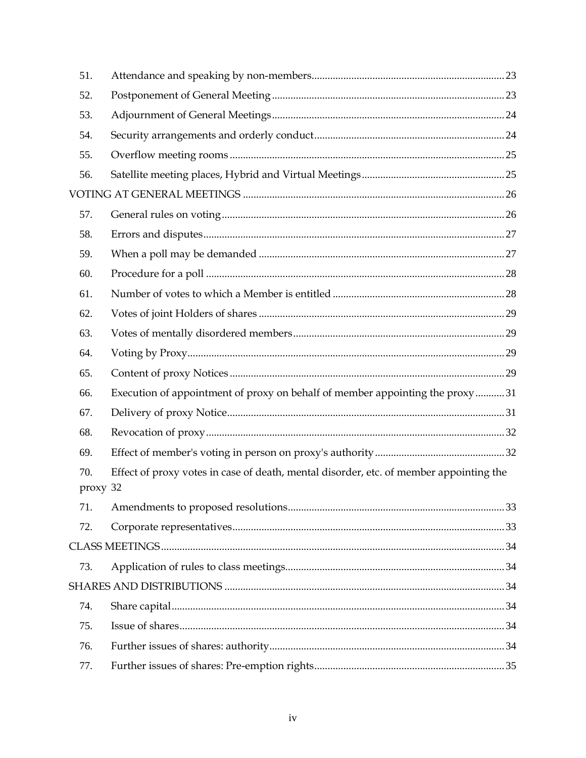| | | |
|---|---|---|
| 51. | Attendance and speaking by non-members | 23 |
| 52. | Postponement of General Meeting | 23 |
| 53. | Adjournment of General Meetings | 24 |
| 54. | Security arrangements and orderly conduct | 24 |
| 55. | Overflow meeting rooms | 25 |
| 56. | Satellite meeting places, Hybrid and Virtual Meetings | 25 |
| VOTING AT GENERAL MEETINGS | | 26 |
| 57. | General rules on voting | 26 |
| 58. | Errors and disputes | 27 |
| 59. | When a poll may be demanded | 27 |
| 60. | Procedure for a poll | 28 |
| 61. | Number of votes to which a Member is entitled | 28 |
| 62. | Votes of joint Holders of shares | 29 |
| 63. | Votes of mentally disordered members | 29 |
| 64. | Voting by Proxy | 29 |
| 65. | Content of proxy Notices | 29 |
| 66. | Execution of appointment of proxy on behalf of member appointing the proxy | 31 |
| 67. | Delivery of proxy Notice | 31 |
| 68. | Revocation of proxy | 32 |
| 69. | Effect of member's voting in person on proxy's authority | 32 |
| 70. | Effect of proxy votes in case of death, mental disorder, etc. of member appointing the proxy | 32 |
| 71. | Amendments to proposed resolutions | 33 |
| 72. | Corporate representatives | 33 |
| CLASS MEETINGS | | 34 |
| 73. | Application of rules to class meetings | 34 |
| SHARES AND DISTRIBUTIONS | | 34 |
| 74. | Share capital | 34 |
| 75. | Issue of shares | 34 |
| 76. | Further issues of shares: authority | 34 |
| 77. | Further issues of shares: Pre-emption rights | 35 |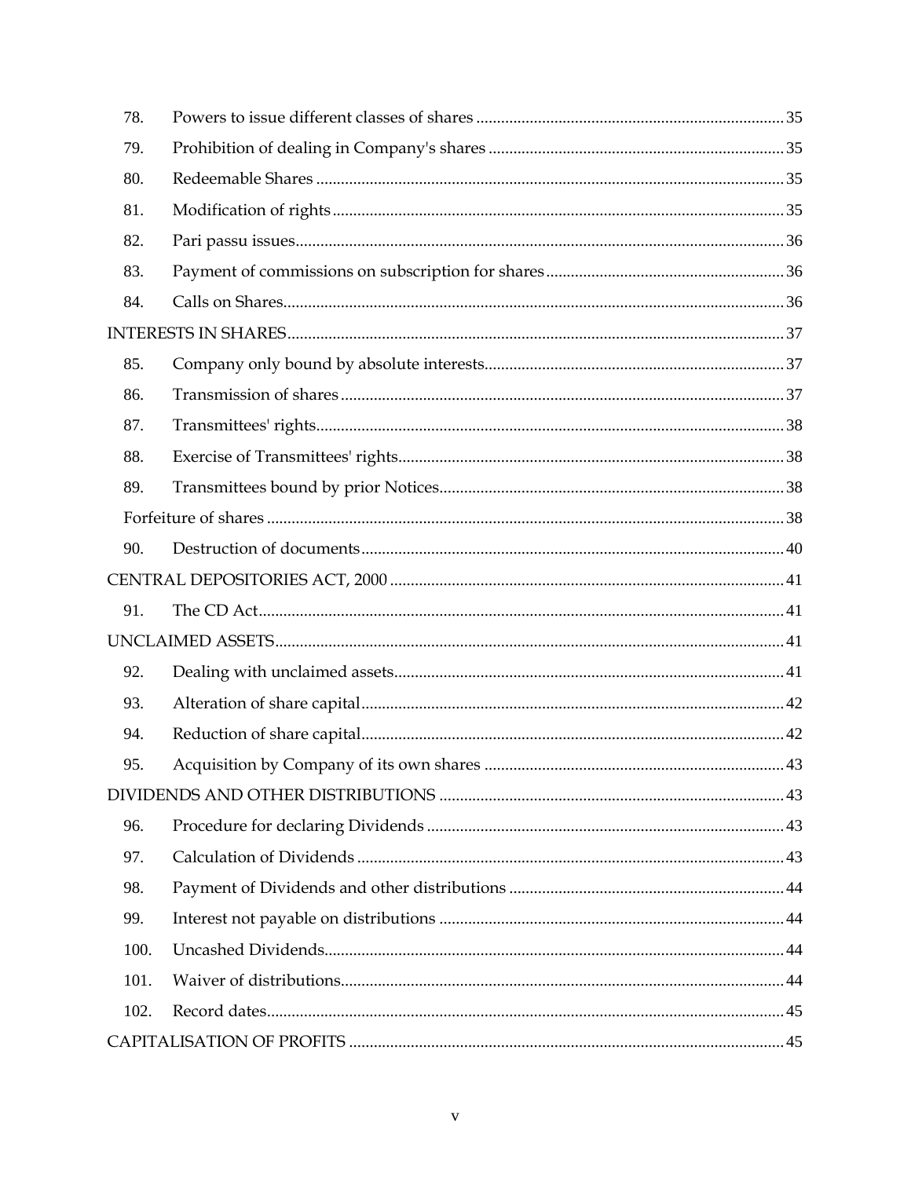| | | |
|---|---|---|
| 78. | Powers to issue different classes of shares | 35 |
| 79. | Prohibition of dealing in Company's shares | 35 |
| 80. | Redeemable Shares | 35 |
| 81. | Modification of rights | 35 |
| 82. | Pari passu issues | 36 |
| 83. | Payment of commissions on subscription for shares | 36 |
| 84. | Calls on Shares | 36 |
| INTERESTS IN SHARES | | 37 |
| 85. | Company only bound by absolute interests | 37 |
| 86. | Transmission of shares | 37 |
| 87. | Transmittees' rights | 38 |
| 88. | Exercise of Transmittees' rights | 38 |
| 89. | Transmittees bound by prior Notices | 38 |
| Forfeiture of shares | | 38 |
| 90. | Destruction of documents | 40 |
| CENTRAL DEPOSITORIES ACT, 2000 | | 41 |
| 91. | The CD Act | 41 |
| UNCLAIMED ASSETS | | 41 |
| 92. | Dealing with unclaimed assets | 41 |
| 93. | Alteration of share capital | 42 |
| 94. | Reduction of share capital | 42 |
| 95. | Acquisition by Company of its own shares | 43 |
| DIVIDENDS AND OTHER DISTRIBUTIONS | | 43 |
| 96. | Procedure for declaring Dividends | 43 |
| 97. | Calculation of Dividends | 43 |
| 98. | Payment of Dividends and other distributions | 44 |
| 99. | Interest not payable on distributions | 44 |
| 100. | Uncashed Dividends | 44 |
| 101. | Waiver of distributions | 44 |
| 102. | Record dates | 45 |
| CAPITALISATION OF PROFITS | | 45 |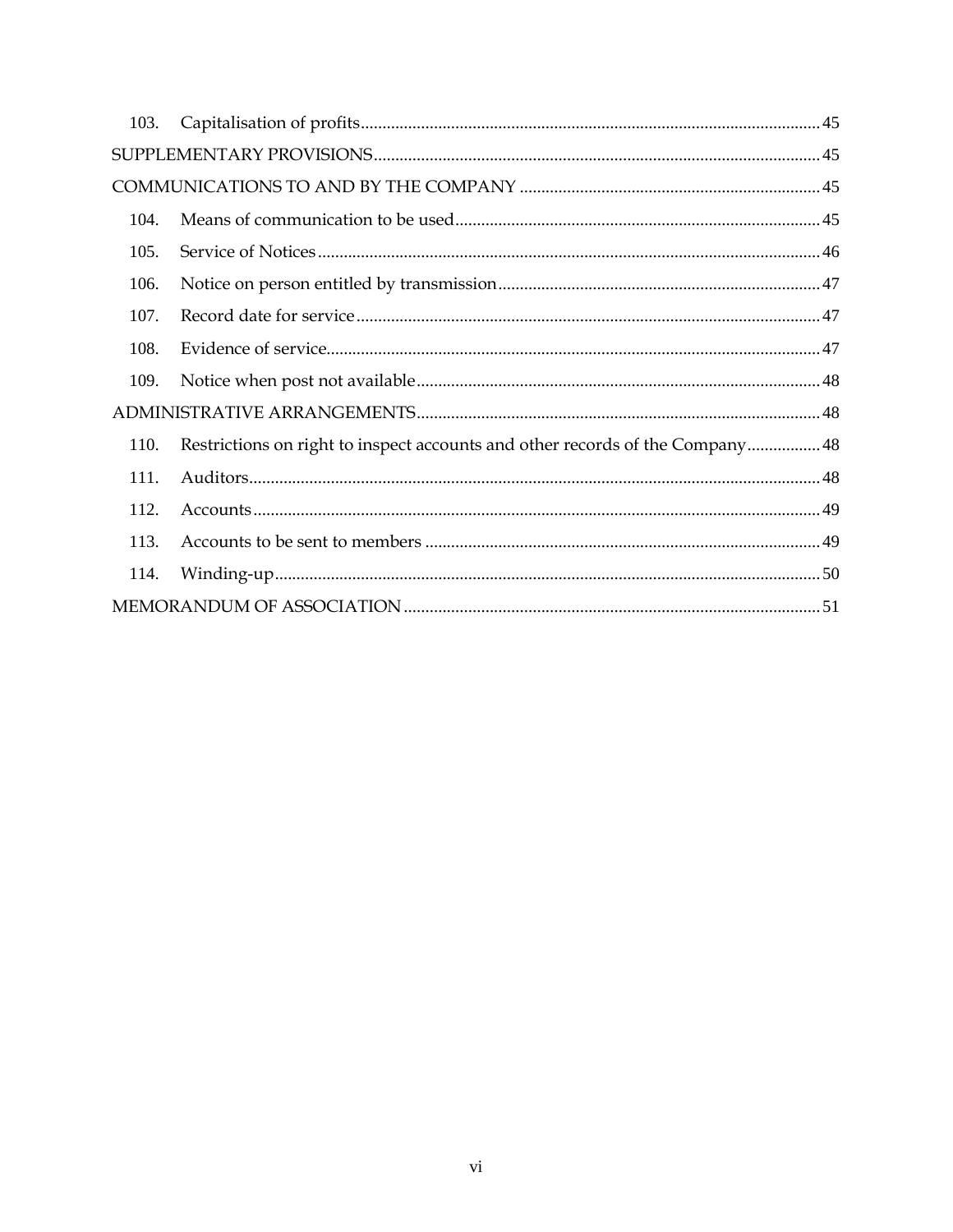| | | |
|---|---|---|
| 103. | Capitalisation of profits | 45 |
| SUPPLEMENTARY PROVISIONS | | 45 |
| COMMUNICATIONS TO AND BY THE COMPANY | | 45 |
| 104. | Means of communication to be used | 45 |
| 105. | Service of Notices | 46 |
| 106. | Notice on person entitled by transmission | 47 |
| 107. | Record date for service | 47 |
| 108. | Evidence of service | 47 |
| 109. | Notice when post not available | 48 |
| ADMINISTRATIVE ARRANGEMENTS | | 48 |
| 110. | Restrictions on right to inspect accounts and other records of the Company | 48 |
| 111. | Auditors | 48 |
| 112. | Accounts | 49 |
| 113. | Accounts to be sent to members | 49 |
| 114. | Winding-up | 50 |
| MEMORANDUM OF ASSOCIATION | | 51 |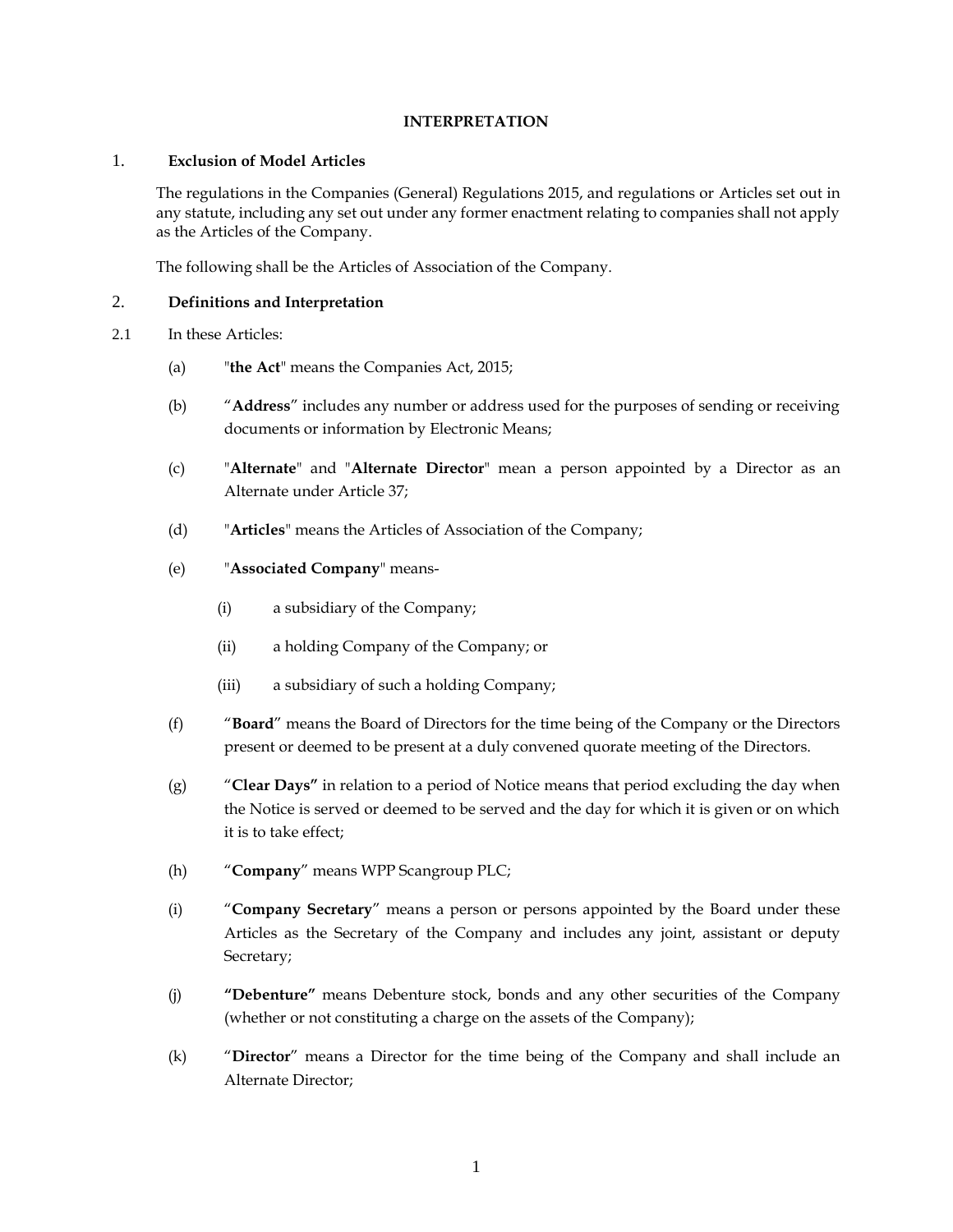# INTERPRETATION

## 1. Exclusion of Model Articles

The regulations in the Companies (General) Regulations 2015, and regulations or Articles set out in any statute, including any set out under any former enactment relating to companies shall not apply as the Articles of the Company.

The following shall be the Articles of Association of the Company.

## 2. Definitions and Interpretation

2.1 In these Articles:

(a) "**the Act**" means the Companies Act, 2015;

(b) "**Address**" includes any number or address used for the purposes of sending or receiving documents or information by Electronic Means;

(c) "**Alternate**" and "**Alternate Director**" mean a person appointed by a Director as an Alternate under Article 37;

(d) "**Articles**" means the Articles of Association of the Company;

(e) "**Associated Company**" means-

  (i) a subsidiary of the Company;

  (ii) a holding Company of the Company; or

  (iii) a subsidiary of such a holding Company;

(f) "**Board**" means the Board of Directors for the time being of the Company or the Directors present or deemed to be present at a duly convened quorate meeting of the Directors.

(g) "**Clear Days**" in relation to a period of Notice means that period excluding the day when the Notice is served or deemed to be served and the day for which it is given or on which it is to take effect;

(h) "**Company**" means WPP Scangroup PLC;

(i) "**Company Secretary**" means a person or persons appointed by the Board under these Articles as the Secretary of the Company and includes any joint, assistant or deputy Secretary;

(j) **"Debenture"** means Debenture stock, bonds and any other securities of the Company (whether or not constituting a charge on the assets of the Company);

(k) "**Director**" means a Director for the time being of the Company and shall include an Alternate Director;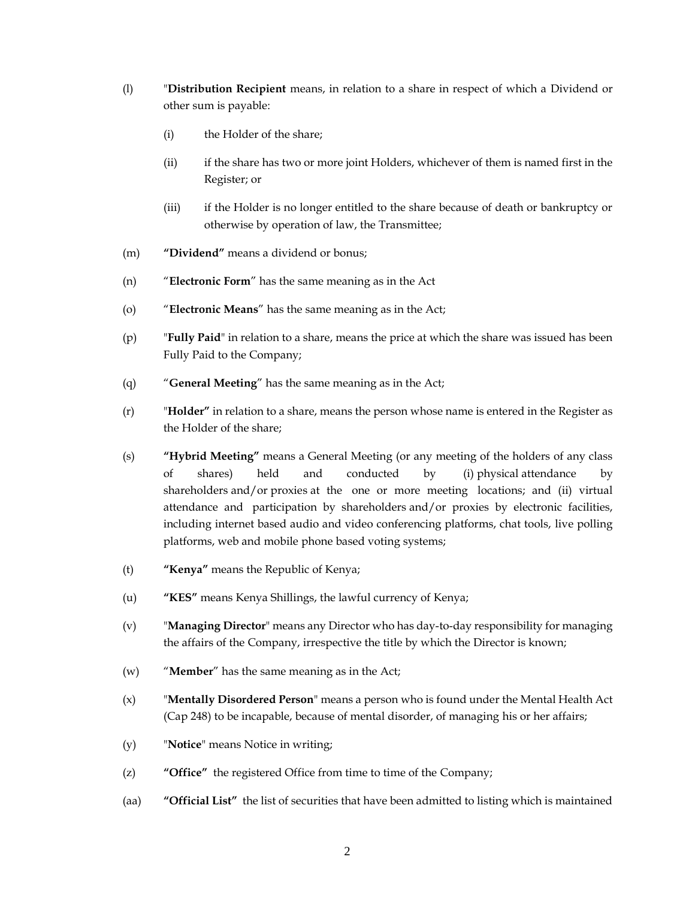(l) "**Distribution Recipient** means, in relation to a share in respect of which a Dividend or other sum is payable:

   (i) the Holder of the share;

   (ii) if the share has two or more joint Holders, whichever of them is named first in the Register; or

   (iii) if the Holder is no longer entitled to the share because of death or bankruptcy or otherwise by operation of law, the Transmittee;

(m) **"Dividend"** means a dividend or bonus;

(n) "**Electronic Form**" has the same meaning as in the Act

(o) "**Electronic Means**" has the same meaning as in the Act;

(p) "**Fully Paid**" in relation to a share, means the price at which the share was issued has been Fully Paid to the Company;

(q) "**General Meeting**" has the same meaning as in the Act;

(r) "**Holder"** in relation to a share, means the person whose name is entered in the Register as the Holder of the share;

(s) **"Hybrid Meeting"** means a General Meeting (or any meeting of the holders of any class of shares) held and conducted by (i) physical attendance by shareholders and/or proxies at the one or more meeting locations; and (ii) virtual attendance and participation by shareholders and/or proxies by electronic facilities, including internet based audio and video conferencing platforms, chat tools, live polling platforms, web and mobile phone based voting systems;

(t) **"Kenya"** means the Republic of Kenya;

(u) **"KES"** means Kenya Shillings, the lawful currency of Kenya;

(v) "**Managing Director**" means any Director who has day-to-day responsibility for managing the affairs of the Company, irrespective the title by which the Director is known;

(w) "**Member**" has the same meaning as in the Act;

(x) "**Mentally Disordered Person**" means a person who is found under the Mental Health Act (Cap 248) to be incapable, because of mental disorder, of managing his or her affairs;

(y) "**Notice**" means Notice in writing;

(z) **"Office"** the registered Office from time to time of the Company;

(aa) **"Official List"** the list of securities that have been admitted to listing which is maintained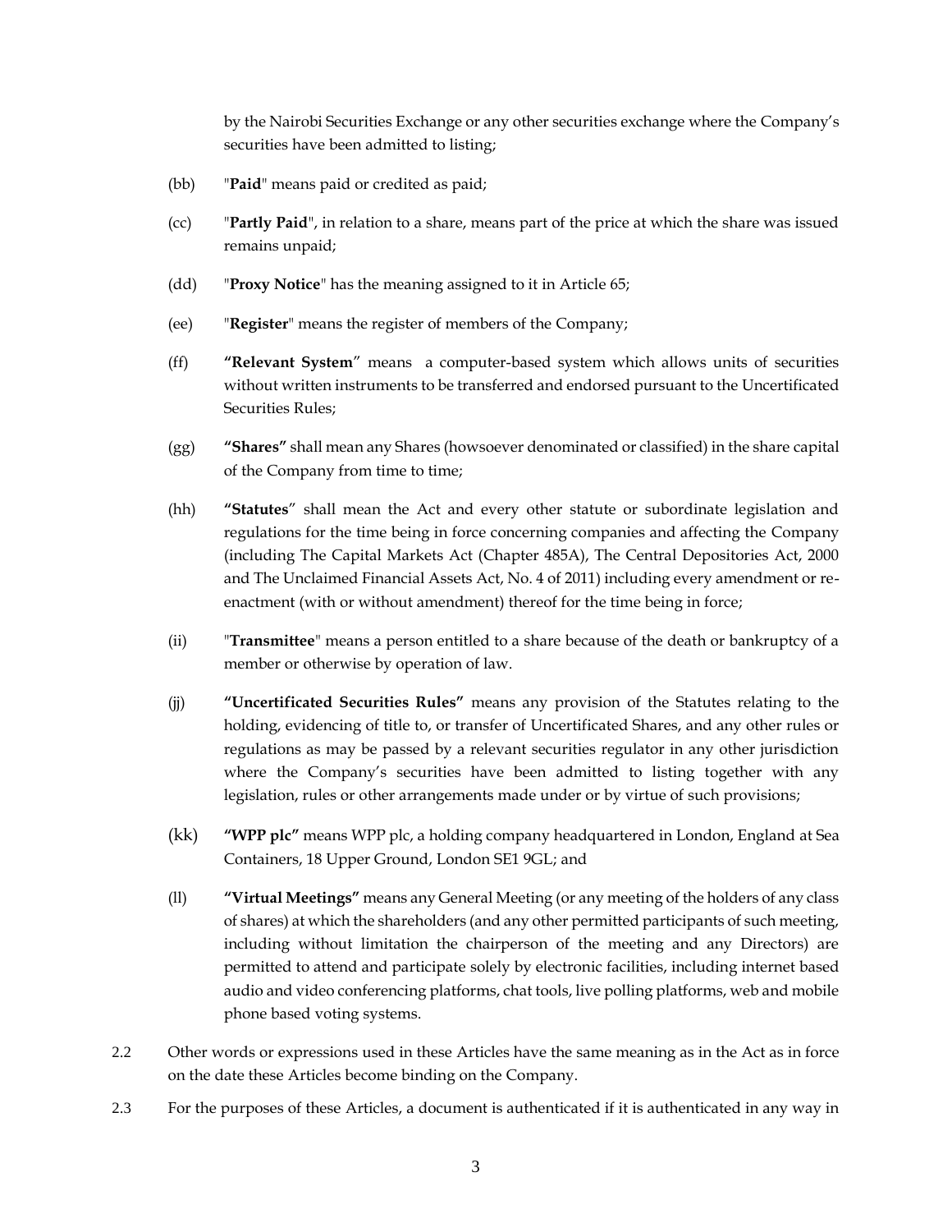by the Nairobi Securities Exchange or any other securities exchange where the Company's securities have been admitted to listing;

(bb) "**Paid**" means paid or credited as paid;

(cc) "**Partly Paid**", in relation to a share, means part of the price at which the share was issued remains unpaid;

(dd) "**Proxy Notice**" has the meaning assigned to it in Article 65;

(ee) "**Register**" means the register of members of the Company;

(ff) **"Relevant System**" means a computer-based system which allows units of securities without written instruments to be transferred and endorsed pursuant to the Uncertificated Securities Rules;

(gg) **"Shares"** shall mean any Shares (howsoever denominated or classified) in the share capital of the Company from time to time;

(hh) **"Statutes**" shall mean the Act and every other statute or subordinate legislation and regulations for the time being in force concerning companies and affecting the Company (including The Capital Markets Act (Chapter 485A), The Central Depositories Act, 2000 and The Unclaimed Financial Assets Act, No. 4 of 2011) including every amendment or re-enactment (with or without amendment) thereof for the time being in force;

(ii) "**Transmittee**" means a person entitled to a share because of the death or bankruptcy of a member or otherwise by operation of law.

(jj) **"Uncertificated Securities Rules"** means any provision of the Statutes relating to the holding, evidencing of title to, or transfer of Uncertificated Shares, and any other rules or regulations as may be passed by a relevant securities regulator in any other jurisdiction where the Company's securities have been admitted to listing together with any legislation, rules or other arrangements made under or by virtue of such provisions;

(kk) **"WPP plc"** means WPP plc, a holding company headquartered in London, England at Sea Containers, 18 Upper Ground, London SE1 9GL; and

(ll) **"Virtual Meetings"** means any General Meeting (or any meeting of the holders of any class of shares) at which the shareholders (and any other permitted participants of such meeting, including without limitation the chairperson of the meeting and any Directors) are permitted to attend and participate solely by electronic facilities, including internet based audio and video conferencing platforms, chat tools, live polling platforms, web and mobile phone based voting systems.

2.2 Other words or expressions used in these Articles have the same meaning as in the Act as in force on the date these Articles become binding on the Company.

2.3 For the purposes of these Articles, a document is authenticated if it is authenticated in any way in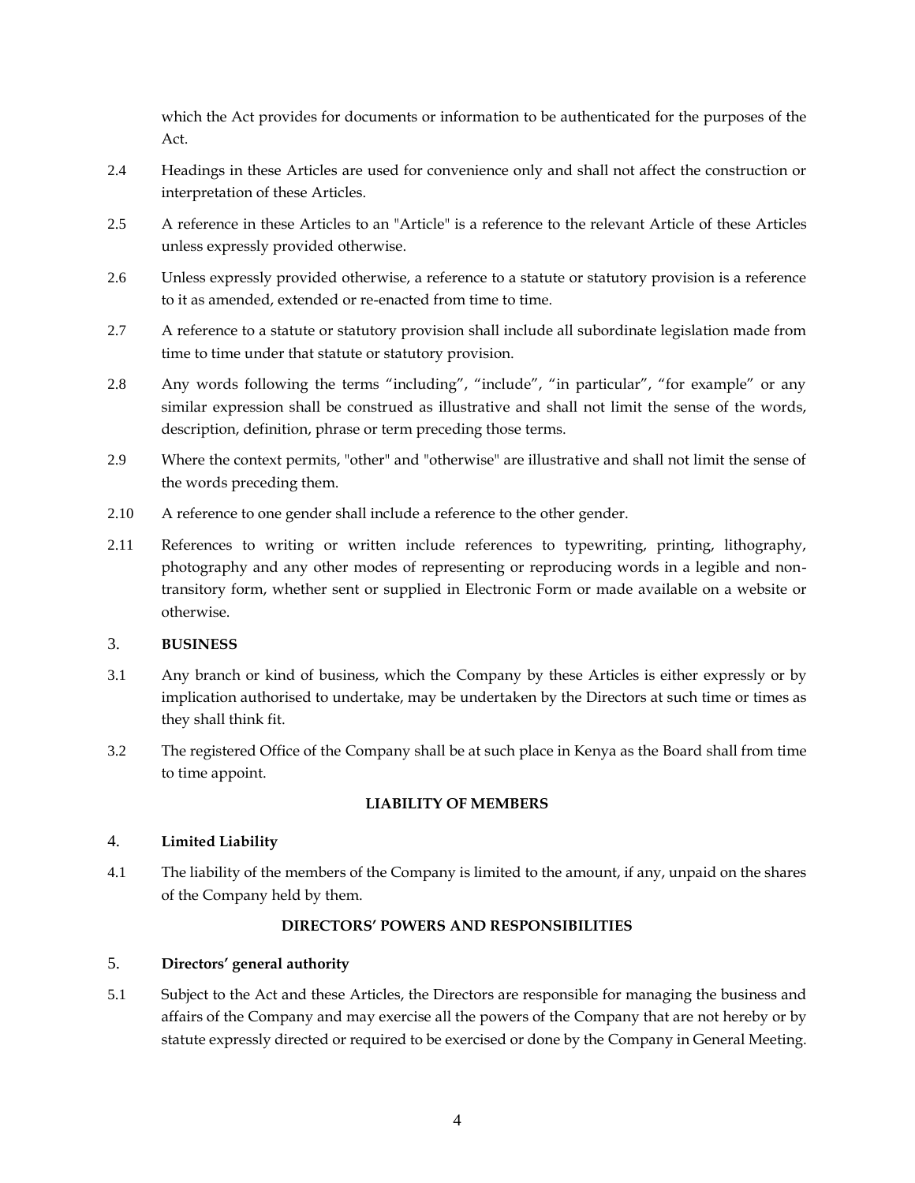which the Act provides for documents or information to be authenticated for the purposes of the Act.

2.4 Headings in these Articles are used for convenience only and shall not affect the construction or interpretation of these Articles.

2.5 A reference in these Articles to an "Article" is a reference to the relevant Article of these Articles unless expressly provided otherwise.

2.6 Unless expressly provided otherwise, a reference to a statute or statutory provision is a reference to it as amended, extended or re-enacted from time to time.

2.7 A reference to a statute or statutory provision shall include all subordinate legislation made from time to time under that statute or statutory provision.

2.8 Any words following the terms "including", "include", "in particular", "for example" or any similar expression shall be construed as illustrative and shall not limit the sense of the words, description, definition, phrase or term preceding those terms.

2.9 Where the context permits, "other" and "otherwise" are illustrative and shall not limit the sense of the words preceding them.

2.10 A reference to one gender shall include a reference to the other gender.

2.11 References to writing or written include references to typewriting, printing, lithography, photography and any other modes of representing or reproducing words in a legible and non-transitory form, whether sent or supplied in Electronic Form or made available on a website or otherwise.

3. **BUSINESS**

3.1 Any branch or kind of business, which the Company by these Articles is either expressly or by implication authorised to undertake, may be undertaken by the Directors at such time or times as they shall think fit.

3.2 The registered Office of the Company shall be at such place in Kenya as the Board shall from time to time appoint.

**LIABILITY OF MEMBERS**

4. **Limited Liability**

4.1 The liability of the members of the Company is limited to the amount, if any, unpaid on the shares of the Company held by them.

**DIRECTORS' POWERS AND RESPONSIBILITIES**

5. **Directors' general authority**

5.1 Subject to the Act and these Articles, the Directors are responsible for managing the business and affairs of the Company and may exercise all the powers of the Company that are not hereby or by statute expressly directed or required to be exercised or done by the Company in General Meeting.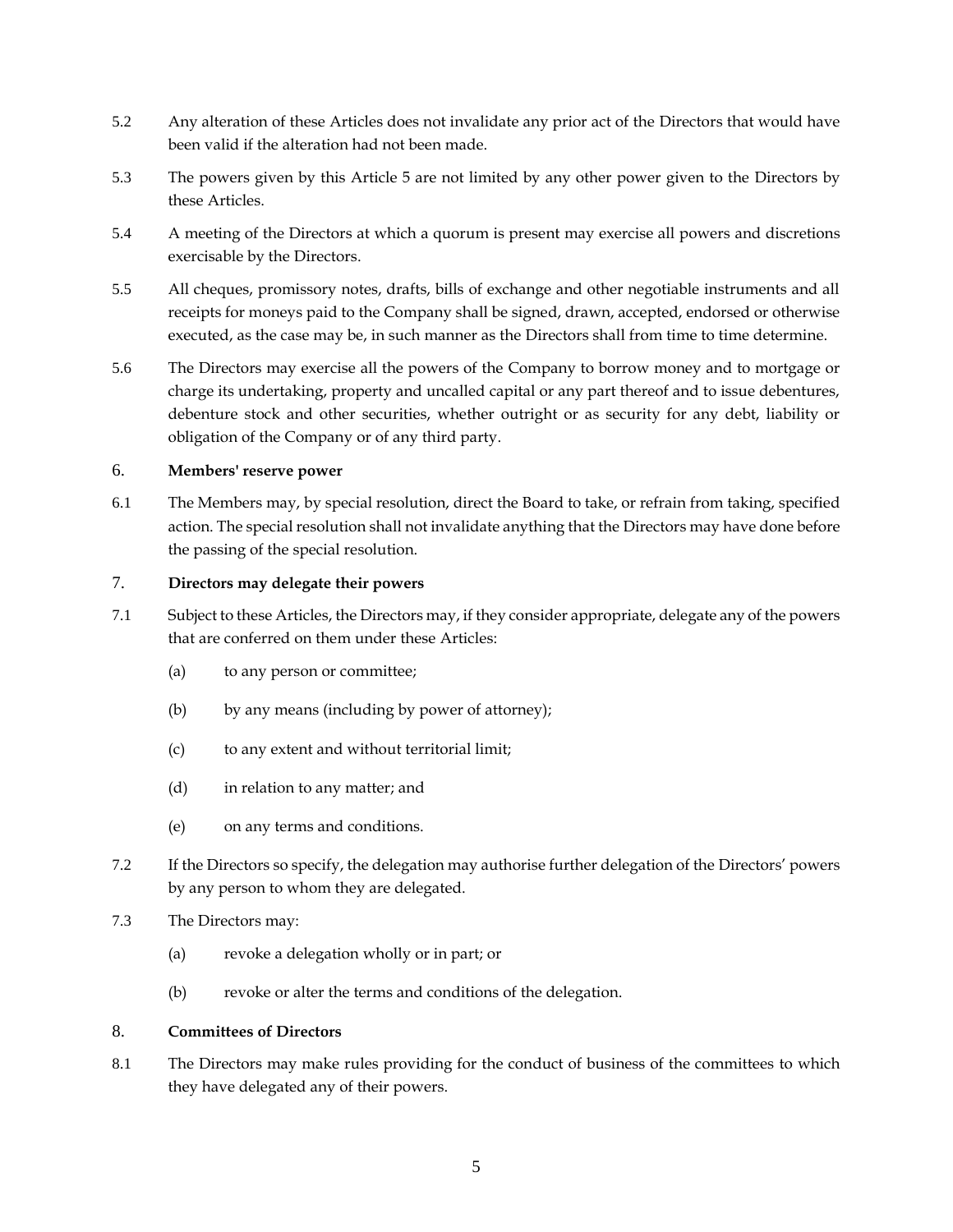5.2 Any alteration of these Articles does not invalidate any prior act of the Directors that would have been valid if the alteration had not been made.

5.3 The powers given by this Article 5 are not limited by any other power given to the Directors by these Articles.

5.4 A meeting of the Directors at which a quorum is present may exercise all powers and discretions exercisable by the Directors.

5.5 All cheques, promissory notes, drafts, bills of exchange and other negotiable instruments and all receipts for moneys paid to the Company shall be signed, drawn, accepted, endorsed or otherwise executed, as the case may be, in such manner as the Directors shall from time to time determine.

5.6 The Directors may exercise all the powers of the Company to borrow money and to mortgage or charge its undertaking, property and uncalled capital or any part thereof and to issue debentures, debenture stock and other securities, whether outright or as security for any debt, liability or obligation of the Company or of any third party.

## 6. Members' reserve power

6.1 The Members may, by special resolution, direct the Board to take, or refrain from taking, specified action. The special resolution shall not invalidate anything that the Directors may have done before the passing of the special resolution.

## 7. Directors may delegate their powers

7.1 Subject to these Articles, the Directors may, if they consider appropriate, delegate any of the powers that are conferred on them under these Articles:

(a) to any person or committee;

(b) by any means (including by power of attorney);

(c) to any extent and without territorial limit;

(d) in relation to any matter; and

(e) on any terms and conditions.

7.2 If the Directors so specify, the delegation may authorise further delegation of the Directors' powers by any person to whom they are delegated.

7.3 The Directors may:

(a) revoke a delegation wholly or in part; or

(b) revoke or alter the terms and conditions of the delegation.

## 8. Committees of Directors

8.1 The Directors may make rules providing for the conduct of business of the committees to which they have delegated any of their powers.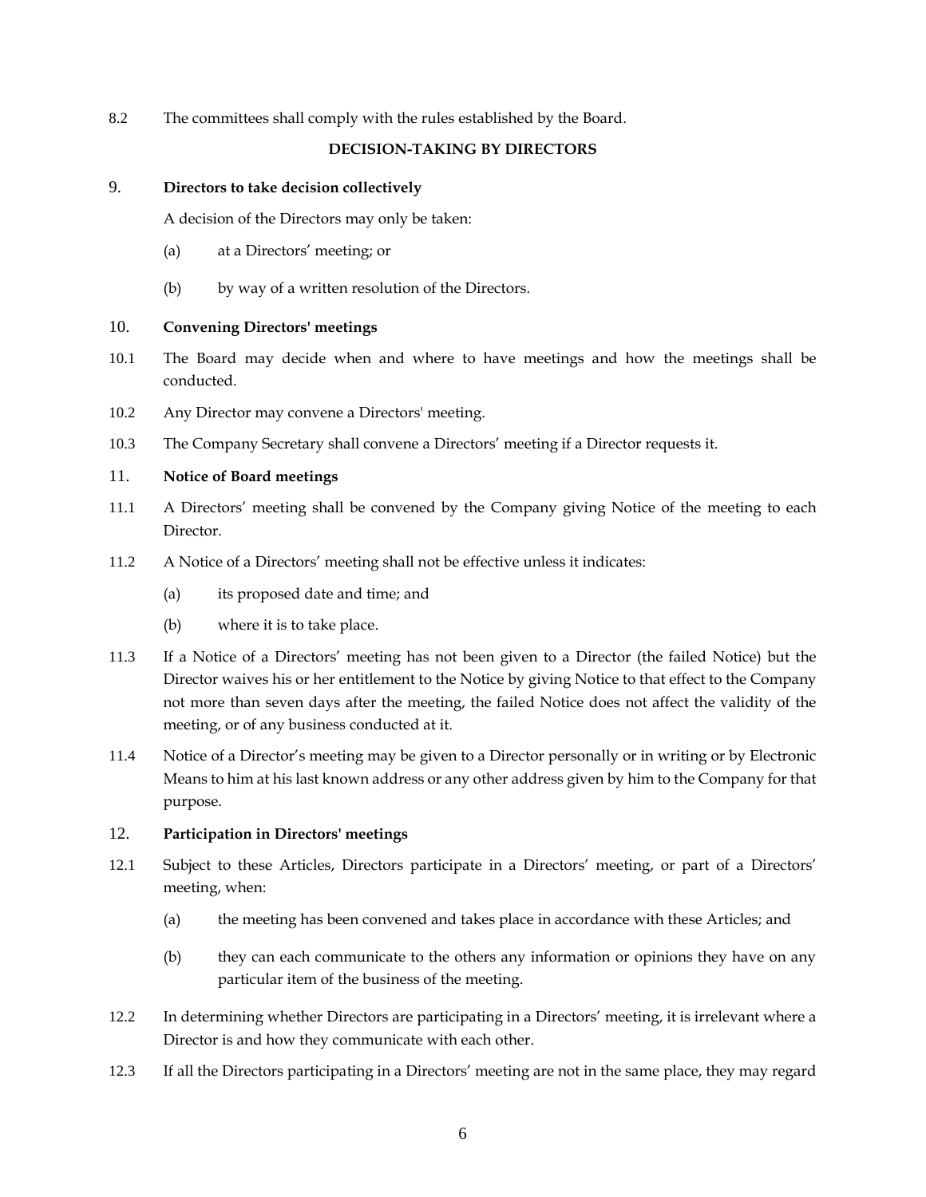8.2 The committees shall comply with the rules established by the Board.

## DECISION-TAKING BY DIRECTORS

### 9. Directors to take decision collectively

A decision of the Directors may only be taken:

(a) at a Directors' meeting; or

(b) by way of a written resolution of the Directors.

### 10. Convening Directors' meetings

10.1 The Board may decide when and where to have meetings and how the meetings shall be conducted.

10.2 Any Director may convene a Directors' meeting.

10.3 The Company Secretary shall convene a Directors' meeting if a Director requests it.

### 11. Notice of Board meetings

11.1 A Directors' meeting shall be convened by the Company giving Notice of the meeting to each Director.

11.2 A Notice of a Directors' meeting shall not be effective unless it indicates:

(a) its proposed date and time; and

(b) where it is to take place.

11.3 If a Notice of a Directors' meeting has not been given to a Director (the failed Notice) but the Director waives his or her entitlement to the Notice by giving Notice to that effect to the Company not more than seven days after the meeting, the failed Notice does not affect the validity of the meeting, or of any business conducted at it.

11.4 Notice of a Director's meeting may be given to a Director personally or in writing or by Electronic Means to him at his last known address or any other address given by him to the Company for that purpose.

### 12. Participation in Directors' meetings

12.1 Subject to these Articles, Directors participate in a Directors' meeting, or part of a Directors' meeting, when:

(a) the meeting has been convened and takes place in accordance with these Articles; and

(b) they can each communicate to the others any information or opinions they have on any particular item of the business of the meeting.

12.2 In determining whether Directors are participating in a Directors' meeting, it is irrelevant where a Director is and how they communicate with each other.

12.3 If all the Directors participating in a Directors' meeting are not in the same place, they may regard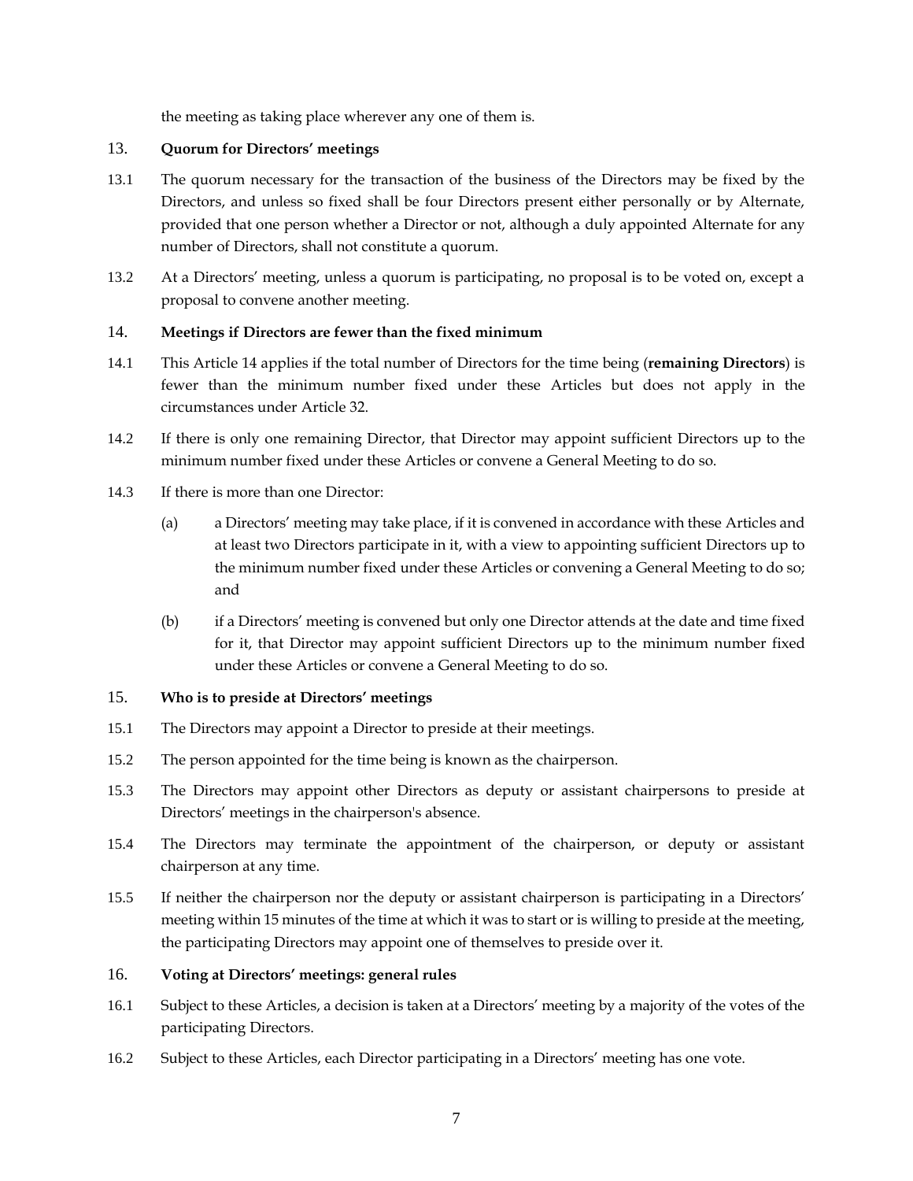the meeting as taking place wherever any one of them is.

## 13. Quorum for Directors' meetings

13.1 The quorum necessary for the transaction of the business of the Directors may be fixed by the Directors, and unless so fixed shall be four Directors present either personally or by Alternate, provided that one person whether a Director or not, although a duly appointed Alternate for any number of Directors, shall not constitute a quorum.

13.2 At a Directors' meeting, unless a quorum is participating, no proposal is to be voted on, except a proposal to convene another meeting.

## 14. Meetings if Directors are fewer than the fixed minimum

14.1 This Article 14 applies if the total number of Directors for the time being (**remaining Directors**) is fewer than the minimum number fixed under these Articles but does not apply in the circumstances under Article 32.

14.2 If there is only one remaining Director, that Director may appoint sufficient Directors up to the minimum number fixed under these Articles or convene a General Meeting to do so.

14.3 If there is more than one Director:

(a) a Directors' meeting may take place, if it is convened in accordance with these Articles and at least two Directors participate in it, with a view to appointing sufficient Directors up to the minimum number fixed under these Articles or convening a General Meeting to do so; and

(b) if a Directors' meeting is convened but only one Director attends at the date and time fixed for it, that Director may appoint sufficient Directors up to the minimum number fixed under these Articles or convene a General Meeting to do so.

## 15. Who is to preside at Directors' meetings

15.1 The Directors may appoint a Director to preside at their meetings.

15.2 The person appointed for the time being is known as the chairperson.

15.3 The Directors may appoint other Directors as deputy or assistant chairpersons to preside at Directors' meetings in the chairperson's absence.

15.4 The Directors may terminate the appointment of the chairperson, or deputy or assistant chairperson at any time.

15.5 If neither the chairperson nor the deputy or assistant chairperson is participating in a Directors' meeting within 15 minutes of the time at which it was to start or is willing to preside at the meeting, the participating Directors may appoint one of themselves to preside over it.

## 16. Voting at Directors' meetings: general rules

16.1 Subject to these Articles, a decision is taken at a Directors' meeting by a majority of the votes of the participating Directors.

16.2 Subject to these Articles, each Director participating in a Directors' meeting has one vote.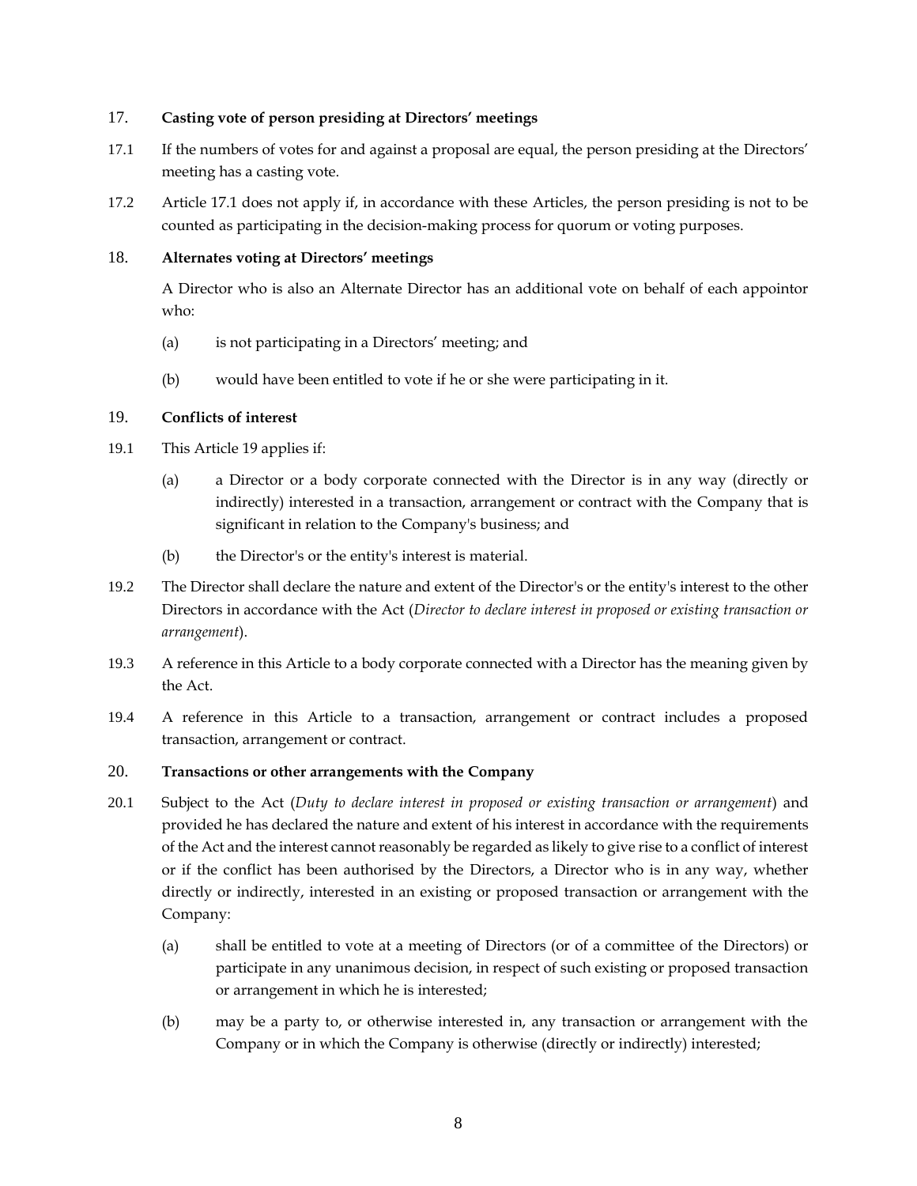## 17. Casting vote of person presiding at Directors' meetings

17.1 If the numbers of votes for and against a proposal are equal, the person presiding at the Directors' meeting has a casting vote.

17.2 Article 17.1 does not apply if, in accordance with these Articles, the person presiding is not to be counted as participating in the decision-making process for quorum or voting purposes.

## 18. Alternates voting at Directors' meetings

A Director who is also an Alternate Director has an additional vote on behalf of each appointor who:

(a) is not participating in a Directors' meeting; and

(b) would have been entitled to vote if he or she were participating in it.

## 19. Conflicts of interest

19.1 This Article 19 applies if:

(a) a Director or a body corporate connected with the Director is in any way (directly or indirectly) interested in a transaction, arrangement or contract with the Company that is significant in relation to the Company's business; and

(b) the Director's or the entity's interest is material.

19.2 The Director shall declare the nature and extent of the Director's or the entity's interest to the other Directors in accordance with the Act (*Director to declare interest in proposed or existing transaction or arrangement*).

19.3 A reference in this Article to a body corporate connected with a Director has the meaning given by the Act.

19.4 A reference in this Article to a transaction, arrangement or contract includes a proposed transaction, arrangement or contract.

## 20. Transactions or other arrangements with the Company

20.1 Subject to the Act (*Duty to declare interest in proposed or existing transaction or arrangement*) and provided he has declared the nature and extent of his interest in accordance with the requirements of the Act and the interest cannot reasonably be regarded as likely to give rise to a conflict of interest or if the conflict has been authorised by the Directors, a Director who is in any way, whether directly or indirectly, interested in an existing or proposed transaction or arrangement with the Company:

(a) shall be entitled to vote at a meeting of Directors (or of a committee of the Directors) or participate in any unanimous decision, in respect of such existing or proposed transaction or arrangement in which he is interested;

(b) may be a party to, or otherwise interested in, any transaction or arrangement with the Company or in which the Company is otherwise (directly or indirectly) interested;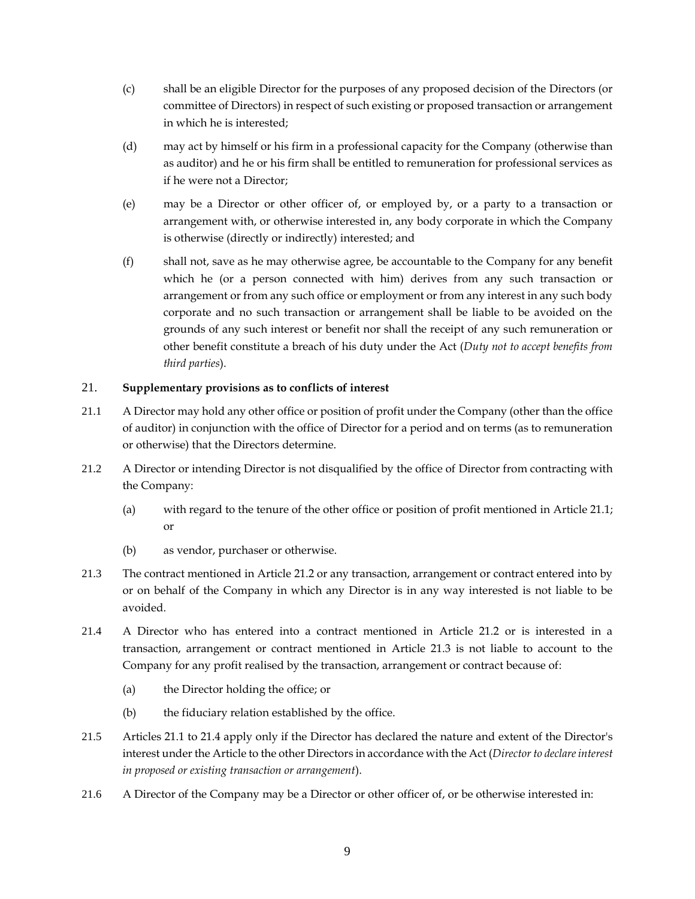(c) shall be an eligible Director for the purposes of any proposed decision of the Directors (or committee of Directors) in respect of such existing or proposed transaction or arrangement in which he is interested;

(d) may act by himself or his firm in a professional capacity for the Company (otherwise than as auditor) and he or his firm shall be entitled to remuneration for professional services as if he were not a Director;

(e) may be a Director or other officer of, or employed by, or a party to a transaction or arrangement with, or otherwise interested in, any body corporate in which the Company is otherwise (directly or indirectly) interested; and

(f) shall not, save as he may otherwise agree, be accountable to the Company for any benefit which he (or a person connected with him) derives from any such transaction or arrangement or from any such office or employment or from any interest in any such body corporate and no such transaction or arrangement shall be liable to be avoided on the grounds of any such interest or benefit nor shall the receipt of any such remuneration or other benefit constitute a breach of his duty under the Act (*Duty not to accept benefits from third parties*).

## 21. Supplementary provisions as to conflicts of interest

21.1 A Director may hold any other office or position of profit under the Company (other than the office of auditor) in conjunction with the office of Director for a period and on terms (as to remuneration or otherwise) that the Directors determine.

21.2 A Director or intending Director is not disqualified by the office of Director from contracting with the Company:

(a) with regard to the tenure of the other office or position of profit mentioned in Article 21.1; or

(b) as vendor, purchaser or otherwise.

21.3 The contract mentioned in Article 21.2 or any transaction, arrangement or contract entered into by or on behalf of the Company in which any Director is in any way interested is not liable to be avoided.

21.4 A Director who has entered into a contract mentioned in Article 21.2 or is interested in a transaction, arrangement or contract mentioned in Article 21.3 is not liable to account to the Company for any profit realised by the transaction, arrangement or contract because of:

(a) the Director holding the office; or

(b) the fiduciary relation established by the office.

21.5 Articles 21.1 to 21.4 apply only if the Director has declared the nature and extent of the Director's interest under the Article to the other Directors in accordance with the Act (*Director to declare interest in proposed or existing transaction or arrangement*).

21.6 A Director of the Company may be a Director or other officer of, or be otherwise interested in: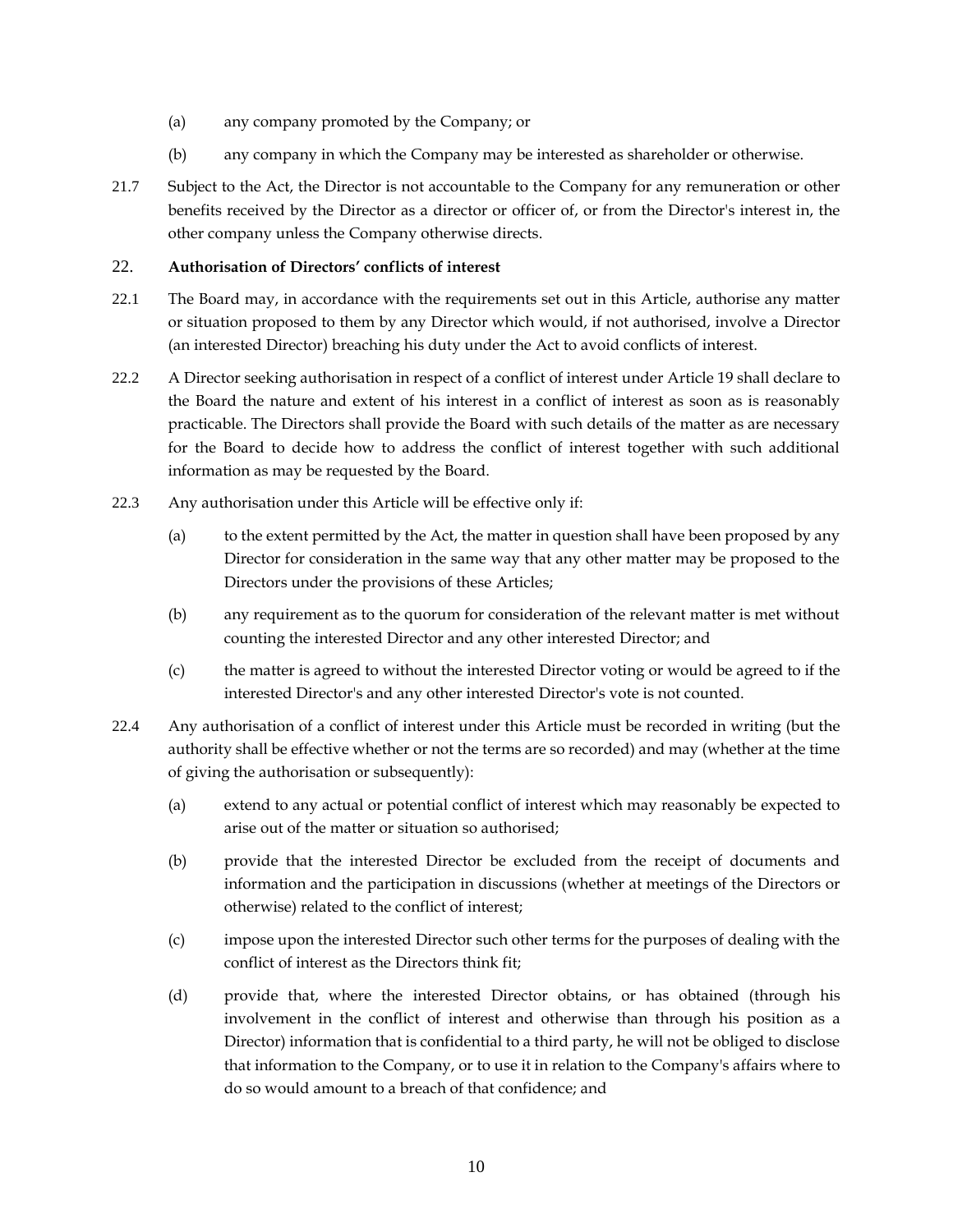(a) any company promoted by the Company; or

(b) any company in which the Company may be interested as shareholder or otherwise.

21.7 Subject to the Act, the Director is not accountable to the Company for any remuneration or other benefits received by the Director as a director or officer of, or from the Director's interest in, the other company unless the Company otherwise directs.

## 22. Authorisation of Directors' conflicts of interest

22.1 The Board may, in accordance with the requirements set out in this Article, authorise any matter or situation proposed to them by any Director which would, if not authorised, involve a Director (an interested Director) breaching his duty under the Act to avoid conflicts of interest.

22.2 A Director seeking authorisation in respect of a conflict of interest under Article 19 shall declare to the Board the nature and extent of his interest in a conflict of interest as soon as is reasonably practicable. The Directors shall provide the Board with such details of the matter as are necessary for the Board to decide how to address the conflict of interest together with such additional information as may be requested by the Board.

22.3 Any authorisation under this Article will be effective only if:

(a) to the extent permitted by the Act, the matter in question shall have been proposed by any Director for consideration in the same way that any other matter may be proposed to the Directors under the provisions of these Articles;

(b) any requirement as to the quorum for consideration of the relevant matter is met without counting the interested Director and any other interested Director; and

(c) the matter is agreed to without the interested Director voting or would be agreed to if the interested Director's and any other interested Director's vote is not counted.

22.4 Any authorisation of a conflict of interest under this Article must be recorded in writing (but the authority shall be effective whether or not the terms are so recorded) and may (whether at the time of giving the authorisation or subsequently):

(a) extend to any actual or potential conflict of interest which may reasonably be expected to arise out of the matter or situation so authorised;

(b) provide that the interested Director be excluded from the receipt of documents and information and the participation in discussions (whether at meetings of the Directors or otherwise) related to the conflict of interest;

(c) impose upon the interested Director such other terms for the purposes of dealing with the conflict of interest as the Directors think fit;

(d) provide that, where the interested Director obtains, or has obtained (through his involvement in the conflict of interest and otherwise than through his position as a Director) information that is confidential to a third party, he will not be obliged to disclose that information to the Company, or to use it in relation to the Company's affairs where to do so would amount to a breach of that confidence; and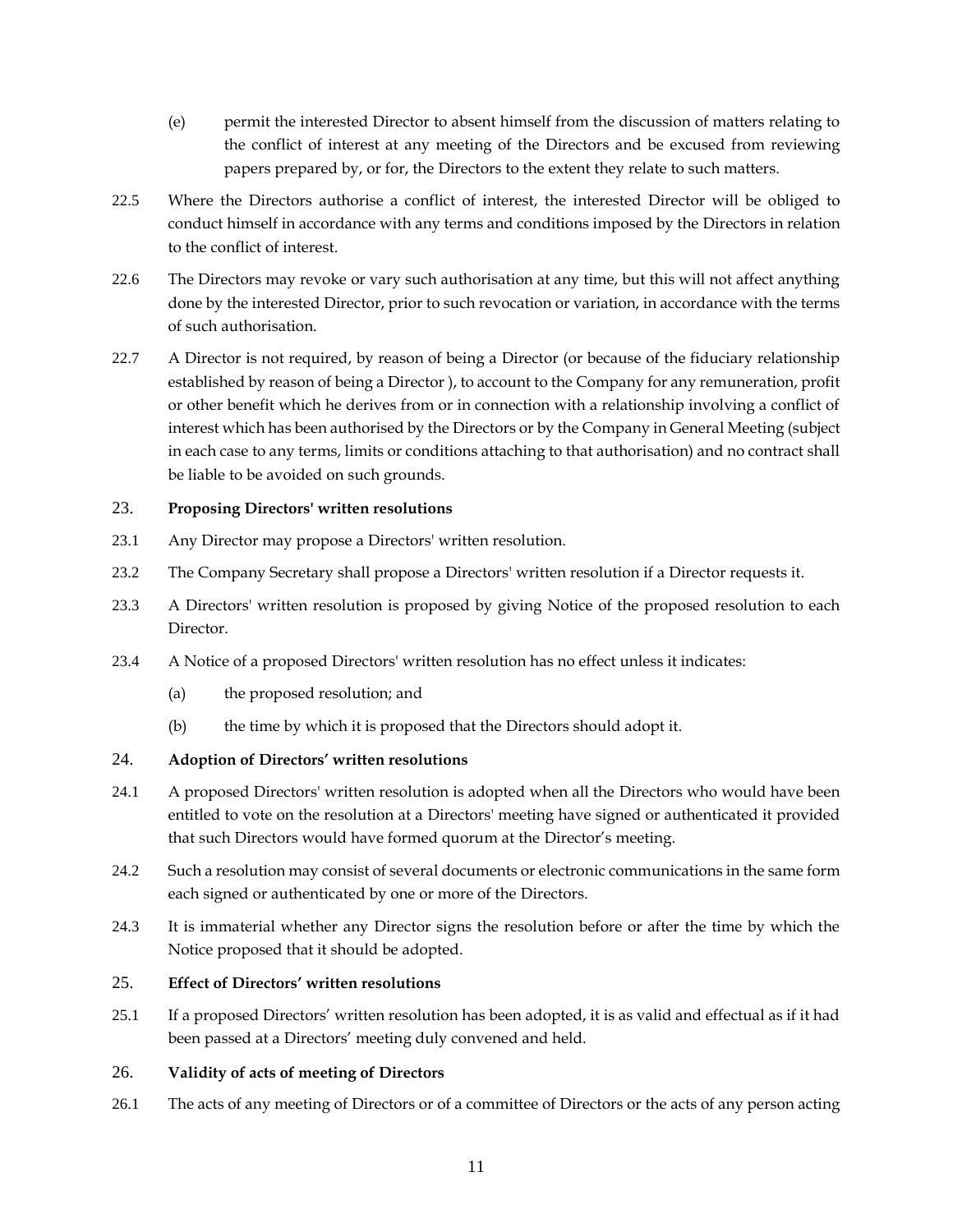(e) permit the interested Director to absent himself from the discussion of matters relating to the conflict of interest at any meeting of the Directors and be excused from reviewing papers prepared by, or for, the Directors to the extent they relate to such matters.

22.5 Where the Directors authorise a conflict of interest, the interested Director will be obliged to conduct himself in accordance with any terms and conditions imposed by the Directors in relation to the conflict of interest.

22.6 The Directors may revoke or vary such authorisation at any time, but this will not affect anything done by the interested Director, prior to such revocation or variation, in accordance with the terms of such authorisation.

22.7 A Director is not required, by reason of being a Director (or because of the fiduciary relationship established by reason of being a Director ), to account to the Company for any remuneration, profit or other benefit which he derives from or in connection with a relationship involving a conflict of interest which has been authorised by the Directors or by the Company in General Meeting (subject in each case to any terms, limits or conditions attaching to that authorisation) and no contract shall be liable to be avoided on such grounds.

## 23. **Proposing Directors' written resolutions**

23.1 Any Director may propose a Directors' written resolution.

23.2 The Company Secretary shall propose a Directors' written resolution if a Director requests it.

23.3 A Directors' written resolution is proposed by giving Notice of the proposed resolution to each Director.

23.4 A Notice of a proposed Directors' written resolution has no effect unless it indicates:

(a) the proposed resolution; and

(b) the time by which it is proposed that the Directors should adopt it.

## 24. **Adoption of Directors' written resolutions**

24.1 A proposed Directors' written resolution is adopted when all the Directors who would have been entitled to vote on the resolution at a Directors' meeting have signed or authenticated it provided that such Directors would have formed quorum at the Director's meeting.

24.2 Such a resolution may consist of several documents or electronic communications in the same form each signed or authenticated by one or more of the Directors.

24.3 It is immaterial whether any Director signs the resolution before or after the time by which the Notice proposed that it should be adopted.

## 25. **Effect of Directors' written resolutions**

25.1 If a proposed Directors' written resolution has been adopted, it is as valid and effectual as if it had been passed at a Directors' meeting duly convened and held.

## 26. **Validity of acts of meeting of Directors**

26.1 The acts of any meeting of Directors or of a committee of Directors or the acts of any person acting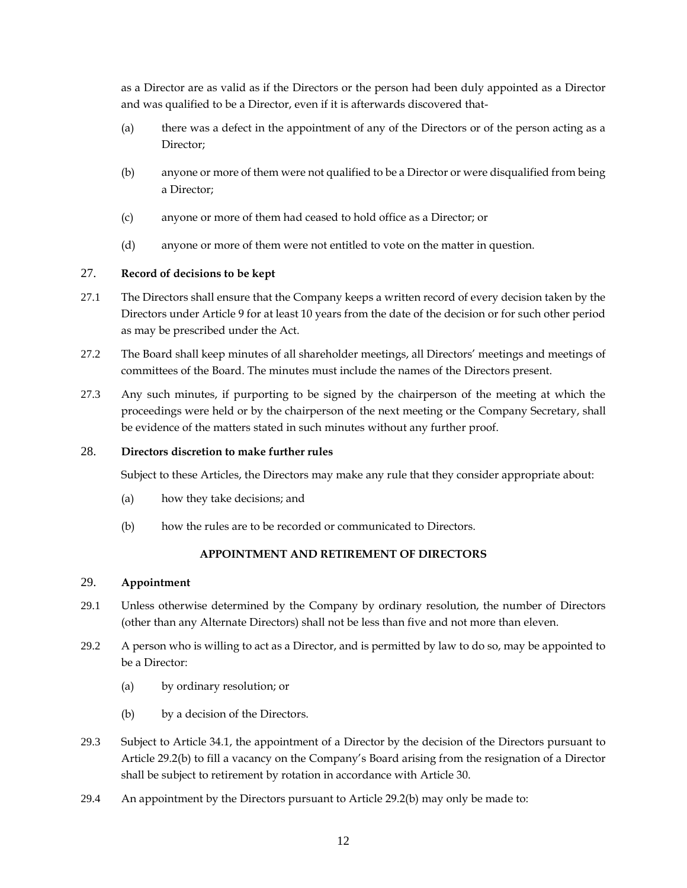as a Director are as valid as if the Directors or the person had been duly appointed as a Director and was qualified to be a Director, even if it is afterwards discovered that-

(a) there was a defect in the appointment of any of the Directors or of the person acting as a Director;

(b) anyone or more of them were not qualified to be a Director or were disqualified from being a Director;

(c) anyone or more of them had ceased to hold office as a Director; or

(d) anyone or more of them were not entitled to vote on the matter in question.

### 27. **Record of decisions to be kept**

27.1 The Directors shall ensure that the Company keeps a written record of every decision taken by the Directors under Article 9 for at least 10 years from the date of the decision or for such other period as may be prescribed under the Act.

27.2 The Board shall keep minutes of all shareholder meetings, all Directors' meetings and meetings of committees of the Board. The minutes must include the names of the Directors present.

27.3 Any such minutes, if purporting to be signed by the chairperson of the meeting at which the proceedings were held or by the chairperson of the next meeting or the Company Secretary, shall be evidence of the matters stated in such minutes without any further proof.

### 28. **Directors discretion to make further rules**

Subject to these Articles, the Directors may make any rule that they consider appropriate about:

(a) how they take decisions; and

(b) how the rules are to be recorded or communicated to Directors.

## APPOINTMENT AND RETIREMENT OF DIRECTORS

### 29. **Appointment**

29.1 Unless otherwise determined by the Company by ordinary resolution, the number of Directors (other than any Alternate Directors) shall not be less than five and not more than eleven.

29.2 A person who is willing to act as a Director, and is permitted by law to do so, may be appointed to be a Director:

(a) by ordinary resolution; or

(b) by a decision of the Directors.

29.3 Subject to Article 34.1, the appointment of a Director by the decision of the Directors pursuant to Article 29.2(b) to fill a vacancy on the Company's Board arising from the resignation of a Director shall be subject to retirement by rotation in accordance with Article 30.

29.4 An appointment by the Directors pursuant to Article 29.2(b) may only be made to: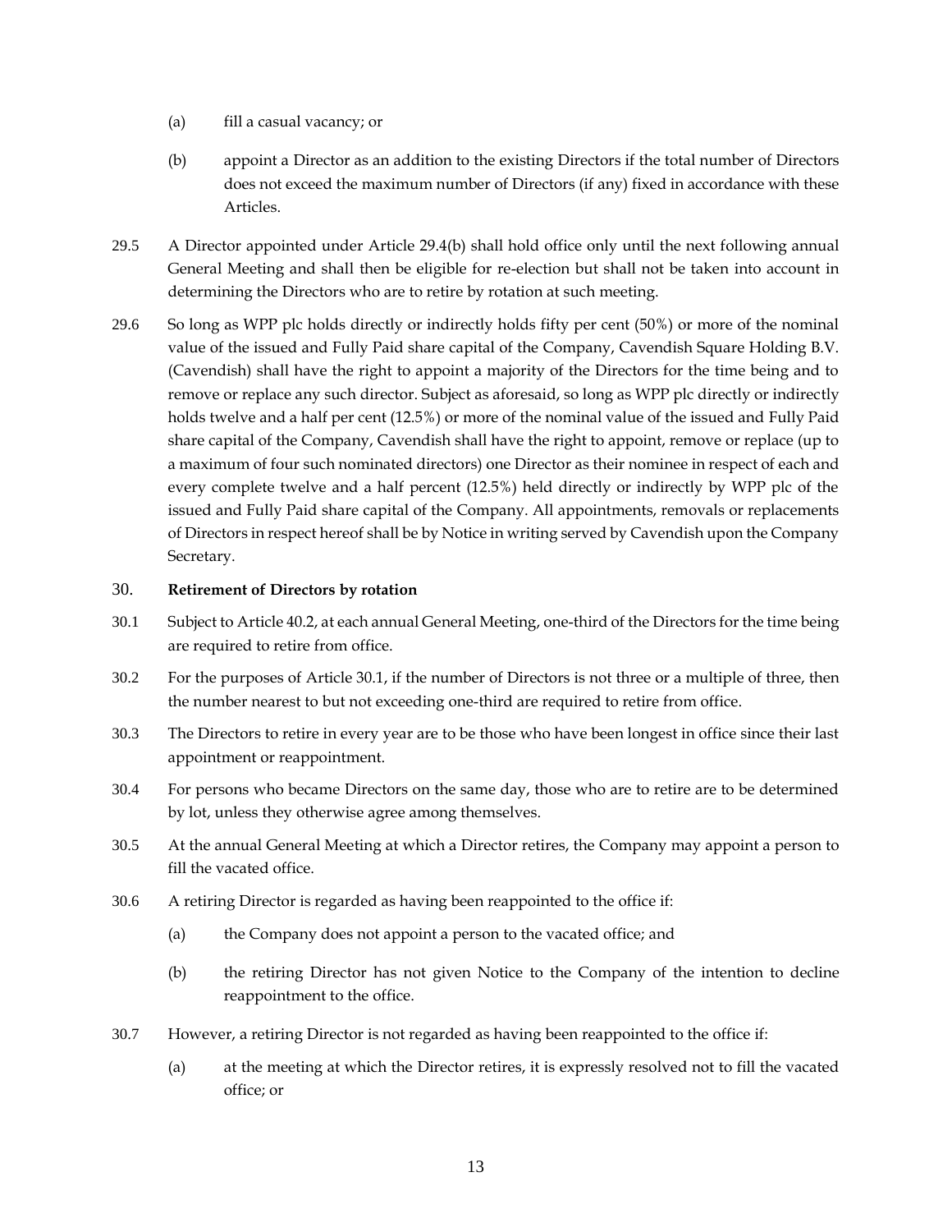(a) fill a casual vacancy; or

(b) appoint a Director as an addition to the existing Directors if the total number of Directors does not exceed the maximum number of Directors (if any) fixed in accordance with these Articles.

29.5 A Director appointed under Article 29.4(b) shall hold office only until the next following annual General Meeting and shall then be eligible for re-election but shall not be taken into account in determining the Directors who are to retire by rotation at such meeting.

29.6 So long as WPP plc holds directly or indirectly holds fifty per cent (50%) or more of the nominal value of the issued and Fully Paid share capital of the Company, Cavendish Square Holding B.V. (Cavendish) shall have the right to appoint a majority of the Directors for the time being and to remove or replace any such director. Subject as aforesaid, so long as WPP plc directly or indirectly holds twelve and a half per cent (12.5%) or more of the nominal value of the issued and Fully Paid share capital of the Company, Cavendish shall have the right to appoint, remove or replace (up to a maximum of four such nominated directors) one Director as their nominee in respect of each and every complete twelve and a half percent (12.5%) held directly or indirectly by WPP plc of the issued and Fully Paid share capital of the Company. All appointments, removals or replacements of Directors in respect hereof shall be by Notice in writing served by Cavendish upon the Company Secretary.

## 30. Retirement of Directors by rotation

30.1 Subject to Article 40.2, at each annual General Meeting, one-third of the Directors for the time being are required to retire from office.

30.2 For the purposes of Article 30.1, if the number of Directors is not three or a multiple of three, then the number nearest to but not exceeding one-third are required to retire from office.

30.3 The Directors to retire in every year are to be those who have been longest in office since their last appointment or reappointment.

30.4 For persons who became Directors on the same day, those who are to retire are to be determined by lot, unless they otherwise agree among themselves.

30.5 At the annual General Meeting at which a Director retires, the Company may appoint a person to fill the vacated office.

30.6 A retiring Director is regarded as having been reappointed to the office if:

(a) the Company does not appoint a person to the vacated office; and

(b) the retiring Director has not given Notice to the Company of the intention to decline reappointment to the office.

30.7 However, a retiring Director is not regarded as having been reappointed to the office if:

(a) at the meeting at which the Director retires, it is expressly resolved not to fill the vacated office; or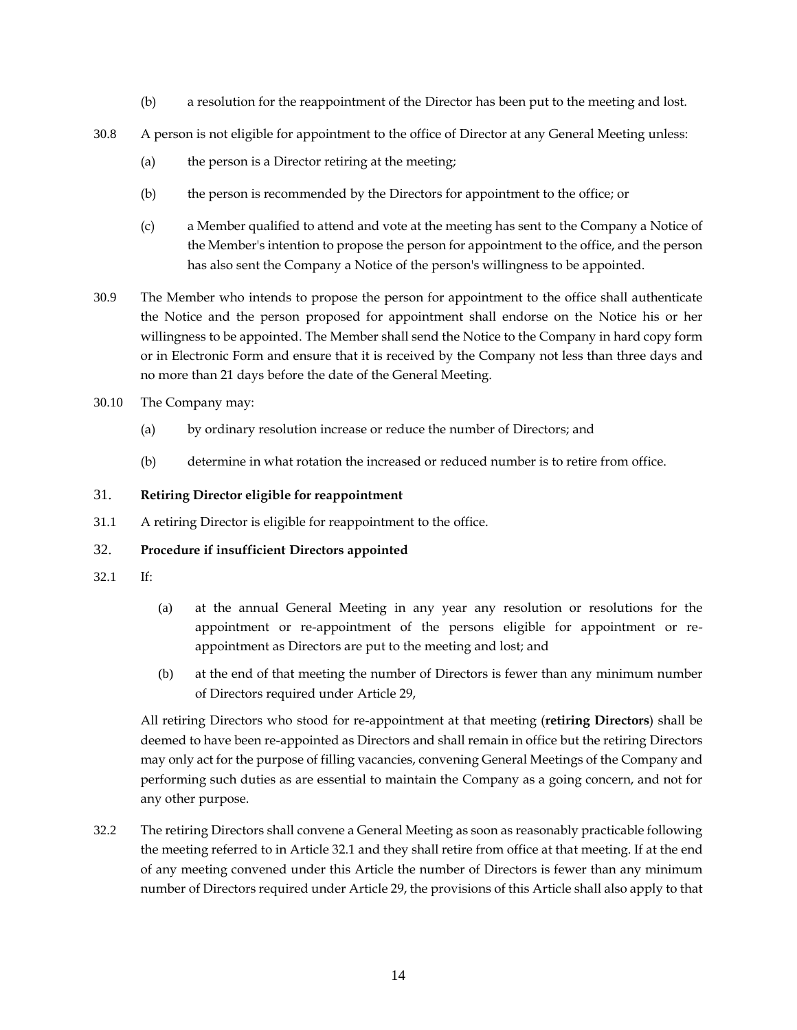(b) a resolution for the reappointment of the Director has been put to the meeting and lost.

30.8 A person is not eligible for appointment to the office of Director at any General Meeting unless:

(a) the person is a Director retiring at the meeting;

(b) the person is recommended by the Directors for appointment to the office; or

(c) a Member qualified to attend and vote at the meeting has sent to the Company a Notice of the Member's intention to propose the person for appointment to the office, and the person has also sent the Company a Notice of the person's willingness to be appointed.

30.9 The Member who intends to propose the person for appointment to the office shall authenticate the Notice and the person proposed for appointment shall endorse on the Notice his or her willingness to be appointed. The Member shall send the Notice to the Company in hard copy form or in Electronic Form and ensure that it is received by the Company not less than three days and no more than 21 days before the date of the General Meeting.

30.10 The Company may:

(a) by ordinary resolution increase or reduce the number of Directors; and

(b) determine in what rotation the increased or reduced number is to retire from office.

## 31. Retiring Director eligible for reappointment

31.1 A retiring Director is eligible for reappointment to the office.

## 32. Procedure if insufficient Directors appointed

32.1 If:

(a) at the annual General Meeting in any year any resolution or resolutions for the appointment or re-appointment of the persons eligible for appointment or re-appointment as Directors are put to the meeting and lost; and

(b) at the end of that meeting the number of Directors is fewer than any minimum number of Directors required under Article 29,

All retiring Directors who stood for re-appointment at that meeting (**retiring Directors**) shall be deemed to have been re-appointed as Directors and shall remain in office but the retiring Directors may only act for the purpose of filling vacancies, convening General Meetings of the Company and performing such duties as are essential to maintain the Company as a going concern, and not for any other purpose.

32.2 The retiring Directors shall convene a General Meeting as soon as reasonably practicable following the meeting referred to in Article 32.1 and they shall retire from office at that meeting. If at the end of any meeting convened under this Article the number of Directors is fewer than any minimum number of Directors required under Article 29, the provisions of this Article shall also apply to that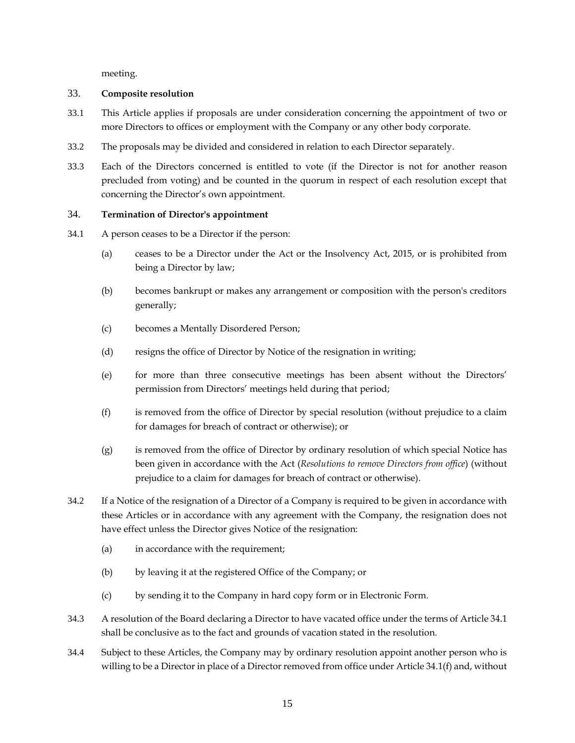meeting.

### 33. **Composite resolution**

33.1 This Article applies if proposals are under consideration concerning the appointment of two or more Directors to offices or employment with the Company or any other body corporate.

33.2 The proposals may be divided and considered in relation to each Director separately.

33.3 Each of the Directors concerned is entitled to vote (if the Director is not for another reason precluded from voting) and be counted in the quorum in respect of each resolution except that concerning the Director's own appointment.

### 34. **Termination of Director's appointment**

34.1 A person ceases to be a Director if the person:

(a) ceases to be a Director under the Act or the Insolvency Act, 2015, or is prohibited from being a Director by law;

(b) becomes bankrupt or makes any arrangement or composition with the person's creditors generally;

(c) becomes a Mentally Disordered Person;

(d) resigns the office of Director by Notice of the resignation in writing;

(e) for more than three consecutive meetings has been absent without the Directors' permission from Directors' meetings held during that period;

(f) is removed from the office of Director by special resolution (without prejudice to a claim for damages for breach of contract or otherwise); or

(g) is removed from the office of Director by ordinary resolution of which special Notice has been given in accordance with the Act (*Resolutions to remove Directors from office*) (without prejudice to a claim for damages for breach of contract or otherwise).

34.2 If a Notice of the resignation of a Director of a Company is required to be given in accordance with these Articles or in accordance with any agreement with the Company, the resignation does not have effect unless the Director gives Notice of the resignation:

(a) in accordance with the requirement;

(b) by leaving it at the registered Office of the Company; or

(c) by sending it to the Company in hard copy form or in Electronic Form.

34.3 A resolution of the Board declaring a Director to have vacated office under the terms of Article 34.1 shall be conclusive as to the fact and grounds of vacation stated in the resolution.

34.4 Subject to these Articles, the Company may by ordinary resolution appoint another person who is willing to be a Director in place of a Director removed from office under Article 34.1(f) and, without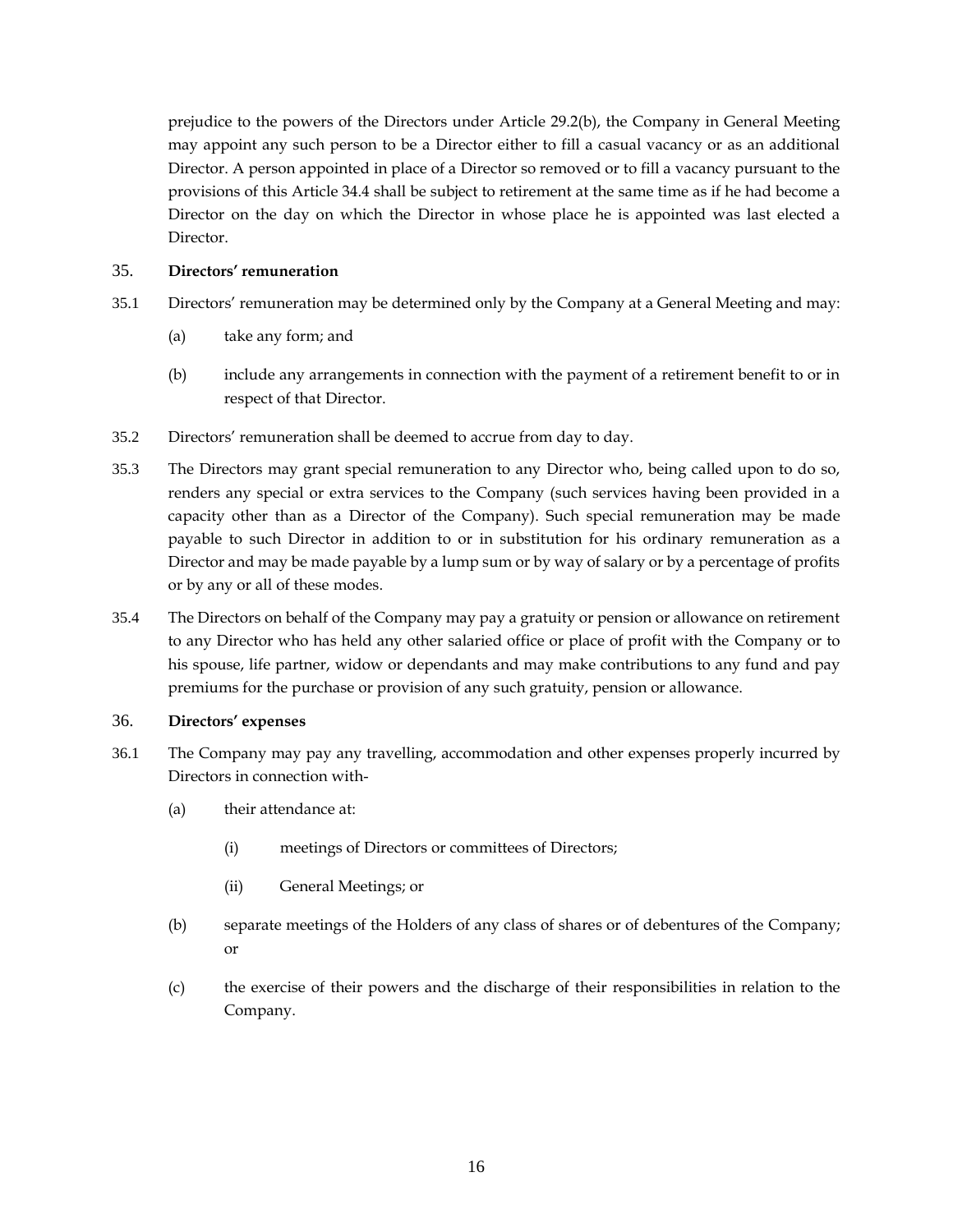prejudice to the powers of the Directors under Article 29.2(b), the Company in General Meeting may appoint any such person to be a Director either to fill a casual vacancy or as an additional Director. A person appointed in place of a Director so removed or to fill a vacancy pursuant to the provisions of this Article 34.4 shall be subject to retirement at the same time as if he had become a Director on the day on which the Director in whose place he is appointed was last elected a Director.

35. **Directors' remuneration**

35.1 Directors' remuneration may be determined only by the Company at a General Meeting and may:

(a) take any form; and

(b) include any arrangements in connection with the payment of a retirement benefit to or in respect of that Director.

35.2 Directors' remuneration shall be deemed to accrue from day to day.

35.3 The Directors may grant special remuneration to any Director who, being called upon to do so, renders any special or extra services to the Company (such services having been provided in a capacity other than as a Director of the Company). Such special remuneration may be made payable to such Director in addition to or in substitution for his ordinary remuneration as a Director and may be made payable by a lump sum or by way of salary or by a percentage of profits or by any or all of these modes.

35.4 The Directors on behalf of the Company may pay a gratuity or pension or allowance on retirement to any Director who has held any other salaried office or place of profit with the Company or to his spouse, life partner, widow or dependants and may make contributions to any fund and pay premiums for the purchase or provision of any such gratuity, pension or allowance.

36. **Directors' expenses**

36.1 The Company may pay any travelling, accommodation and other expenses properly incurred by Directors in connection with-

(a) their attendance at:

(i) meetings of Directors or committees of Directors;

(ii) General Meetings; or

(b) separate meetings of the Holders of any class of shares or of debentures of the Company; or

(c) the exercise of their powers and the discharge of their responsibilities in relation to the Company.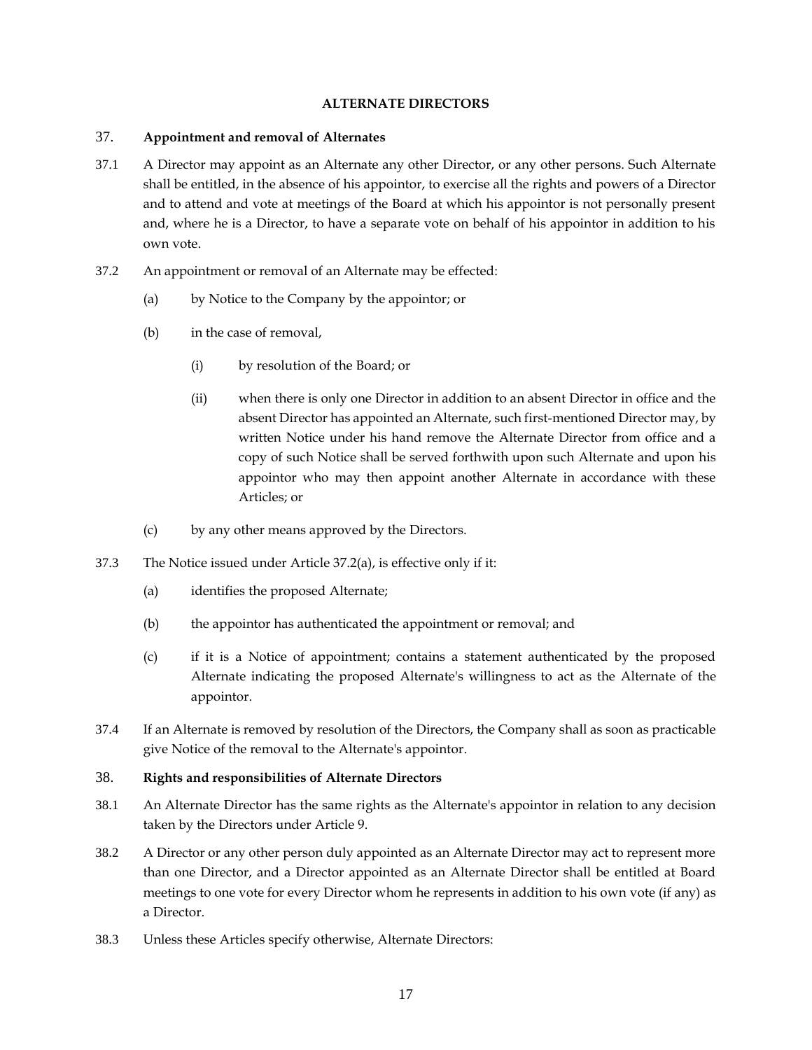## ALTERNATE DIRECTORS

### 37. Appointment and removal of Alternates

37.1 A Director may appoint as an Alternate any other Director, or any other persons. Such Alternate shall be entitled, in the absence of his appointor, to exercise all the rights and powers of a Director and to attend and vote at meetings of the Board at which his appointor is not personally present and, where he is a Director, to have a separate vote on behalf of his appointor in addition to his own vote.

37.2 An appointment or removal of an Alternate may be effected:

(a) by Notice to the Company by the appointor; or

(b) in the case of removal,

(i) by resolution of the Board; or

(ii) when there is only one Director in addition to an absent Director in office and the absent Director has appointed an Alternate, such first-mentioned Director may, by written Notice under his hand remove the Alternate Director from office and a copy of such Notice shall be served forthwith upon such Alternate and upon his appointor who may then appoint another Alternate in accordance with these Articles; or

(c) by any other means approved by the Directors.

37.3 The Notice issued under Article 37.2(a), is effective only if it:

(a) identifies the proposed Alternate;

(b) the appointor has authenticated the appointment or removal; and

(c) if it is a Notice of appointment; contains a statement authenticated by the proposed Alternate indicating the proposed Alternate's willingness to act as the Alternate of the appointor.

37.4 If an Alternate is removed by resolution of the Directors, the Company shall as soon as practicable give Notice of the removal to the Alternate's appointor.

### 38. Rights and responsibilities of Alternate Directors

38.1 An Alternate Director has the same rights as the Alternate's appointor in relation to any decision taken by the Directors under Article 9.

38.2 A Director or any other person duly appointed as an Alternate Director may act to represent more than one Director, and a Director appointed as an Alternate Director shall be entitled at Board meetings to one vote for every Director whom he represents in addition to his own vote (if any) as a Director.

38.3 Unless these Articles specify otherwise, Alternate Directors: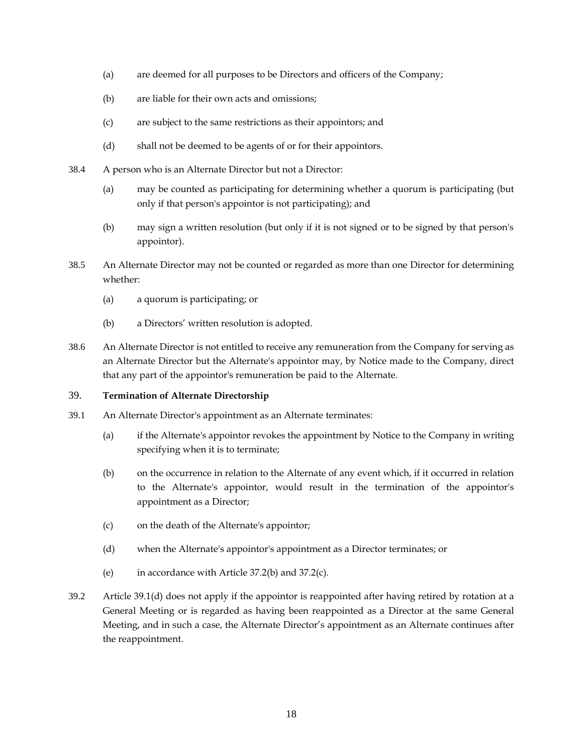(a) are deemed for all purposes to be Directors and officers of the Company;

(b) are liable for their own acts and omissions;

(c) are subject to the same restrictions as their appointors; and

(d) shall not be deemed to be agents of or for their appointors.

38.4 A person who is an Alternate Director but not a Director:

(a) may be counted as participating for determining whether a quorum is participating (but only if that person's appointor is not participating); and

(b) may sign a written resolution (but only if it is not signed or to be signed by that person's appointor).

38.5 An Alternate Director may not be counted or regarded as more than one Director for determining whether:

(a) a quorum is participating; or

(b) a Directors' written resolution is adopted.

38.6 An Alternate Director is not entitled to receive any remuneration from the Company for serving as an Alternate Director but the Alternate's appointor may, by Notice made to the Company, direct that any part of the appointor's remuneration be paid to the Alternate.

## 39. **Termination of Alternate Directorship**

39.1 An Alternate Director's appointment as an Alternate terminates:

(a) if the Alternate's appointor revokes the appointment by Notice to the Company in writing specifying when it is to terminate;

(b) on the occurrence in relation to the Alternate of any event which, if it occurred in relation to the Alternate's appointor, would result in the termination of the appointor's appointment as a Director;

(c) on the death of the Alternate's appointor;

(d) when the Alternate's appointor's appointment as a Director terminates; or

(e) in accordance with Article 37.2(b) and 37.2(c).

39.2 Article 39.1(d) does not apply if the appointor is reappointed after having retired by rotation at a General Meeting or is regarded as having been reappointed as a Director at the same General Meeting, and in such a case, the Alternate Director's appointment as an Alternate continues after the reappointment.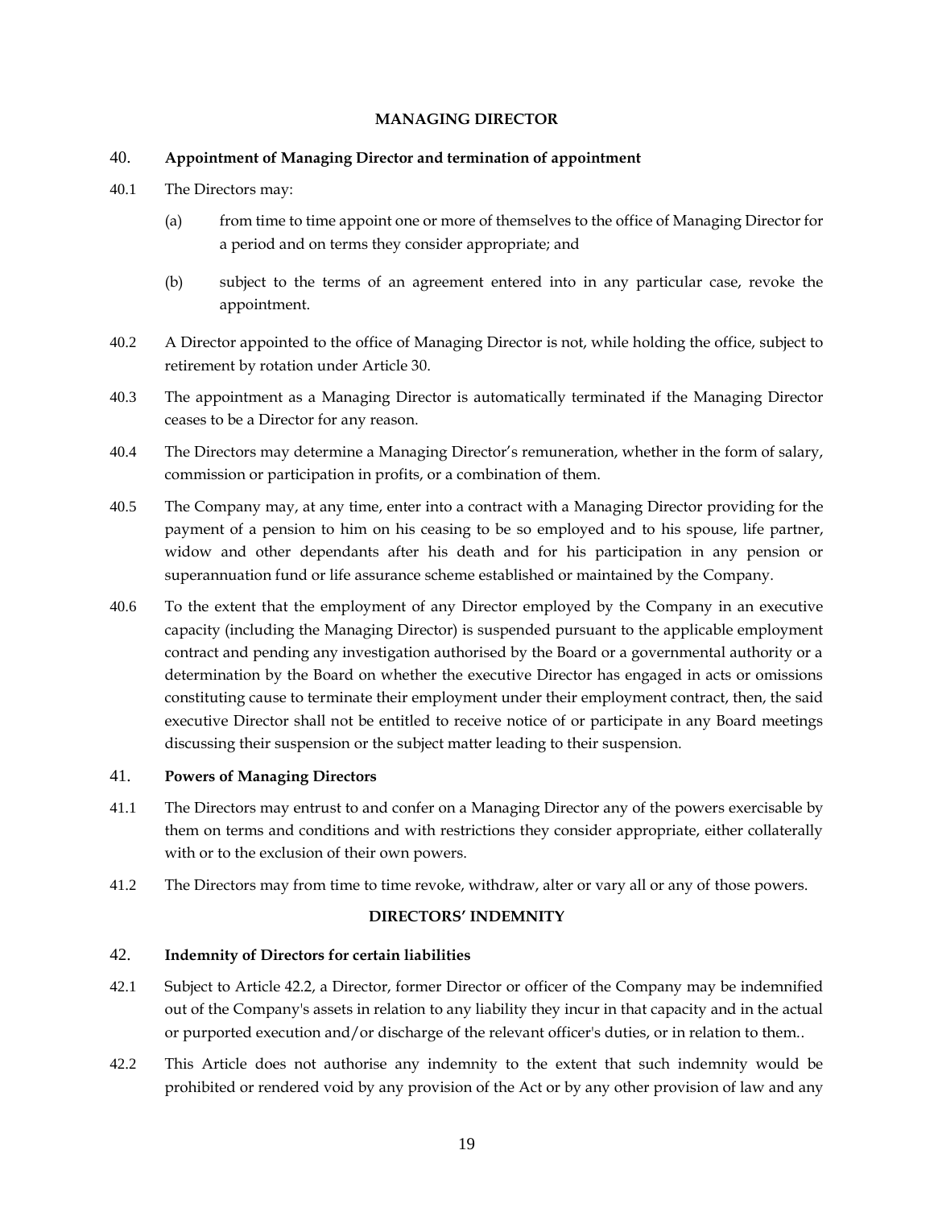## MANAGING DIRECTOR

### 40. Appointment of Managing Director and termination of appointment

40.1 The Directors may:

(a) from time to time appoint one or more of themselves to the office of Managing Director for a period and on terms they consider appropriate; and

(b) subject to the terms of an agreement entered into in any particular case, revoke the appointment.

40.2 A Director appointed to the office of Managing Director is not, while holding the office, subject to retirement by rotation under Article 30.

40.3 The appointment as a Managing Director is automatically terminated if the Managing Director ceases to be a Director for any reason.

40.4 The Directors may determine a Managing Director's remuneration, whether in the form of salary, commission or participation in profits, or a combination of them.

40.5 The Company may, at any time, enter into a contract with a Managing Director providing for the payment of a pension to him on his ceasing to be so employed and to his spouse, life partner, widow and other dependants after his death and for his participation in any pension or superannuation fund or life assurance scheme established or maintained by the Company.

40.6 To the extent that the employment of any Director employed by the Company in an executive capacity (including the Managing Director) is suspended pursuant to the applicable employment contract and pending any investigation authorised by the Board or a governmental authority or a determination by the Board on whether the executive Director has engaged in acts or omissions constituting cause to terminate their employment under their employment contract, then, the said executive Director shall not be entitled to receive notice of or participate in any Board meetings discussing their suspension or the subject matter leading to their suspension.

### 41. Powers of Managing Directors

41.1 The Directors may entrust to and confer on a Managing Director any of the powers exercisable by them on terms and conditions and with restrictions they consider appropriate, either collaterally with or to the exclusion of their own powers.

41.2 The Directors may from time to time revoke, withdraw, alter or vary all or any of those powers.

## DIRECTORS' INDEMNITY

### 42. Indemnity of Directors for certain liabilities

42.1 Subject to Article 42.2, a Director, former Director or officer of the Company may be indemnified out of the Company's assets in relation to any liability they incur in that capacity and in the actual or purported execution and/or discharge of the relevant officer's duties, or in relation to them..

42.2 This Article does not authorise any indemnity to the extent that such indemnity would be prohibited or rendered void by any provision of the Act or by any other provision of law and any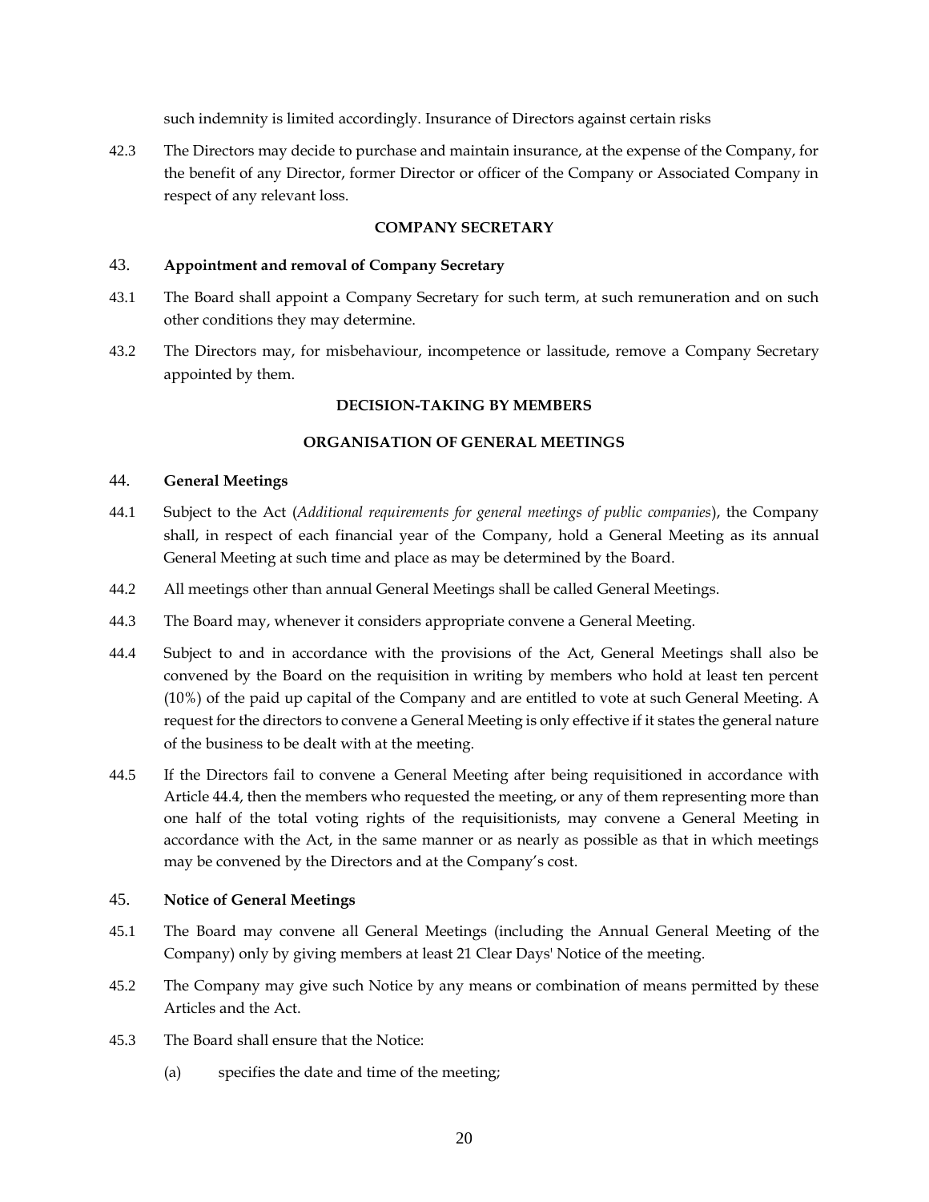such indemnity is limited accordingly. Insurance of Directors against certain risks

42.3 The Directors may decide to purchase and maintain insurance, at the expense of the Company, for the benefit of any Director, former Director or officer of the Company or Associated Company in respect of any relevant loss.

**COMPANY SECRETARY**

### 43. Appointment and removal of Company Secretary

43.1 The Board shall appoint a Company Secretary for such term, at such remuneration and on such other conditions they may determine.

43.2 The Directors may, for misbehaviour, incompetence or lassitude, remove a Company Secretary appointed by them.

**DECISION-TAKING BY MEMBERS**

**ORGANISATION OF GENERAL MEETINGS**

### 44. General Meetings

44.1 Subject to the Act (*Additional requirements for general meetings of public companies*), the Company shall, in respect of each financial year of the Company, hold a General Meeting as its annual General Meeting at such time and place as may be determined by the Board.

44.2 All meetings other than annual General Meetings shall be called General Meetings.

44.3 The Board may, whenever it considers appropriate convene a General Meeting.

44.4 Subject to and in accordance with the provisions of the Act, General Meetings shall also be convened by the Board on the requisition in writing by members who hold at least ten percent (10%) of the paid up capital of the Company and are entitled to vote at such General Meeting. A request for the directors to convene a General Meeting is only effective if it states the general nature of the business to be dealt with at the meeting.

44.5 If the Directors fail to convene a General Meeting after being requisitioned in accordance with Article 44.4, then the members who requested the meeting, or any of them representing more than one half of the total voting rights of the requisitionists, may convene a General Meeting in accordance with the Act, in the same manner or as nearly as possible as that in which meetings may be convened by the Directors and at the Company's cost.

### 45. Notice of General Meetings

45.1 The Board may convene all General Meetings (including the Annual General Meeting of the Company) only by giving members at least 21 Clear Days' Notice of the meeting.

45.2 The Company may give such Notice by any means or combination of means permitted by these Articles and the Act.

45.3 The Board shall ensure that the Notice:

(a) specifies the date and time of the meeting;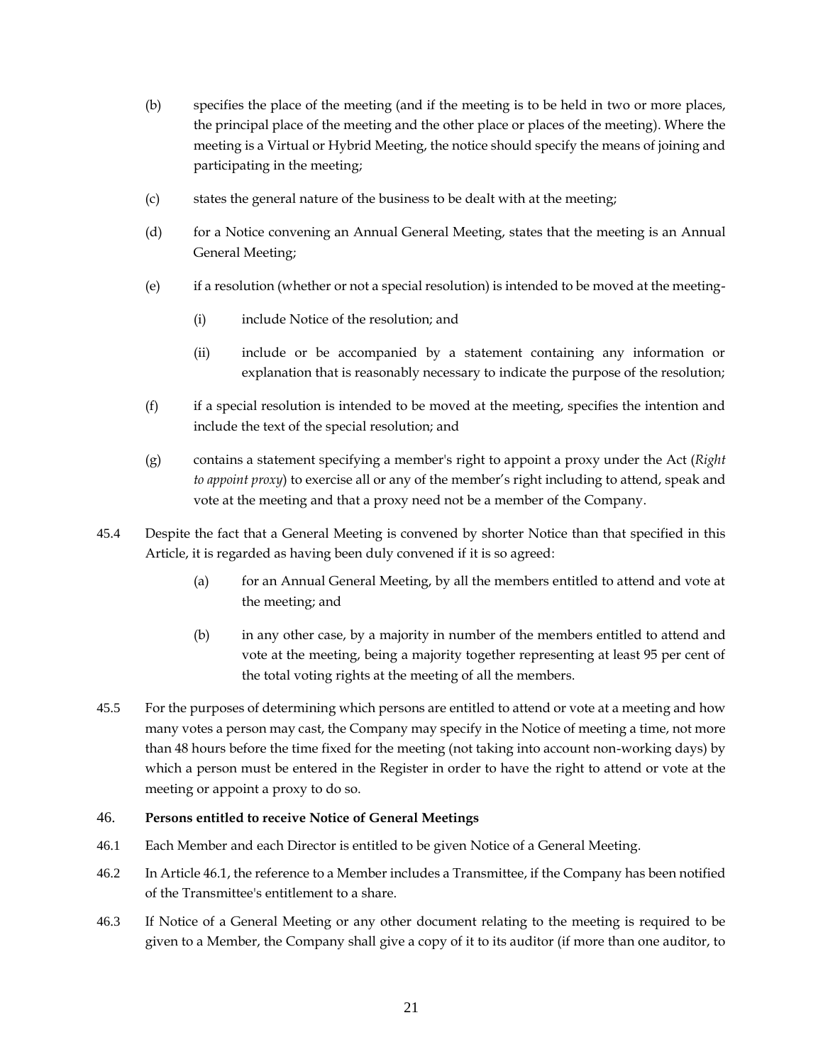(b) specifies the place of the meeting (and if the meeting is to be held in two or more places, the principal place of the meeting and the other place or places of the meeting). Where the meeting is a Virtual or Hybrid Meeting, the notice should specify the means of joining and participating in the meeting;

(c) states the general nature of the business to be dealt with at the meeting;

(d) for a Notice convening an Annual General Meeting, states that the meeting is an Annual General Meeting;

(e) if a resolution (whether or not a special resolution) is intended to be moved at the meeting-

(i) include Notice of the resolution; and

(ii) include or be accompanied by a statement containing any information or explanation that is reasonably necessary to indicate the purpose of the resolution;

(f) if a special resolution is intended to be moved at the meeting, specifies the intention and include the text of the special resolution; and

(g) contains a statement specifying a member's right to appoint a proxy under the Act (*Right to appoint proxy*) to exercise all or any of the member's right including to attend, speak and vote at the meeting and that a proxy need not be a member of the Company.

45.4 Despite the fact that a General Meeting is convened by shorter Notice than that specified in this Article, it is regarded as having been duly convened if it is so agreed:

(a) for an Annual General Meeting, by all the members entitled to attend and vote at the meeting; and

(b) in any other case, by a majority in number of the members entitled to attend and vote at the meeting, being a majority together representing at least 95 per cent of the total voting rights at the meeting of all the members.

45.5 For the purposes of determining which persons are entitled to attend or vote at a meeting and how many votes a person may cast, the Company may specify in the Notice of meeting a time, not more than 48 hours before the time fixed for the meeting (not taking into account non-working days) by which a person must be entered in the Register in order to have the right to attend or vote at the meeting or appoint a proxy to do so.

## 46. **Persons entitled to receive Notice of General Meetings**

46.1 Each Member and each Director is entitled to be given Notice of a General Meeting.

46.2 In Article 46.1, the reference to a Member includes a Transmittee, if the Company has been notified of the Transmittee's entitlement to a share.

46.3 If Notice of a General Meeting or any other document relating to the meeting is required to be given to a Member, the Company shall give a copy of it to its auditor (if more than one auditor, to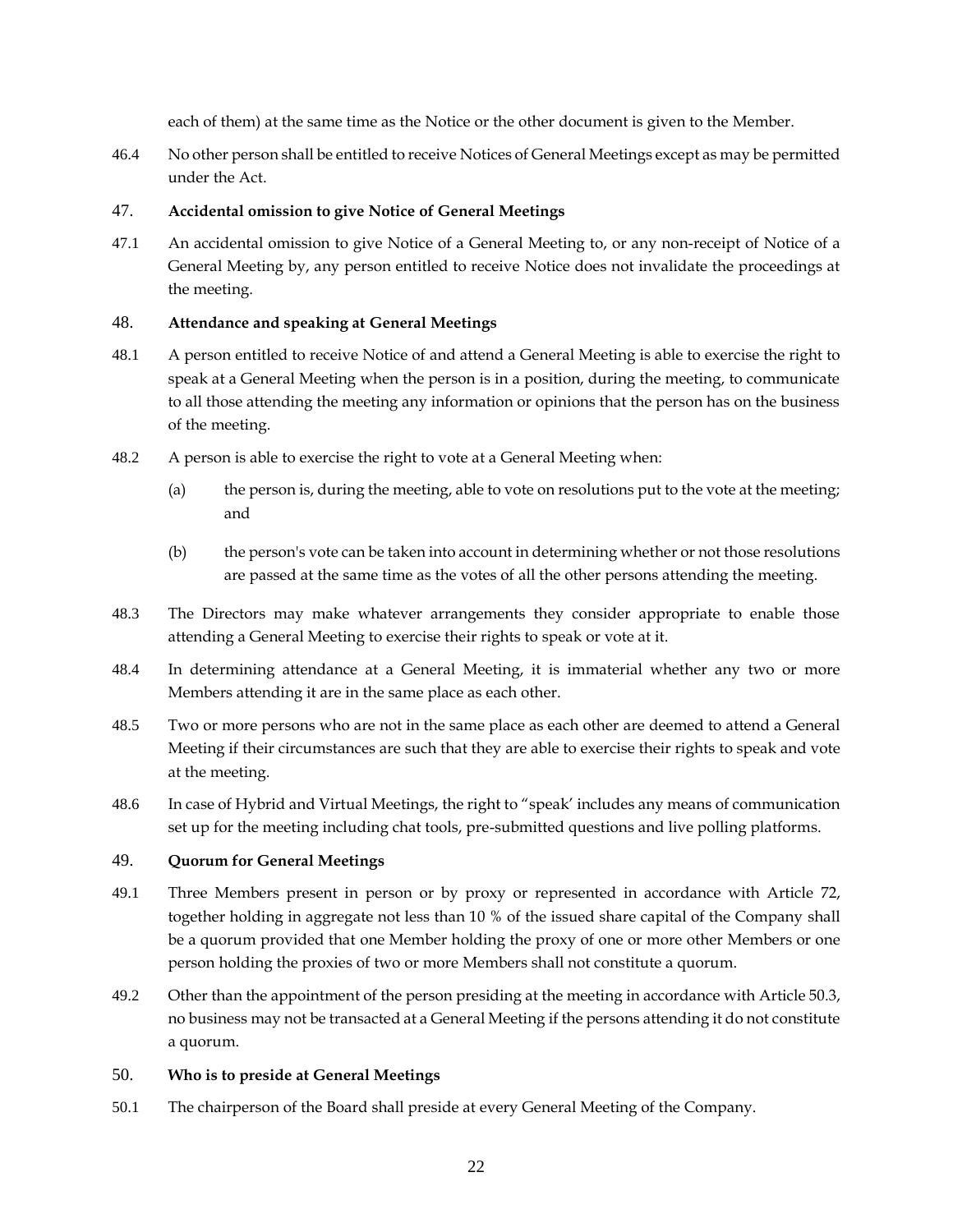each of them) at the same time as the Notice or the other document is given to the Member.

46.4 No other person shall be entitled to receive Notices of General Meetings except as may be permitted under the Act.

## 47. Accidental omission to give Notice of General Meetings

47.1 An accidental omission to give Notice of a General Meeting to, or any non-receipt of Notice of a General Meeting by, any person entitled to receive Notice does not invalidate the proceedings at the meeting.

## 48. Attendance and speaking at General Meetings

48.1 A person entitled to receive Notice of and attend a General Meeting is able to exercise the right to speak at a General Meeting when the person is in a position, during the meeting, to communicate to all those attending the meeting any information or opinions that the person has on the business of the meeting.

48.2 A person is able to exercise the right to vote at a General Meeting when:

(a) the person is, during the meeting, able to vote on resolutions put to the vote at the meeting; and

(b) the person's vote can be taken into account in determining whether or not those resolutions are passed at the same time as the votes of all the other persons attending the meeting.

48.3 The Directors may make whatever arrangements they consider appropriate to enable those attending a General Meeting to exercise their rights to speak or vote at it.

48.4 In determining attendance at a General Meeting, it is immaterial whether any two or more Members attending it are in the same place as each other.

48.5 Two or more persons who are not in the same place as each other are deemed to attend a General Meeting if their circumstances are such that they are able to exercise their rights to speak and vote at the meeting.

48.6 In case of Hybrid and Virtual Meetings, the right to "speak' includes any means of communication set up for the meeting including chat tools, pre-submitted questions and live polling platforms.

## 49. Quorum for General Meetings

49.1 Three Members present in person or by proxy or represented in accordance with Article 72, together holding in aggregate not less than 10 % of the issued share capital of the Company shall be a quorum provided that one Member holding the proxy of one or more other Members or one person holding the proxies of two or more Members shall not constitute a quorum.

49.2 Other than the appointment of the person presiding at the meeting in accordance with Article 50.3, no business may not be transacted at a General Meeting if the persons attending it do not constitute a quorum.

## 50. Who is to preside at General Meetings

50.1 The chairperson of the Board shall preside at every General Meeting of the Company.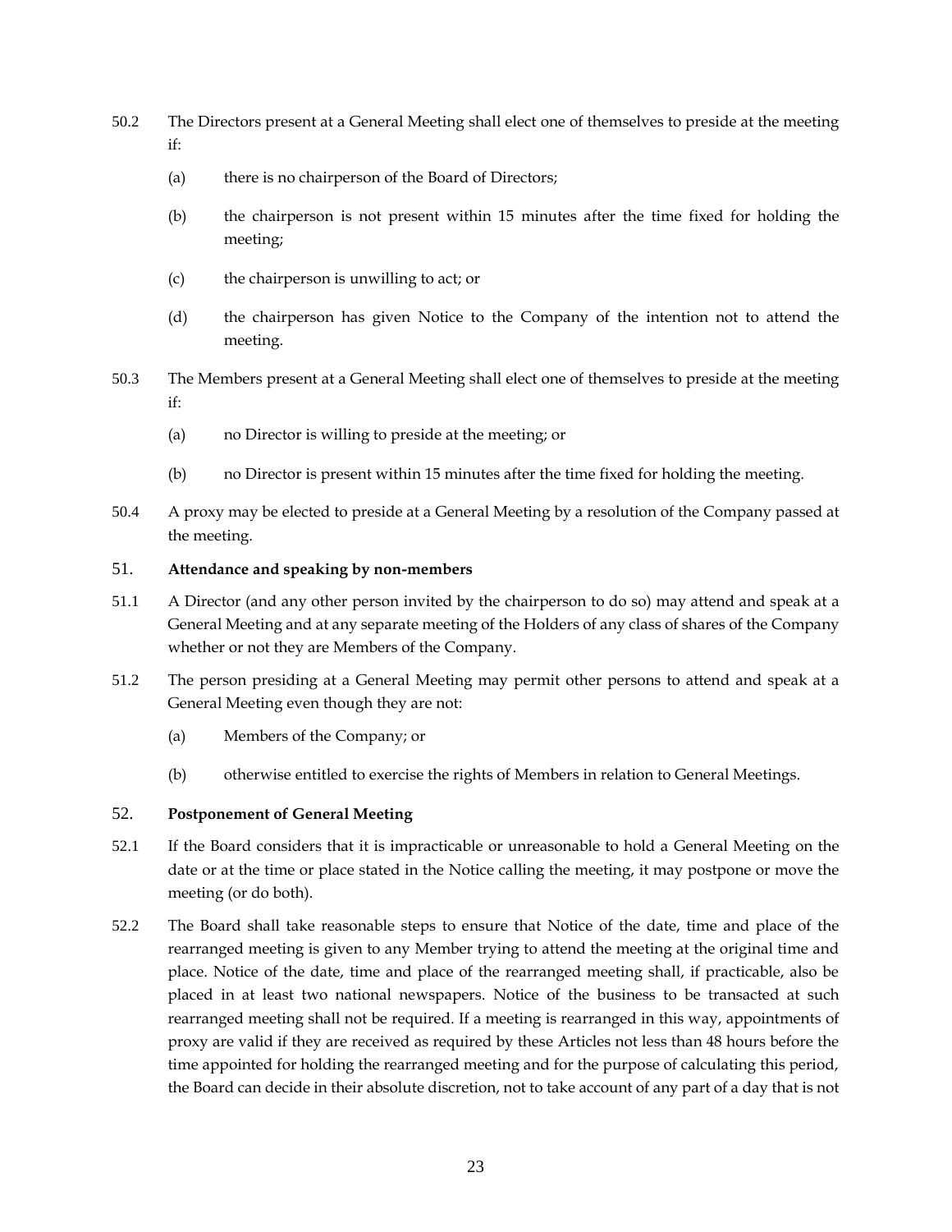50.2 The Directors present at a General Meeting shall elect one of themselves to preside at the meeting if:

(a) there is no chairperson of the Board of Directors;

(b) the chairperson is not present within 15 minutes after the time fixed for holding the meeting;

(c) the chairperson is unwilling to act; or

(d) the chairperson has given Notice to the Company of the intention not to attend the meeting.

50.3 The Members present at a General Meeting shall elect one of themselves to preside at the meeting if:

(a) no Director is willing to preside at the meeting; or

(b) no Director is present within 15 minutes after the time fixed for holding the meeting.

50.4 A proxy may be elected to preside at a General Meeting by a resolution of the Company passed at the meeting.

## 51. **Attendance and speaking by non-members**

51.1 A Director (and any other person invited by the chairperson to do so) may attend and speak at a General Meeting and at any separate meeting of the Holders of any class of shares of the Company whether or not they are Members of the Company.

51.2 The person presiding at a General Meeting may permit other persons to attend and speak at a General Meeting even though they are not:

(a) Members of the Company; or

(b) otherwise entitled to exercise the rights of Members in relation to General Meetings.

## 52. **Postponement of General Meeting**

52.1 If the Board considers that it is impracticable or unreasonable to hold a General Meeting on the date or at the time or place stated in the Notice calling the meeting, it may postpone or move the meeting (or do both).

52.2 The Board shall take reasonable steps to ensure that Notice of the date, time and place of the rearranged meeting is given to any Member trying to attend the meeting at the original time and place. Notice of the date, time and place of the rearranged meeting shall, if practicable, also be placed in at least two national newspapers. Notice of the business to be transacted at such rearranged meeting shall not be required. If a meeting is rearranged in this way, appointments of proxy are valid if they are received as required by these Articles not less than 48 hours before the time appointed for holding the rearranged meeting and for the purpose of calculating this period, the Board can decide in their absolute discretion, not to take account of any part of a day that is not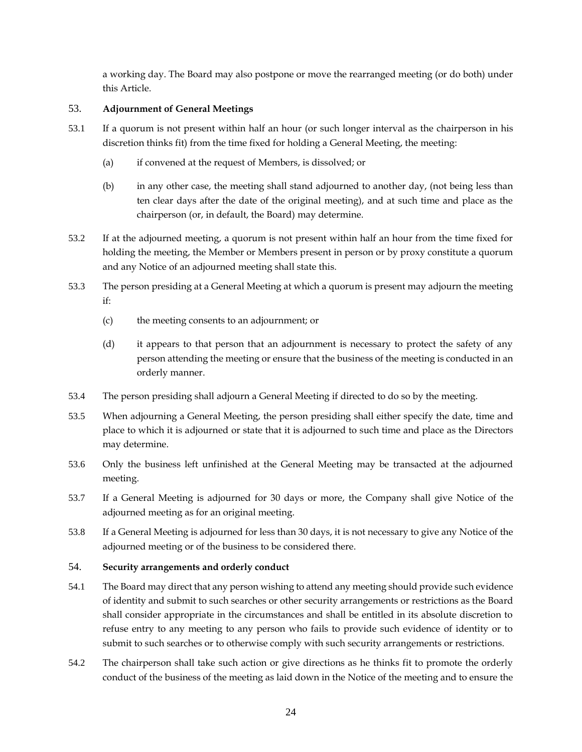a working day. The Board may also postpone or move the rearranged meeting (or do both) under this Article.

## 53. Adjournment of General Meetings

53.1 If a quorum is not present within half an hour (or such longer interval as the chairperson in his discretion thinks fit) from the time fixed for holding a General Meeting, the meeting:

(a) if convened at the request of Members, is dissolved; or

(b) in any other case, the meeting shall stand adjourned to another day, (not being less than ten clear days after the date of the original meeting), and at such time and place as the chairperson (or, in default, the Board) may determine.

53.2 If at the adjourned meeting, a quorum is not present within half an hour from the time fixed for holding the meeting, the Member or Members present in person or by proxy constitute a quorum and any Notice of an adjourned meeting shall state this.

53.3 The person presiding at a General Meeting at which a quorum is present may adjourn the meeting if:

(c) the meeting consents to an adjournment; or

(d) it appears to that person that an adjournment is necessary to protect the safety of any person attending the meeting or ensure that the business of the meeting is conducted in an orderly manner.

53.4 The person presiding shall adjourn a General Meeting if directed to do so by the meeting.

53.5 When adjourning a General Meeting, the person presiding shall either specify the date, time and place to which it is adjourned or state that it is adjourned to such time and place as the Directors may determine.

53.6 Only the business left unfinished at the General Meeting may be transacted at the adjourned meeting.

53.7 If a General Meeting is adjourned for 30 days or more, the Company shall give Notice of the adjourned meeting as for an original meeting.

53.8 If a General Meeting is adjourned for less than 30 days, it is not necessary to give any Notice of the adjourned meeting or of the business to be considered there.

## 54. Security arrangements and orderly conduct

54.1 The Board may direct that any person wishing to attend any meeting should provide such evidence of identity and submit to such searches or other security arrangements or restrictions as the Board shall consider appropriate in the circumstances and shall be entitled in its absolute discretion to refuse entry to any meeting to any person who fails to provide such evidence of identity or to submit to such searches or to otherwise comply with such security arrangements or restrictions.

54.2 The chairperson shall take such action or give directions as he thinks fit to promote the orderly conduct of the business of the meeting as laid down in the Notice of the meeting and to ensure the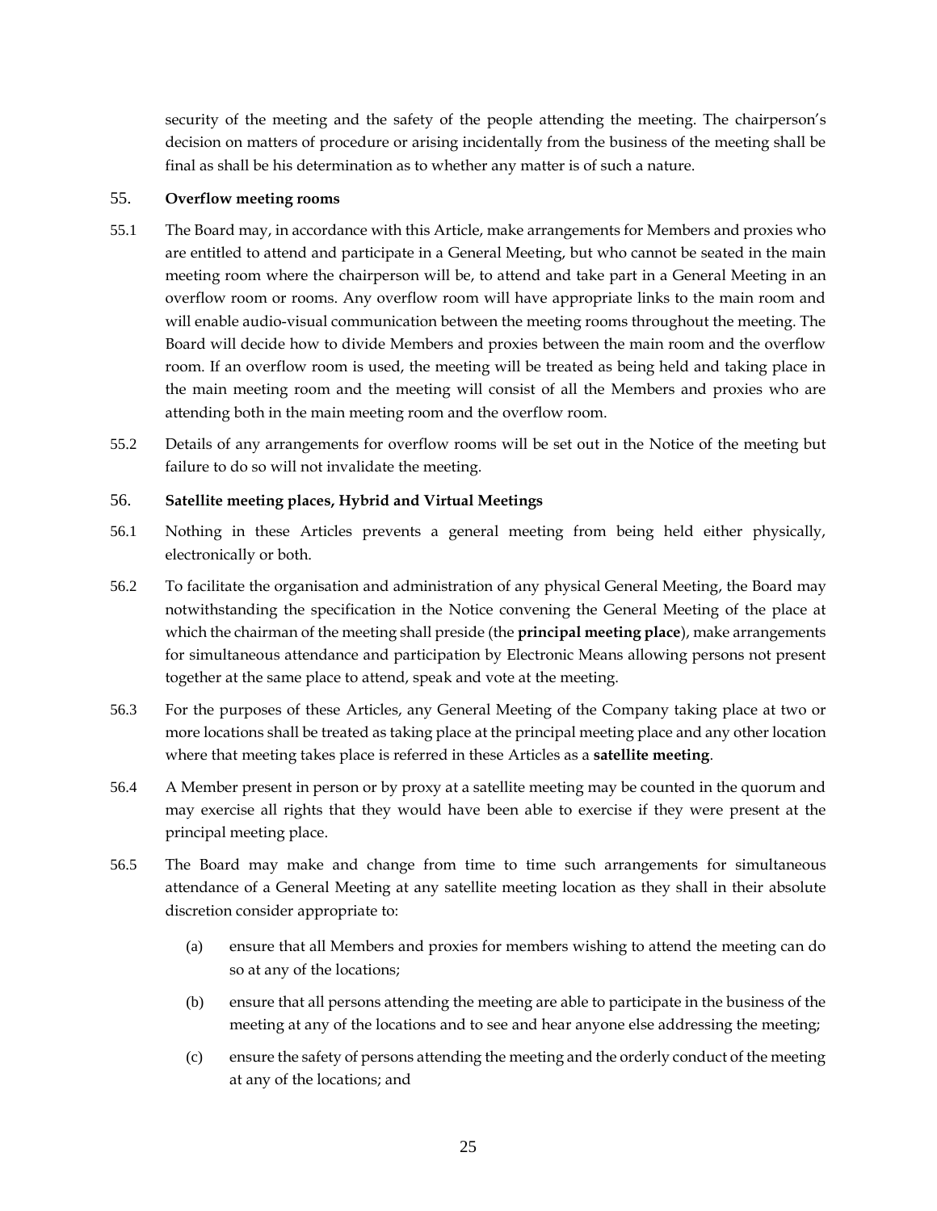security of the meeting and the safety of the people attending the meeting. The chairperson's decision on matters of procedure or arising incidentally from the business of the meeting shall be final as shall be his determination as to whether any matter is of such a nature.

## 55. Overflow meeting rooms

55.1 The Board may, in accordance with this Article, make arrangements for Members and proxies who are entitled to attend and participate in a General Meeting, but who cannot be seated in the main meeting room where the chairperson will be, to attend and take part in a General Meeting in an overflow room or rooms. Any overflow room will have appropriate links to the main room and will enable audio-visual communication between the meeting rooms throughout the meeting. The Board will decide how to divide Members and proxies between the main room and the overflow room. If an overflow room is used, the meeting will be treated as being held and taking place in the main meeting room and the meeting will consist of all the Members and proxies who are attending both in the main meeting room and the overflow room.

55.2 Details of any arrangements for overflow rooms will be set out in the Notice of the meeting but failure to do so will not invalidate the meeting.

## 56. Satellite meeting places, Hybrid and Virtual Meetings

56.1 Nothing in these Articles prevents a general meeting from being held either physically, electronically or both.

56.2 To facilitate the organisation and administration of any physical General Meeting, the Board may notwithstanding the specification in the Notice convening the General Meeting of the place at which the chairman of the meeting shall preside (the **principal meeting place**), make arrangements for simultaneous attendance and participation by Electronic Means allowing persons not present together at the same place to attend, speak and vote at the meeting.

56.3 For the purposes of these Articles, any General Meeting of the Company taking place at two or more locations shall be treated as taking place at the principal meeting place and any other location where that meeting takes place is referred in these Articles as a **satellite meeting**.

56.4 A Member present in person or by proxy at a satellite meeting may be counted in the quorum and may exercise all rights that they would have been able to exercise if they were present at the principal meeting place.

56.5 The Board may make and change from time to time such arrangements for simultaneous attendance of a General Meeting at any satellite meeting location as they shall in their absolute discretion consider appropriate to:

(a) ensure that all Members and proxies for members wishing to attend the meeting can do so at any of the locations;

(b) ensure that all persons attending the meeting are able to participate in the business of the meeting at any of the locations and to see and hear anyone else addressing the meeting;

(c) ensure the safety of persons attending the meeting and the orderly conduct of the meeting at any of the locations; and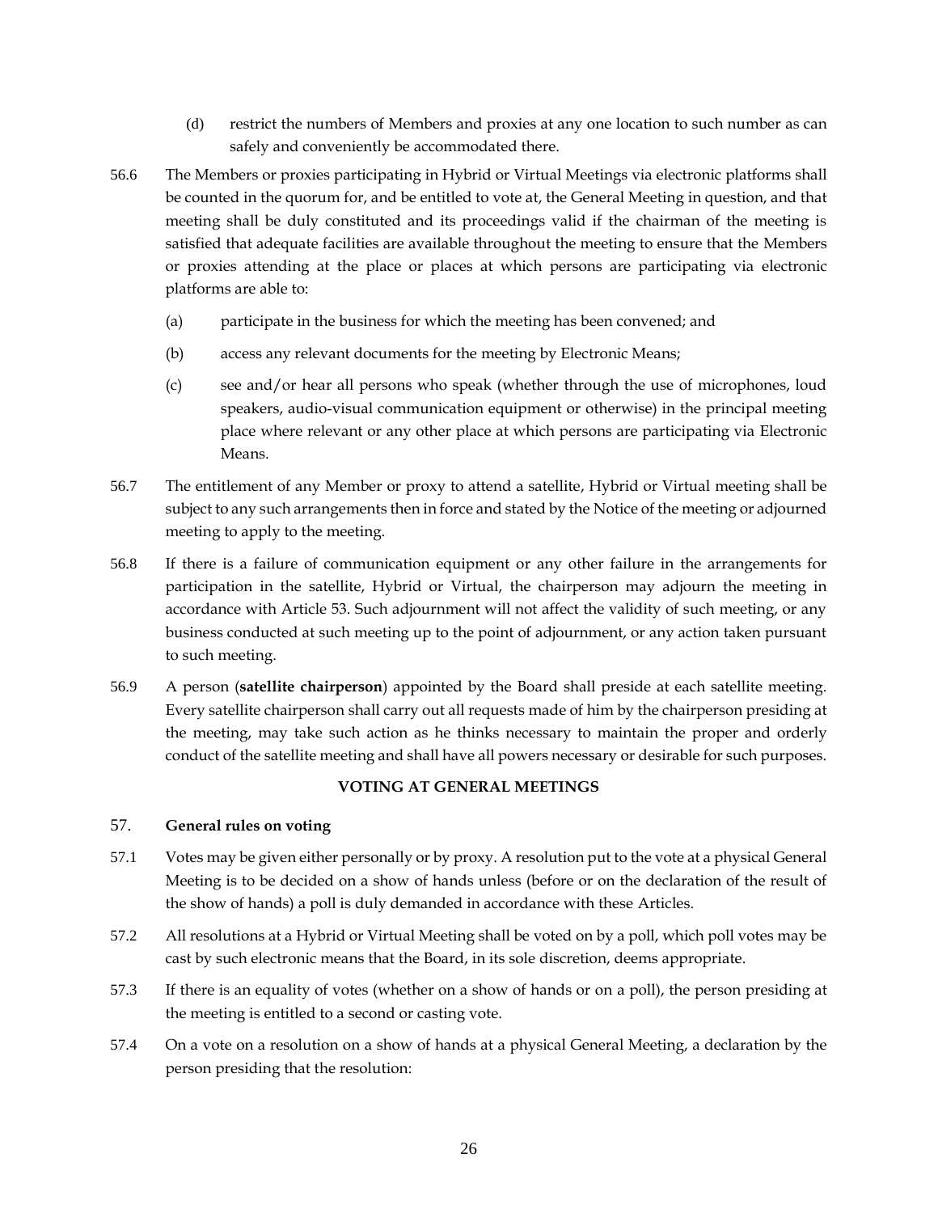(d) restrict the numbers of Members and proxies at any one location to such number as can safely and conveniently be accommodated there.

56.6 The Members or proxies participating in Hybrid or Virtual Meetings via electronic platforms shall be counted in the quorum for, and be entitled to vote at, the General Meeting in question, and that meeting shall be duly constituted and its proceedings valid if the chairman of the meeting is satisfied that adequate facilities are available throughout the meeting to ensure that the Members or proxies attending at the place or places at which persons are participating via electronic platforms are able to:

(a) participate in the business for which the meeting has been convened; and

(b) access any relevant documents for the meeting by Electronic Means;

(c) see and/or hear all persons who speak (whether through the use of microphones, loud speakers, audio-visual communication equipment or otherwise) in the principal meeting place where relevant or any other place at which persons are participating via Electronic Means.

56.7 The entitlement of any Member or proxy to attend a satellite, Hybrid or Virtual meeting shall be subject to any such arrangements then in force and stated by the Notice of the meeting or adjourned meeting to apply to the meeting.

56.8 If there is a failure of communication equipment or any other failure in the arrangements for participation in the satellite, Hybrid or Virtual, the chairperson may adjourn the meeting in accordance with Article 53. Such adjournment will not affect the validity of such meeting, or any business conducted at such meeting up to the point of adjournment, or any action taken pursuant to such meeting.

56.9 A person (**satellite chairperson**) appointed by the Board shall preside at each satellite meeting. Every satellite chairperson shall carry out all requests made of him by the chairperson presiding at the meeting, may take such action as he thinks necessary to maintain the proper and orderly conduct of the satellite meeting and shall have all powers necessary or desirable for such purposes.

## VOTING AT GENERAL MEETINGS

### 57. General rules on voting

57.1 Votes may be given either personally or by proxy. A resolution put to the vote at a physical General Meeting is to be decided on a show of hands unless (before or on the declaration of the result of the show of hands) a poll is duly demanded in accordance with these Articles.

57.2 All resolutions at a Hybrid or Virtual Meeting shall be voted on by a poll, which poll votes may be cast by such electronic means that the Board, in its sole discretion, deems appropriate.

57.3 If there is an equality of votes (whether on a show of hands or on a poll), the person presiding at the meeting is entitled to a second or casting vote.

57.4 On a vote on a resolution on a show of hands at a physical General Meeting, a declaration by the person presiding that the resolution: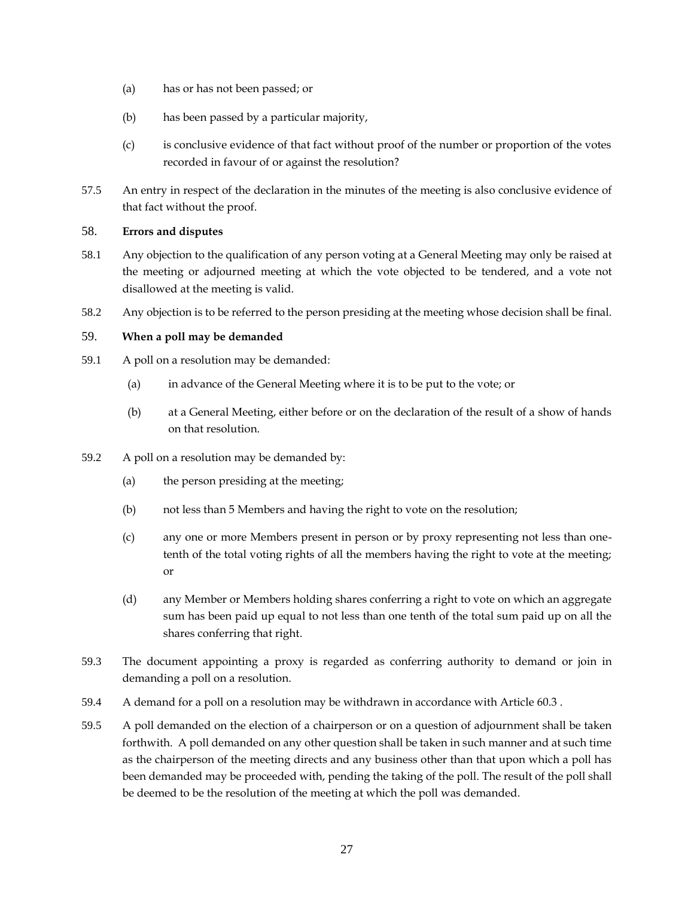(a) has or has not been passed; or

(b) has been passed by a particular majority,

(c) is conclusive evidence of that fact without proof of the number or proportion of the votes recorded in favour of or against the resolution?

57.5 An entry in respect of the declaration in the minutes of the meeting is also conclusive evidence of that fact without the proof.

58. **Errors and disputes**

58.1 Any objection to the qualification of any person voting at a General Meeting may only be raised at the meeting or adjourned meeting at which the vote objected to be tendered, and a vote not disallowed at the meeting is valid.

58.2 Any objection is to be referred to the person presiding at the meeting whose decision shall be final.

59. **When a poll may be demanded**

59.1 A poll on a resolution may be demanded:

(a) in advance of the General Meeting where it is to be put to the vote; or

(b) at a General Meeting, either before or on the declaration of the result of a show of hands on that resolution.

59.2 A poll on a resolution may be demanded by:

(a) the person presiding at the meeting;

(b) not less than 5 Members and having the right to vote on the resolution;

(c) any one or more Members present in person or by proxy representing not less than one-tenth of the total voting rights of all the members having the right to vote at the meeting; or

(d) any Member or Members holding shares conferring a right to vote on which an aggregate sum has been paid up equal to not less than one tenth of the total sum paid up on all the shares conferring that right.

59.3 The document appointing a proxy is regarded as conferring authority to demand or join in demanding a poll on a resolution.

59.4 A demand for a poll on a resolution may be withdrawn in accordance with Article 60.3 .

59.5 A poll demanded on the election of a chairperson or on a question of adjournment shall be taken forthwith. A poll demanded on any other question shall be taken in such manner and at such time as the chairperson of the meeting directs and any business other than that upon which a poll has been demanded may be proceeded with, pending the taking of the poll. The result of the poll shall be deemed to be the resolution of the meeting at which the poll was demanded.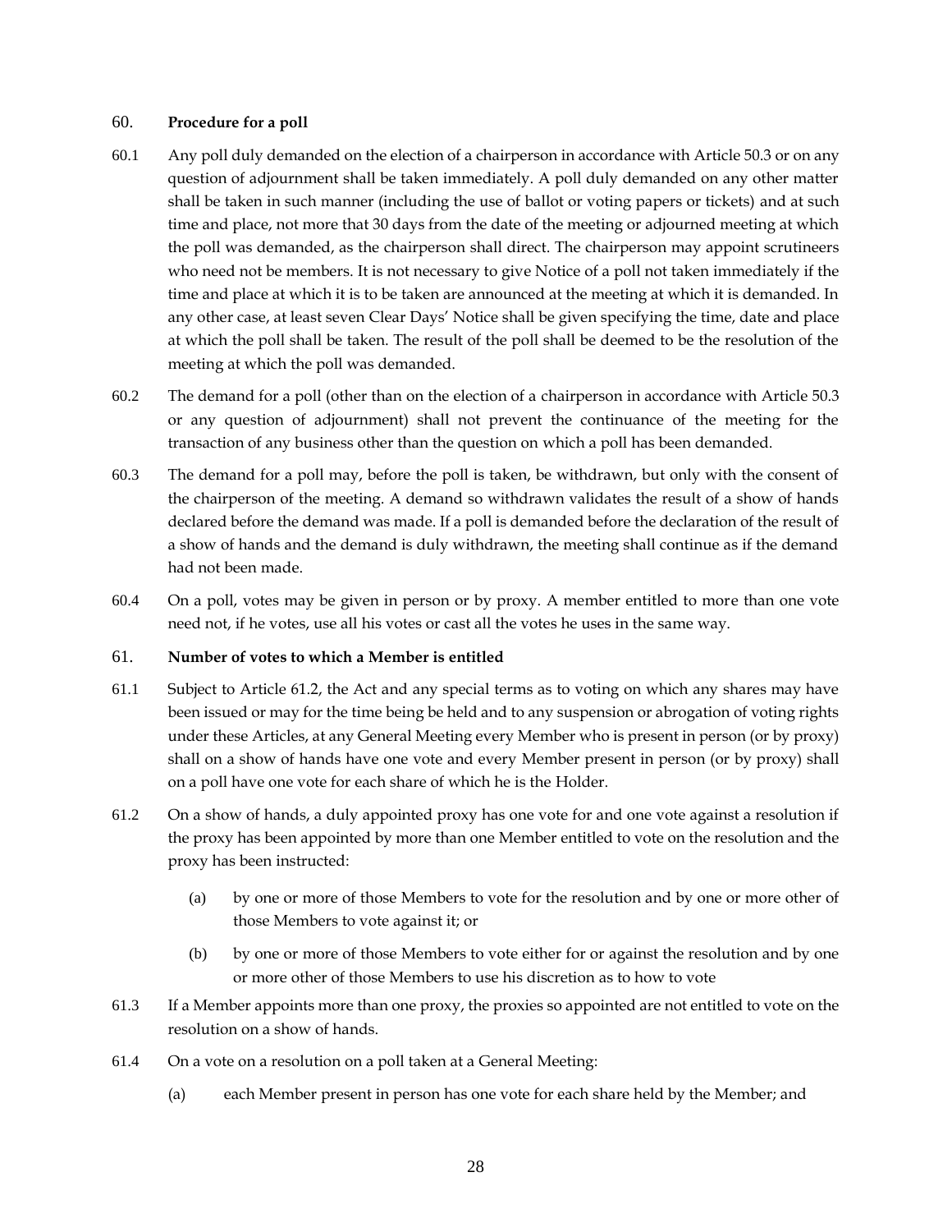## 60. **Procedure for a poll**

60.1 Any poll duly demanded on the election of a chairperson in accordance with Article 50.3 or on any question of adjournment shall be taken immediately. A poll duly demanded on any other matter shall be taken in such manner (including the use of ballot or voting papers or tickets) and at such time and place, not more that 30 days from the date of the meeting or adjourned meeting at which the poll was demanded, as the chairperson shall direct. The chairperson may appoint scrutineers who need not be members. It is not necessary to give Notice of a poll not taken immediately if the time and place at which it is to be taken are announced at the meeting at which it is demanded. In any other case, at least seven Clear Days' Notice shall be given specifying the time, date and place at which the poll shall be taken. The result of the poll shall be deemed to be the resolution of the meeting at which the poll was demanded.

60.2 The demand for a poll (other than on the election of a chairperson in accordance with Article 50.3 or any question of adjournment) shall not prevent the continuance of the meeting for the transaction of any business other than the question on which a poll has been demanded.

60.3 The demand for a poll may, before the poll is taken, be withdrawn, but only with the consent of the chairperson of the meeting. A demand so withdrawn validates the result of a show of hands declared before the demand was made. If a poll is demanded before the declaration of the result of a show of hands and the demand is duly withdrawn, the meeting shall continue as if the demand had not been made.

60.4 On a poll, votes may be given in person or by proxy. A member entitled to more than one vote need not, if he votes, use all his votes or cast all the votes he uses in the same way.

## 61. **Number of votes to which a Member is entitled**

61.1 Subject to Article 61.2, the Act and any special terms as to voting on which any shares may have been issued or may for the time being be held and to any suspension or abrogation of voting rights under these Articles, at any General Meeting every Member who is present in person (or by proxy) shall on a show of hands have one vote and every Member present in person (or by proxy) shall on a poll have one vote for each share of which he is the Holder.

61.2 On a show of hands, a duly appointed proxy has one vote for and one vote against a resolution if the proxy has been appointed by more than one Member entitled to vote on the resolution and the proxy has been instructed:

(a) by one or more of those Members to vote for the resolution and by one or more other of those Members to vote against it; or

(b) by one or more of those Members to vote either for or against the resolution and by one or more other of those Members to use his discretion as to how to vote

61.3 If a Member appoints more than one proxy, the proxies so appointed are not entitled to vote on the resolution on a show of hands.

61.4 On a vote on a resolution on a poll taken at a General Meeting:

(a) each Member present in person has one vote for each share held by the Member; and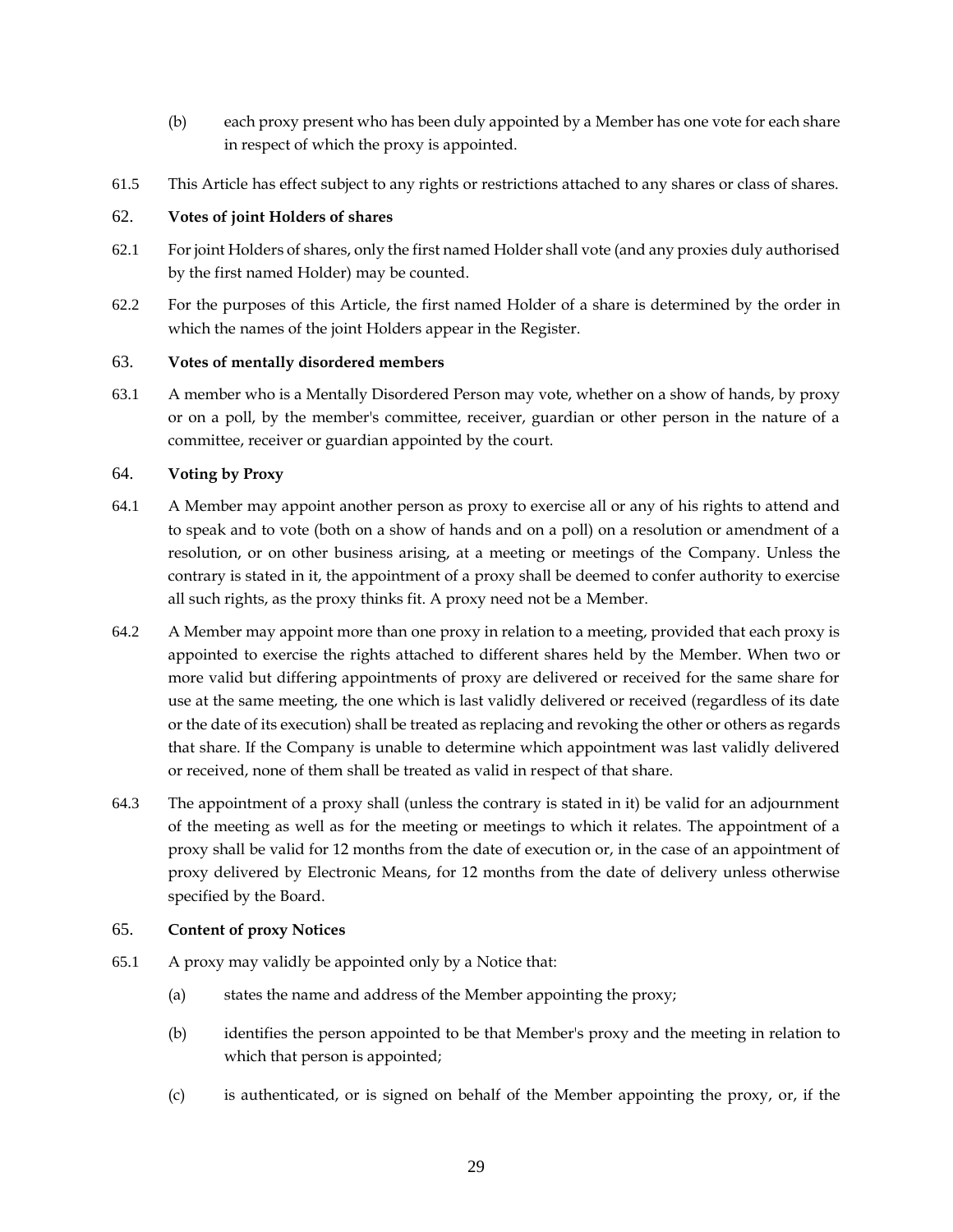(b) each proxy present who has been duly appointed by a Member has one vote for each share in respect of which the proxy is appointed.

61.5 This Article has effect subject to any rights or restrictions attached to any shares or class of shares.

## 62. Votes of joint Holders of shares

62.1 For joint Holders of shares, only the first named Holder shall vote (and any proxies duly authorised by the first named Holder) may be counted.

62.2 For the purposes of this Article, the first named Holder of a share is determined by the order in which the names of the joint Holders appear in the Register.

## 63. Votes of mentally disordered members

63.1 A member who is a Mentally Disordered Person may vote, whether on a show of hands, by proxy or on a poll, by the member's committee, receiver, guardian or other person in the nature of a committee, receiver or guardian appointed by the court.

## 64. Voting by Proxy

64.1 A Member may appoint another person as proxy to exercise all or any of his rights to attend and to speak and to vote (both on a show of hands and on a poll) on a resolution or amendment of a resolution, or on other business arising, at a meeting or meetings of the Company. Unless the contrary is stated in it, the appointment of a proxy shall be deemed to confer authority to exercise all such rights, as the proxy thinks fit. A proxy need not be a Member.

64.2 A Member may appoint more than one proxy in relation to a meeting, provided that each proxy is appointed to exercise the rights attached to different shares held by the Member. When two or more valid but differing appointments of proxy are delivered or received for the same share for use at the same meeting, the one which is last validly delivered or received (regardless of its date or the date of its execution) shall be treated as replacing and revoking the other or others as regards that share. If the Company is unable to determine which appointment was last validly delivered or received, none of them shall be treated as valid in respect of that share.

64.3 The appointment of a proxy shall (unless the contrary is stated in it) be valid for an adjournment of the meeting as well as for the meeting or meetings to which it relates. The appointment of a proxy shall be valid for 12 months from the date of execution or, in the case of an appointment of proxy delivered by Electronic Means, for 12 months from the date of delivery unless otherwise specified by the Board.

## 65. Content of proxy Notices

65.1 A proxy may validly be appointed only by a Notice that:

(a) states the name and address of the Member appointing the proxy;

(b) identifies the person appointed to be that Member's proxy and the meeting in relation to which that person is appointed;

(c) is authenticated, or is signed on behalf of the Member appointing the proxy, or, if the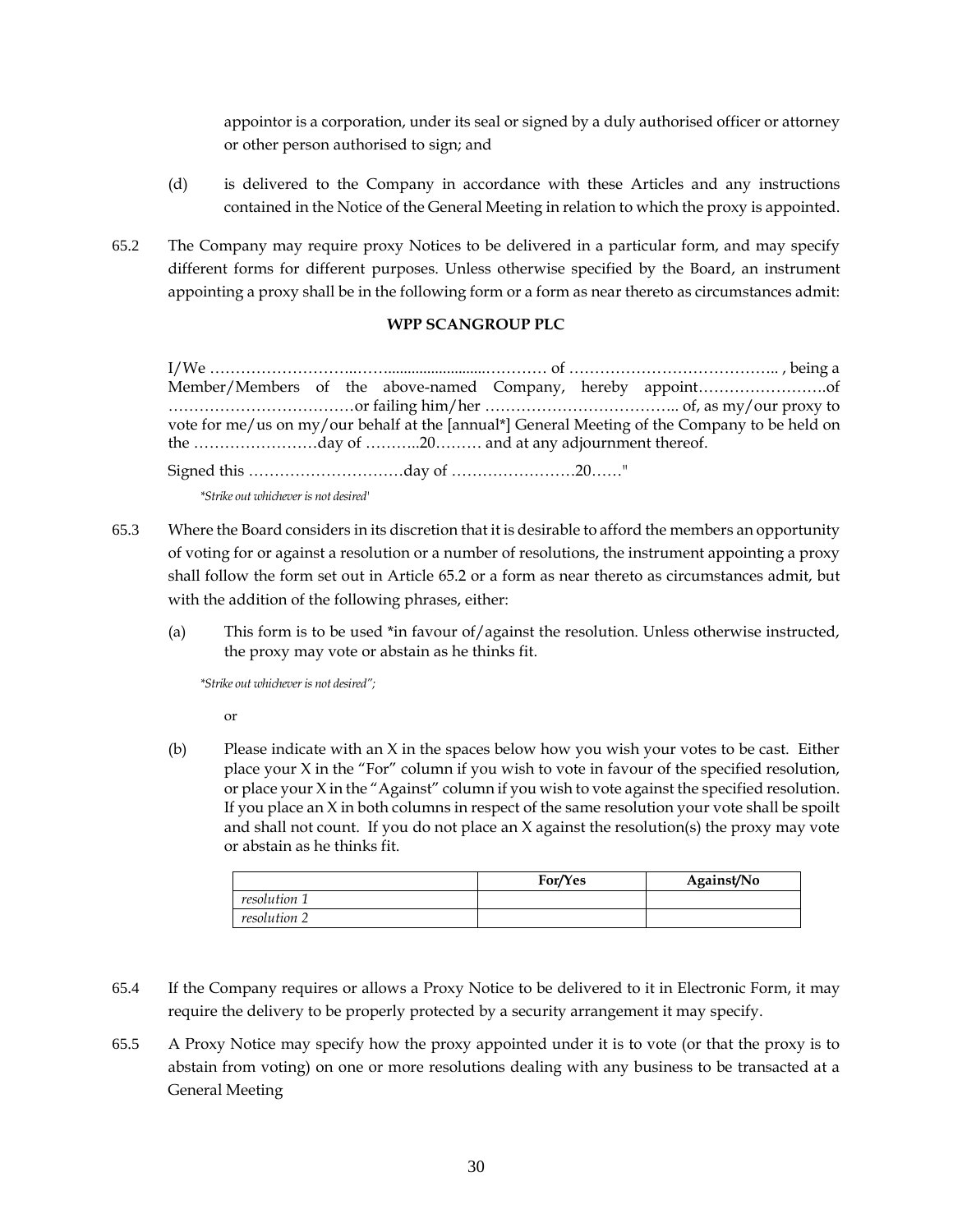appointor is a corporation, under its seal or signed by a duly authorised officer or attorney or other person authorised to sign; and

(d) is delivered to the Company in accordance with these Articles and any instructions contained in the Notice of the General Meeting in relation to which the proxy is appointed.

65.2 The Company may require proxy Notices to be delivered in a particular form, and may specify different forms for different purposes. Unless otherwise specified by the Board, an instrument appointing a proxy shall be in the following form or a form as near thereto as circumstances admit:

**WPP SCANGROUP PLC**

I/We ………………………..……........................………… of ………………………………….. , being a Member/Members of the above-named Company, hereby appoint…………………….of ………………………………or failing him/her ……………………………….. of, as my/our proxy to vote for me/us on my/our behalf at the [annual*] General Meeting of the Company to be held on the ……………………day of ………..20……… and at any adjournment thereof.

Signed this …………………………day of ……………………20……"

*\*Strike out whichever is not desired'*

65.3 Where the Board considers in its discretion that it is desirable to afford the members an opportunity of voting for or against a resolution or a number of resolutions, the instrument appointing a proxy shall follow the form set out in Article 65.2 or a form as near thereto as circumstances admit, but with the addition of the following phrases, either:

(a) This form is to be used \*in favour of/against the resolution. Unless otherwise instructed, the proxy may vote or abstain as he thinks fit.

*\*Strike out whichever is not desired";*

or

(b) Please indicate with an X in the spaces below how you wish your votes to be cast. Either place your X in the "For" column if you wish to vote in favour of the specified resolution, or place your X in the "Against" column if you wish to vote against the specified resolution. If you place an X in both columns in respect of the same resolution your vote shall be spoilt and shall not count. If you do not place an X against the resolution(s) the proxy may vote or abstain as he thinks fit.

| | **For/Yes** | **Against/No** |
|---|---|---|
| *resolution 1* | | |
| *resolution 2* | | |

65.4 If the Company requires or allows a Proxy Notice to be delivered to it in Electronic Form, it may require the delivery to be properly protected by a security arrangement it may specify.

65.5 A Proxy Notice may specify how the proxy appointed under it is to vote (or that the proxy is to abstain from voting) on one or more resolutions dealing with any business to be transacted at a General Meeting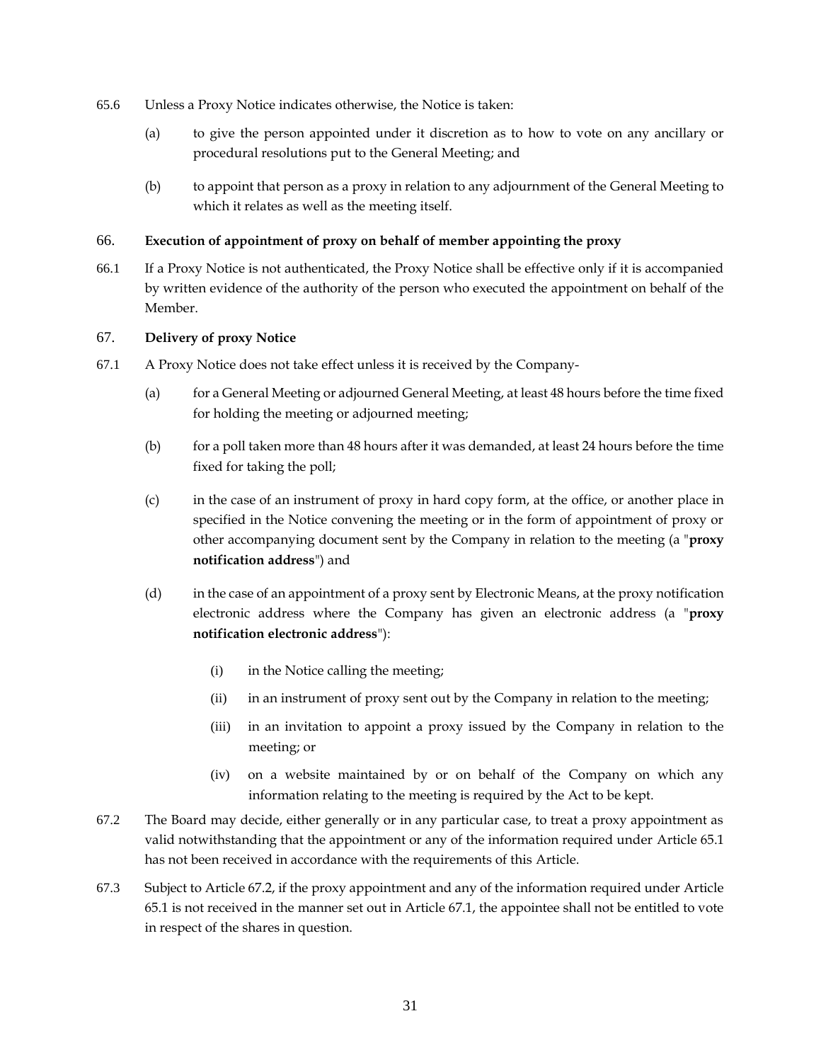65.6 Unless a Proxy Notice indicates otherwise, the Notice is taken:

(a) to give the person appointed under it discretion as to how to vote on any ancillary or procedural resolutions put to the General Meeting; and

(b) to appoint that person as a proxy in relation to any adjournment of the General Meeting to which it relates as well as the meeting itself.

## 66. Execution of appointment of proxy on behalf of member appointing the proxy

66.1 If a Proxy Notice is not authenticated, the Proxy Notice shall be effective only if it is accompanied by written evidence of the authority of the person who executed the appointment on behalf of the Member.

## 67. Delivery of proxy Notice

67.1 A Proxy Notice does not take effect unless it is received by the Company-

(a) for a General Meeting or adjourned General Meeting, at least 48 hours before the time fixed for holding the meeting or adjourned meeting;

(b) for a poll taken more than 48 hours after it was demanded, at least 24 hours before the time fixed for taking the poll;

(c) in the case of an instrument of proxy in hard copy form, at the office, or another place in specified in the Notice convening the meeting or in the form of appointment of proxy or other accompanying document sent by the Company in relation to the meeting (a "**proxy notification address**") and

(d) in the case of an appointment of a proxy sent by Electronic Means, at the proxy notification electronic address where the Company has given an electronic address (a "**proxy notification electronic address**"):

(i) in the Notice calling the meeting;

(ii) in an instrument of proxy sent out by the Company in relation to the meeting;

(iii) in an invitation to appoint a proxy issued by the Company in relation to the meeting; or

(iv) on a website maintained by or on behalf of the Company on which any information relating to the meeting is required by the Act to be kept.

67.2 The Board may decide, either generally or in any particular case, to treat a proxy appointment as valid notwithstanding that the appointment or any of the information required under Article 65.1 has not been received in accordance with the requirements of this Article.

67.3 Subject to Article 67.2, if the proxy appointment and any of the information required under Article 65.1 is not received in the manner set out in Article 67.1, the appointee shall not be entitled to vote in respect of the shares in question.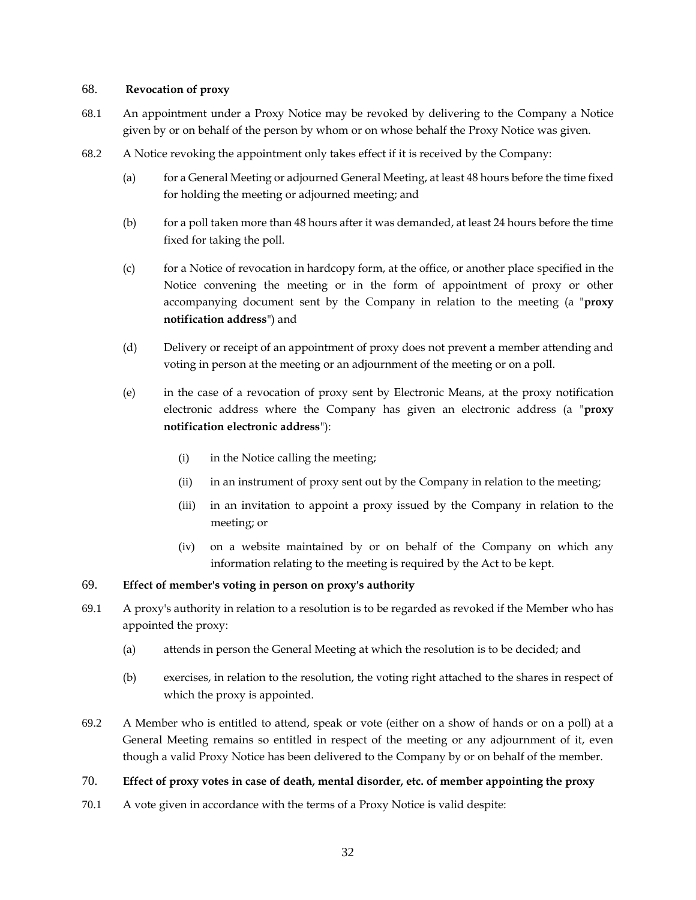## 68. Revocation of proxy

68.1 An appointment under a Proxy Notice may be revoked by delivering to the Company a Notice given by or on behalf of the person by whom or on whose behalf the Proxy Notice was given.

68.2 A Notice revoking the appointment only takes effect if it is received by the Company:

(a) for a General Meeting or adjourned General Meeting, at least 48 hours before the time fixed for holding the meeting or adjourned meeting; and

(b) for a poll taken more than 48 hours after it was demanded, at least 24 hours before the time fixed for taking the poll.

(c) for a Notice of revocation in hardcopy form, at the office, or another place specified in the Notice convening the meeting or in the form of appointment of proxy or other accompanying document sent by the Company in relation to the meeting (a "**proxy notification address**") and

(d) Delivery or receipt of an appointment of proxy does not prevent a member attending and voting in person at the meeting or an adjournment of the meeting or on a poll.

(e) in the case of a revocation of proxy sent by Electronic Means, at the proxy notification electronic address where the Company has given an electronic address (a "**proxy notification electronic address**"):

(i) in the Notice calling the meeting;

(ii) in an instrument of proxy sent out by the Company in relation to the meeting;

(iii) in an invitation to appoint a proxy issued by the Company in relation to the meeting; or

(iv) on a website maintained by or on behalf of the Company on which any information relating to the meeting is required by the Act to be kept.

## 69. Effect of member's voting in person on proxy's authority

69.1 A proxy's authority in relation to a resolution is to be regarded as revoked if the Member who has appointed the proxy:

(a) attends in person the General Meeting at which the resolution is to be decided; and

(b) exercises, in relation to the resolution, the voting right attached to the shares in respect of which the proxy is appointed.

69.2 A Member who is entitled to attend, speak or vote (either on a show of hands or on a poll) at a General Meeting remains so entitled in respect of the meeting or any adjournment of it, even though a valid Proxy Notice has been delivered to the Company by or on behalf of the member.

## 70. Effect of proxy votes in case of death, mental disorder, etc. of member appointing the proxy

70.1 A vote given in accordance with the terms of a Proxy Notice is valid despite: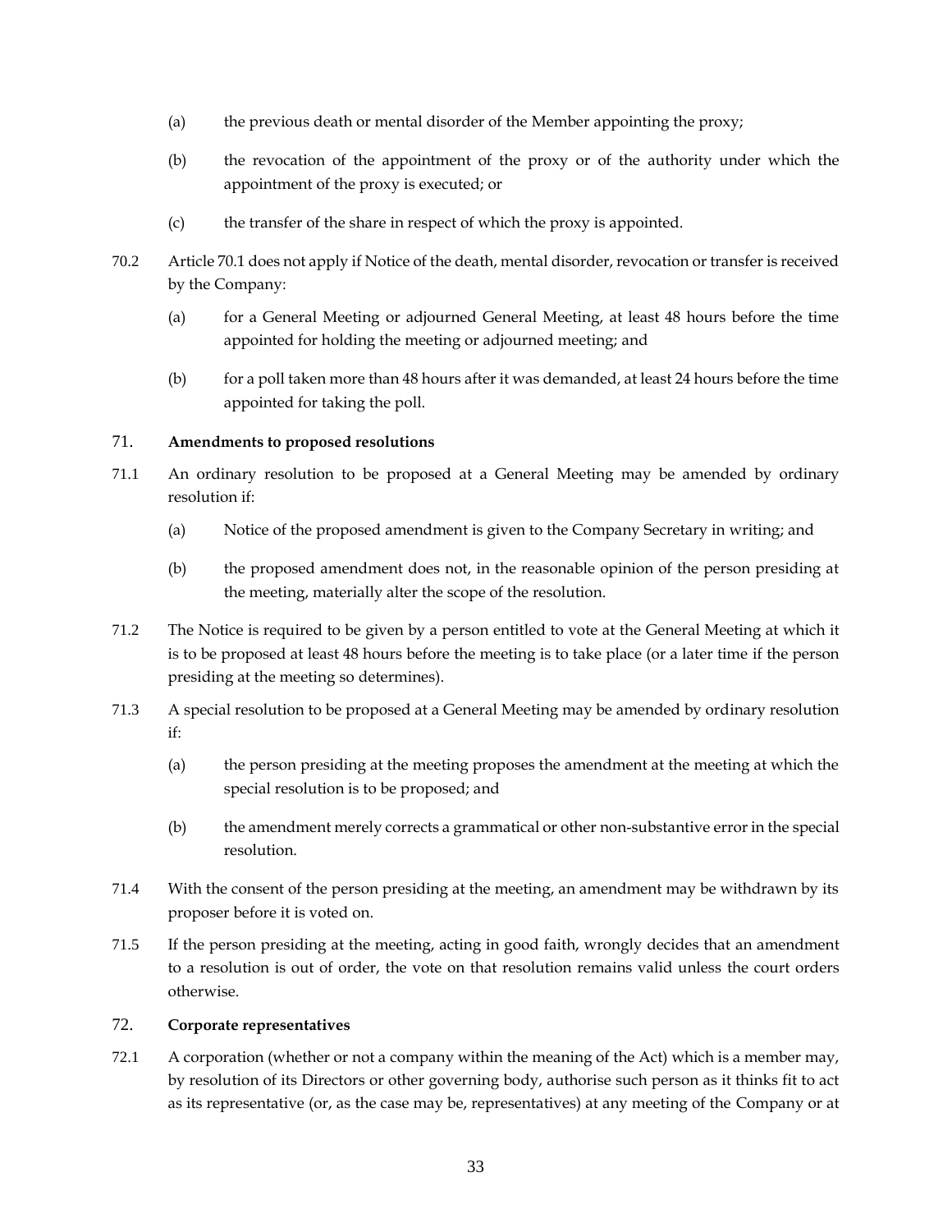(a) the previous death or mental disorder of the Member appointing the proxy;

(b) the revocation of the appointment of the proxy or of the authority under which the appointment of the proxy is executed; or

(c) the transfer of the share in respect of which the proxy is appointed.

70.2 Article 70.1 does not apply if Notice of the death, mental disorder, revocation or transfer is received by the Company:

(a) for a General Meeting or adjourned General Meeting, at least 48 hours before the time appointed for holding the meeting or adjourned meeting; and

(b) for a poll taken more than 48 hours after it was demanded, at least 24 hours before the time appointed for taking the poll.

## 71. **Amendments to proposed resolutions**

71.1 An ordinary resolution to be proposed at a General Meeting may be amended by ordinary resolution if:

(a) Notice of the proposed amendment is given to the Company Secretary in writing; and

(b) the proposed amendment does not, in the reasonable opinion of the person presiding at the meeting, materially alter the scope of the resolution.

71.2 The Notice is required to be given by a person entitled to vote at the General Meeting at which it is to be proposed at least 48 hours before the meeting is to take place (or a later time if the person presiding at the meeting so determines).

71.3 A special resolution to be proposed at a General Meeting may be amended by ordinary resolution if:

(a) the person presiding at the meeting proposes the amendment at the meeting at which the special resolution is to be proposed; and

(b) the amendment merely corrects a grammatical or other non-substantive error in the special resolution.

71.4 With the consent of the person presiding at the meeting, an amendment may be withdrawn by its proposer before it is voted on.

71.5 If the person presiding at the meeting, acting in good faith, wrongly decides that an amendment to a resolution is out of order, the vote on that resolution remains valid unless the court orders otherwise.

## 72. **Corporate representatives**

72.1 A corporation (whether or not a company within the meaning of the Act) which is a member may, by resolution of its Directors or other governing body, authorise such person as it thinks fit to act as its representative (or, as the case may be, representatives) at any meeting of the Company or at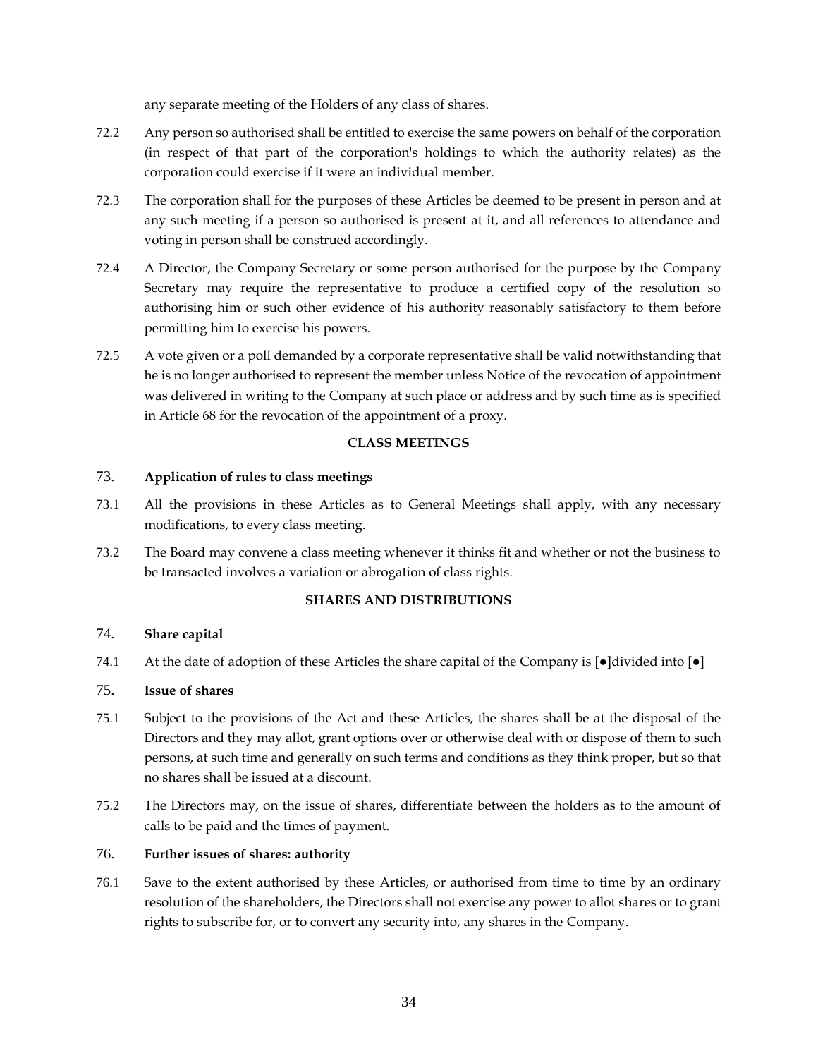any separate meeting of the Holders of any class of shares.

72.2 Any person so authorised shall be entitled to exercise the same powers on behalf of the corporation (in respect of that part of the corporation's holdings to which the authority relates) as the corporation could exercise if it were an individual member.

72.3 The corporation shall for the purposes of these Articles be deemed to be present in person and at any such meeting if a person so authorised is present at it, and all references to attendance and voting in person shall be construed accordingly.

72.4 A Director, the Company Secretary or some person authorised for the purpose by the Company Secretary may require the representative to produce a certified copy of the resolution so authorising him or such other evidence of his authority reasonably satisfactory to them before permitting him to exercise his powers.

72.5 A vote given or a poll demanded by a corporate representative shall be valid notwithstanding that he is no longer authorised to represent the member unless Notice of the revocation of appointment was delivered in writing to the Company at such place or address and by such time as is specified in Article 68 for the revocation of the appointment of a proxy.

## CLASS MEETINGS

### 73. Application of rules to class meetings

73.1 All the provisions in these Articles as to General Meetings shall apply, with any necessary modifications, to every class meeting.

73.2 The Board may convene a class meeting whenever it thinks fit and whether or not the business to be transacted involves a variation or abrogation of class rights.

## SHARES AND DISTRIBUTIONS

### 74. Share capital

74.1 At the date of adoption of these Articles the share capital of the Company is [●]divided into [●]

### 75. Issue of shares

75.1 Subject to the provisions of the Act and these Articles, the shares shall be at the disposal of the Directors and they may allot, grant options over or otherwise deal with or dispose of them to such persons, at such time and generally on such terms and conditions as they think proper, but so that no shares shall be issued at a discount.

75.2 The Directors may, on the issue of shares, differentiate between the holders as to the amount of calls to be paid and the times of payment.

### 76. Further issues of shares: authority

76.1 Save to the extent authorised by these Articles, or authorised from time to time by an ordinary resolution of the shareholders, the Directors shall not exercise any power to allot shares or to grant rights to subscribe for, or to convert any security into, any shares in the Company.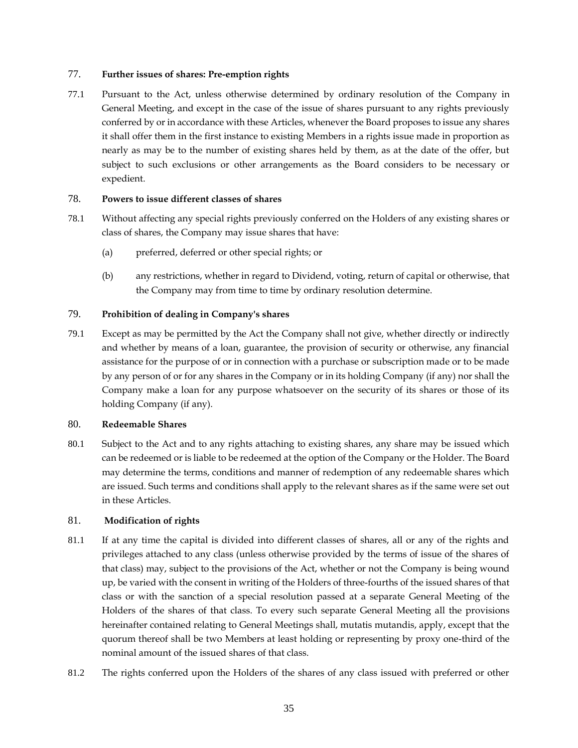## 77. Further issues of shares: Pre-emption rights

77.1 Pursuant to the Act, unless otherwise determined by ordinary resolution of the Company in General Meeting, and except in the case of the issue of shares pursuant to any rights previously conferred by or in accordance with these Articles, whenever the Board proposes to issue any shares it shall offer them in the first instance to existing Members in a rights issue made in proportion as nearly as may be to the number of existing shares held by them, as at the date of the offer, but subject to such exclusions or other arrangements as the Board considers to be necessary or expedient.

## 78. Powers to issue different classes of shares

78.1 Without affecting any special rights previously conferred on the Holders of any existing shares or class of shares, the Company may issue shares that have:

(a) preferred, deferred or other special rights; or

(b) any restrictions, whether in regard to Dividend, voting, return of capital or otherwise, that the Company may from time to time by ordinary resolution determine.

## 79. Prohibition of dealing in Company's shares

79.1 Except as may be permitted by the Act the Company shall not give, whether directly or indirectly and whether by means of a loan, guarantee, the provision of security or otherwise, any financial assistance for the purpose of or in connection with a purchase or subscription made or to be made by any person of or for any shares in the Company or in its holding Company (if any) nor shall the Company make a loan for any purpose whatsoever on the security of its shares or those of its holding Company (if any).

## 80. Redeemable Shares

80.1 Subject to the Act and to any rights attaching to existing shares, any share may be issued which can be redeemed or is liable to be redeemed at the option of the Company or the Holder. The Board may determine the terms, conditions and manner of redemption of any redeemable shares which are issued. Such terms and conditions shall apply to the relevant shares as if the same were set out in these Articles.

## 81. Modification of rights

81.1 If at any time the capital is divided into different classes of shares, all or any of the rights and privileges attached to any class (unless otherwise provided by the terms of issue of the shares of that class) may, subject to the provisions of the Act, whether or not the Company is being wound up, be varied with the consent in writing of the Holders of three-fourths of the issued shares of that class or with the sanction of a special resolution passed at a separate General Meeting of the Holders of the shares of that class. To every such separate General Meeting all the provisions hereinafter contained relating to General Meetings shall, mutatis mutandis, apply, except that the quorum thereof shall be two Members at least holding or representing by proxy one-third of the nominal amount of the issued shares of that class.

81.2 The rights conferred upon the Holders of the shares of any class issued with preferred or other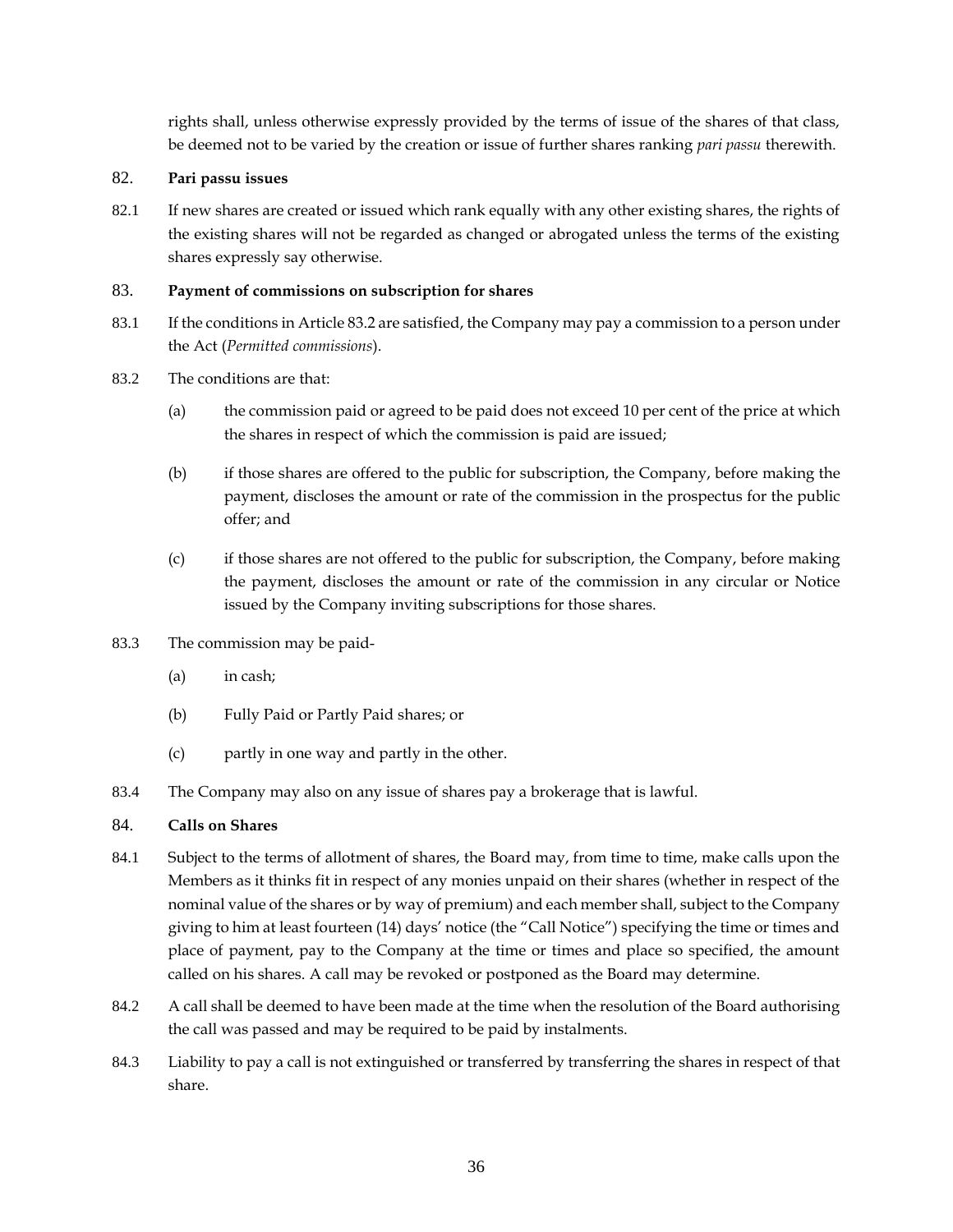rights shall, unless otherwise expressly provided by the terms of issue of the shares of that class, be deemed not to be varied by the creation or issue of further shares ranking *pari passu* therewith.

## 82. Pari passu issues

82.1 If new shares are created or issued which rank equally with any other existing shares, the rights of the existing shares will not be regarded as changed or abrogated unless the terms of the existing shares expressly say otherwise.

## 83. Payment of commissions on subscription for shares

83.1 If the conditions in Article 83.2 are satisfied, the Company may pay a commission to a person under the Act (*Permitted commissions*).

83.2 The conditions are that:

(a) the commission paid or agreed to be paid does not exceed 10 per cent of the price at which the shares in respect of which the commission is paid are issued;

(b) if those shares are offered to the public for subscription, the Company, before making the payment, discloses the amount or rate of the commission in the prospectus for the public offer; and

(c) if those shares are not offered to the public for subscription, the Company, before making the payment, discloses the amount or rate of the commission in any circular or Notice issued by the Company inviting subscriptions for those shares.

83.3 The commission may be paid-

(a) in cash;

(b) Fully Paid or Partly Paid shares; or

(c) partly in one way and partly in the other.

83.4 The Company may also on any issue of shares pay a brokerage that is lawful.

## 84. Calls on Shares

84.1 Subject to the terms of allotment of shares, the Board may, from time to time, make calls upon the Members as it thinks fit in respect of any monies unpaid on their shares (whether in respect of the nominal value of the shares or by way of premium) and each member shall, subject to the Company giving to him at least fourteen (14) days' notice (the "Call Notice") specifying the time or times and place of payment, pay to the Company at the time or times and place so specified, the amount called on his shares. A call may be revoked or postponed as the Board may determine.

84.2 A call shall be deemed to have been made at the time when the resolution of the Board authorising the call was passed and may be required to be paid by instalments.

84.3 Liability to pay a call is not extinguished or transferred by transferring the shares in respect of that share.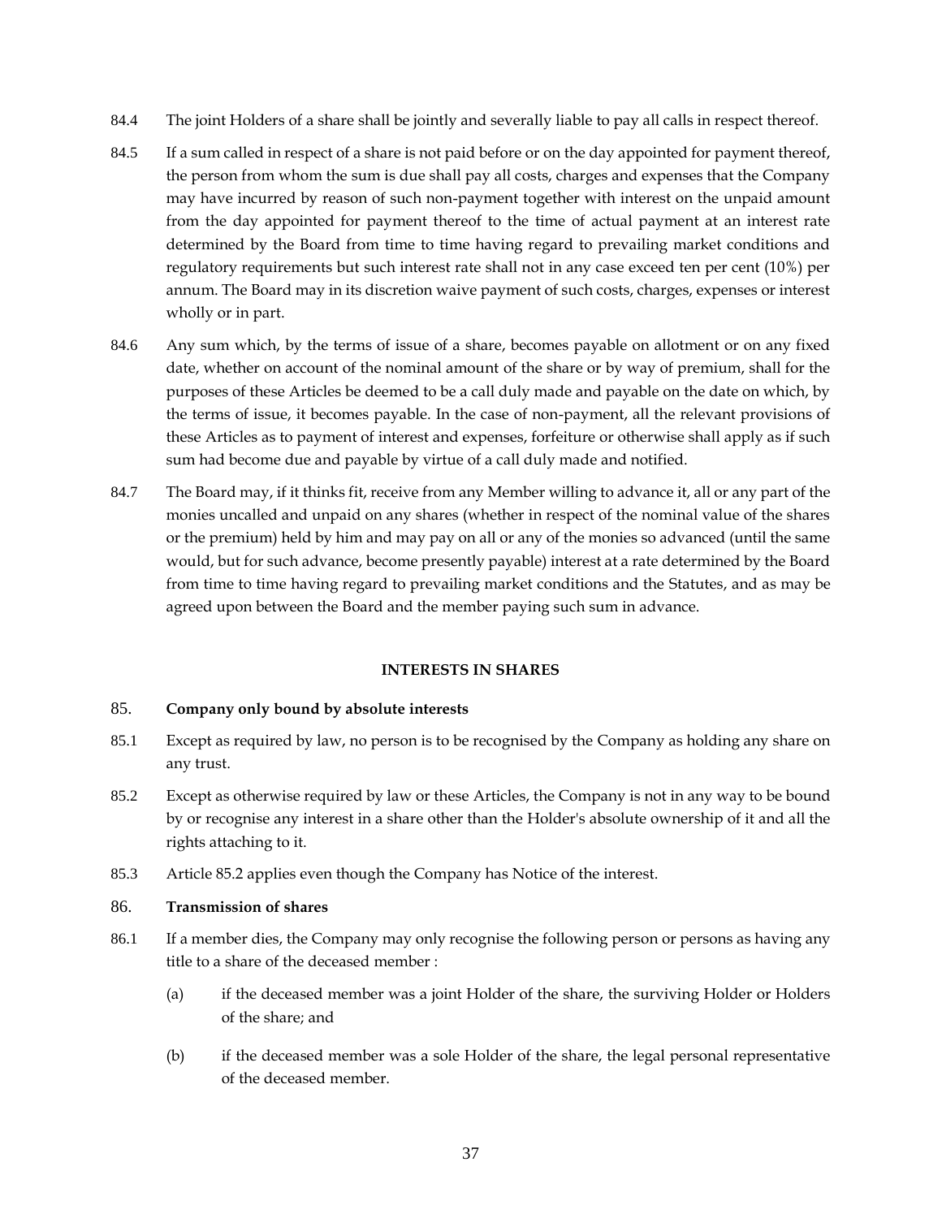84.4 The joint Holders of a share shall be jointly and severally liable to pay all calls in respect thereof.

84.5 If a sum called in respect of a share is not paid before or on the day appointed for payment thereof, the person from whom the sum is due shall pay all costs, charges and expenses that the Company may have incurred by reason of such non-payment together with interest on the unpaid amount from the day appointed for payment thereof to the time of actual payment at an interest rate determined by the Board from time to time having regard to prevailing market conditions and regulatory requirements but such interest rate shall not in any case exceed ten per cent (10%) per annum. The Board may in its discretion waive payment of such costs, charges, expenses or interest wholly or in part.

84.6 Any sum which, by the terms of issue of a share, becomes payable on allotment or on any fixed date, whether on account of the nominal amount of the share or by way of premium, shall for the purposes of these Articles be deemed to be a call duly made and payable on the date on which, by the terms of issue, it becomes payable. In the case of non-payment, all the relevant provisions of these Articles as to payment of interest and expenses, forfeiture or otherwise shall apply as if such sum had become due and payable by virtue of a call duly made and notified.

84.7 The Board may, if it thinks fit, receive from any Member willing to advance it, all or any part of the monies uncalled and unpaid on any shares (whether in respect of the nominal value of the shares or the premium) held by him and may pay on all or any of the monies so advanced (until the same would, but for such advance, become presently payable) interest at a rate determined by the Board from time to time having regard to prevailing market conditions and the Statutes, and as may be agreed upon between the Board and the member paying such sum in advance.

**INTERESTS IN SHARES**

85. **Company only bound by absolute interests**

85.1 Except as required by law, no person is to be recognised by the Company as holding any share on any trust.

85.2 Except as otherwise required by law or these Articles, the Company is not in any way to be bound by or recognise any interest in a share other than the Holder's absolute ownership of it and all the rights attaching to it.

85.3 Article 85.2 applies even though the Company has Notice of the interest.

86. **Transmission of shares**

86.1 If a member dies, the Company may only recognise the following person or persons as having any title to a share of the deceased member :

(a) if the deceased member was a joint Holder of the share, the surviving Holder or Holders of the share; and

(b) if the deceased member was a sole Holder of the share, the legal personal representative of the deceased member.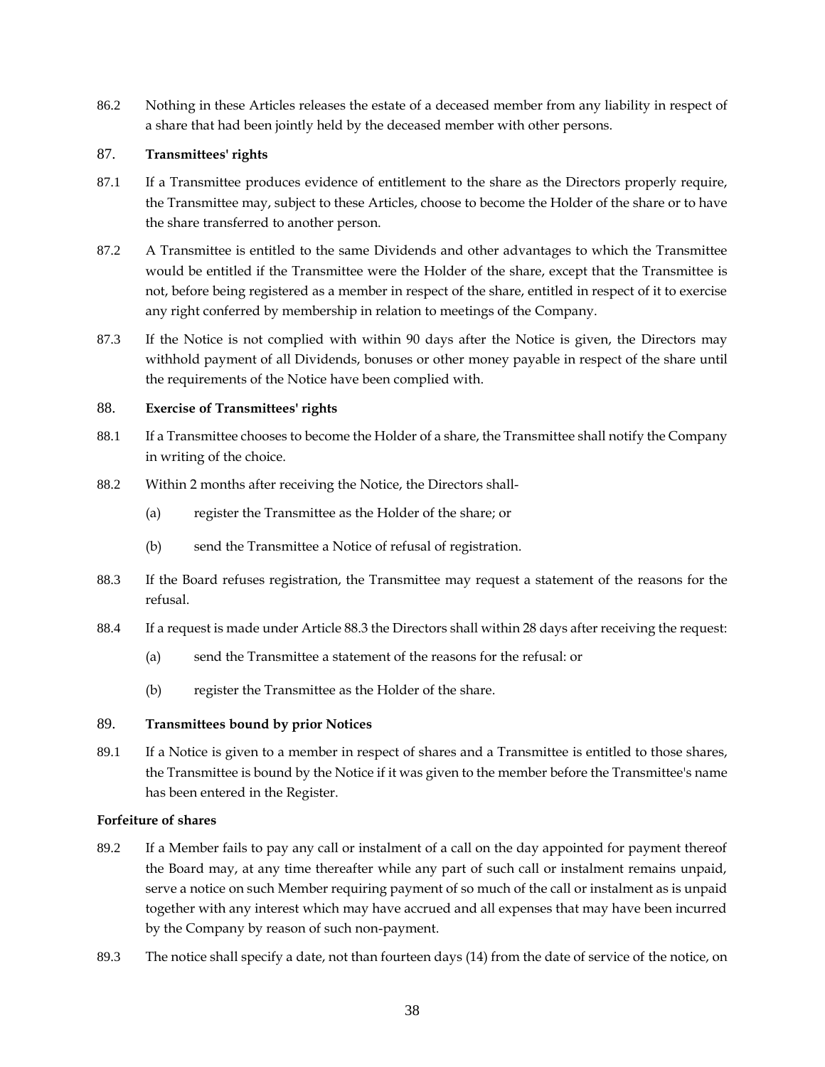86.2 Nothing in these Articles releases the estate of a deceased member from any liability in respect of a share that had been jointly held by the deceased member with other persons.

## 87. Transmittees' rights

87.1 If a Transmittee produces evidence of entitlement to the share as the Directors properly require, the Transmittee may, subject to these Articles, choose to become the Holder of the share or to have the share transferred to another person.

87.2 A Transmittee is entitled to the same Dividends and other advantages to which the Transmittee would be entitled if the Transmittee were the Holder of the share, except that the Transmittee is not, before being registered as a member in respect of the share, entitled in respect of it to exercise any right conferred by membership in relation to meetings of the Company.

87.3 If the Notice is not complied with within 90 days after the Notice is given, the Directors may withhold payment of all Dividends, bonuses or other money payable in respect of the share until the requirements of the Notice have been complied with.

## 88. Exercise of Transmittees' rights

88.1 If a Transmittee chooses to become the Holder of a share, the Transmittee shall notify the Company in writing of the choice.

88.2 Within 2 months after receiving the Notice, the Directors shall-

(a) register the Transmittee as the Holder of the share; or

(b) send the Transmittee a Notice of refusal of registration.

88.3 If the Board refuses registration, the Transmittee may request a statement of the reasons for the refusal.

88.4 If a request is made under Article 88.3 the Directors shall within 28 days after receiving the request:

(a) send the Transmittee a statement of the reasons for the refusal: or

(b) register the Transmittee as the Holder of the share.

## 89. Transmittees bound by prior Notices

89.1 If a Notice is given to a member in respect of shares and a Transmittee is entitled to those shares, the Transmittee is bound by the Notice if it was given to the member before the Transmittee's name has been entered in the Register.

**Forfeiture of shares**

89.2 If a Member fails to pay any call or instalment of a call on the day appointed for payment thereof the Board may, at any time thereafter while any part of such call or instalment remains unpaid, serve a notice on such Member requiring payment of so much of the call or instalment as is unpaid together with any interest which may have accrued and all expenses that may have been incurred by the Company by reason of such non-payment.

89.3 The notice shall specify a date, not than fourteen days (14) from the date of service of the notice, on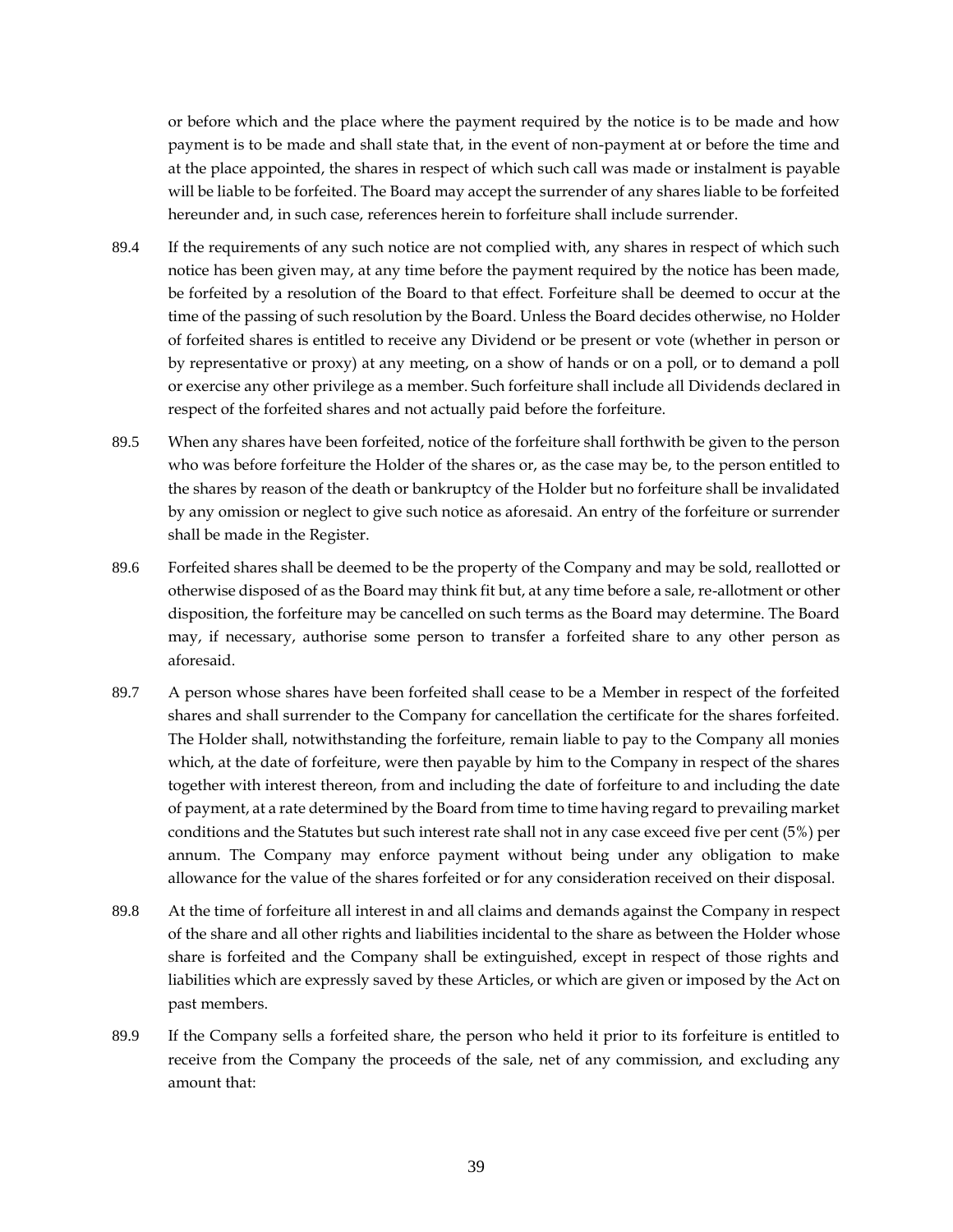or before which and the place where the payment required by the notice is to be made and how payment is to be made and shall state that, in the event of non-payment at or before the time and at the place appointed, the shares in respect of which such call was made or instalment is payable will be liable to be forfeited. The Board may accept the surrender of any shares liable to be forfeited hereunder and, in such case, references herein to forfeiture shall include surrender.

89.4 If the requirements of any such notice are not complied with, any shares in respect of which such notice has been given may, at any time before the payment required by the notice has been made, be forfeited by a resolution of the Board to that effect. Forfeiture shall be deemed to occur at the time of the passing of such resolution by the Board. Unless the Board decides otherwise, no Holder of forfeited shares is entitled to receive any Dividend or be present or vote (whether in person or by representative or proxy) at any meeting, on a show of hands or on a poll, or to demand a poll or exercise any other privilege as a member. Such forfeiture shall include all Dividends declared in respect of the forfeited shares and not actually paid before the forfeiture.

89.5 When any shares have been forfeited, notice of the forfeiture shall forthwith be given to the person who was before forfeiture the Holder of the shares or, as the case may be, to the person entitled to the shares by reason of the death or bankruptcy of the Holder but no forfeiture shall be invalidated by any omission or neglect to give such notice as aforesaid. An entry of the forfeiture or surrender shall be made in the Register.

89.6 Forfeited shares shall be deemed to be the property of the Company and may be sold, reallotted or otherwise disposed of as the Board may think fit but, at any time before a sale, re-allotment or other disposition, the forfeiture may be cancelled on such terms as the Board may determine. The Board may, if necessary, authorise some person to transfer a forfeited share to any other person as aforesaid.

89.7 A person whose shares have been forfeited shall cease to be a Member in respect of the forfeited shares and shall surrender to the Company for cancellation the certificate for the shares forfeited. The Holder shall, notwithstanding the forfeiture, remain liable to pay to the Company all monies which, at the date of forfeiture, were then payable by him to the Company in respect of the shares together with interest thereon, from and including the date of forfeiture to and including the date of payment, at a rate determined by the Board from time to time having regard to prevailing market conditions and the Statutes but such interest rate shall not in any case exceed five per cent (5%) per annum. The Company may enforce payment without being under any obligation to make allowance for the value of the shares forfeited or for any consideration received on their disposal.

89.8 At the time of forfeiture all interest in and all claims and demands against the Company in respect of the share and all other rights and liabilities incidental to the share as between the Holder whose share is forfeited and the Company shall be extinguished, except in respect of those rights and liabilities which are expressly saved by these Articles, or which are given or imposed by the Act on past members.

89.9 If the Company sells a forfeited share, the person who held it prior to its forfeiture is entitled to receive from the Company the proceeds of the sale, net of any commission, and excluding any amount that: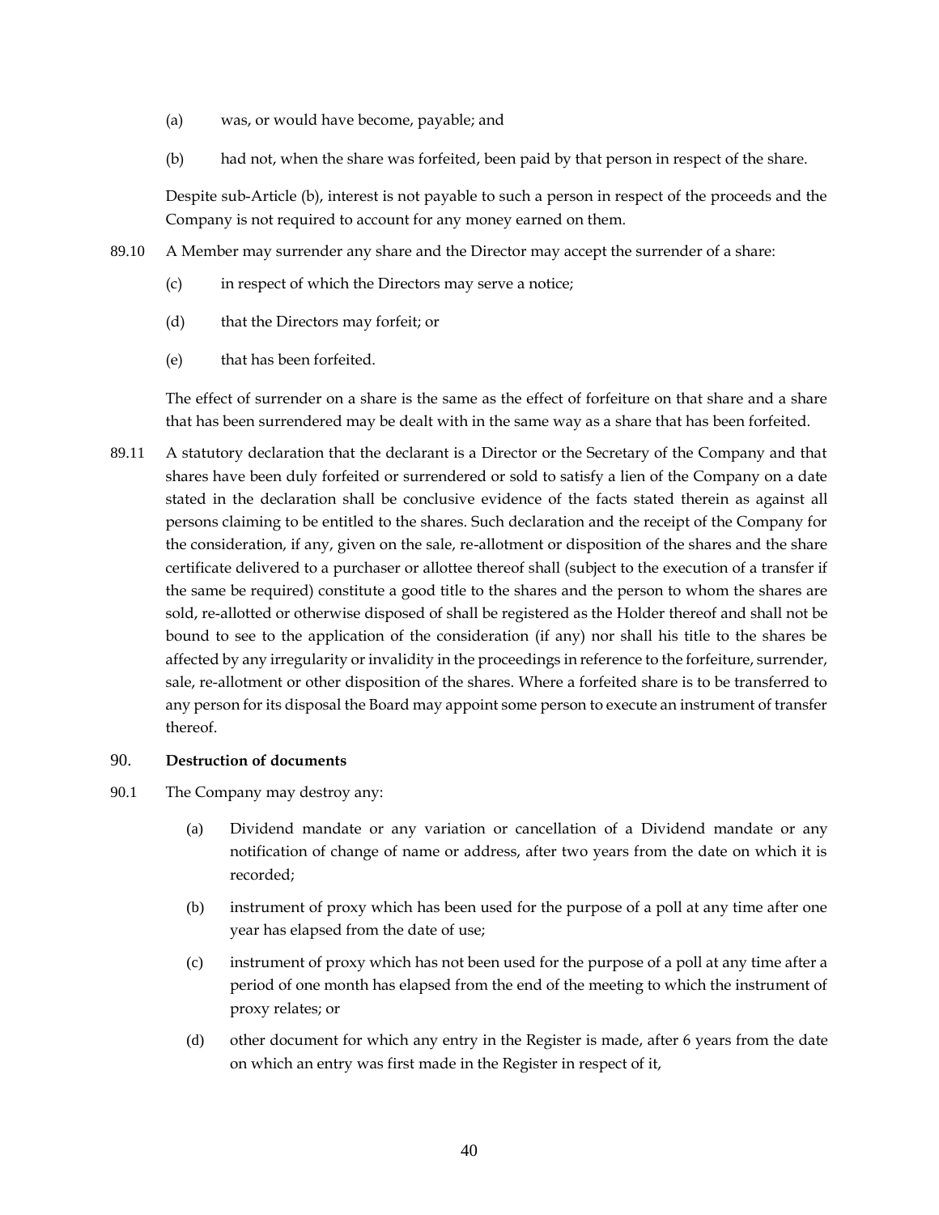(a) was, or would have become, payable; and

(b) had not, when the share was forfeited, been paid by that person in respect of the share.

Despite sub-Article (b), interest is not payable to such a person in respect of the proceeds and the Company is not required to account for any money earned on them.

89.10 A Member may surrender any share and the Director may accept the surrender of a share:

(c) in respect of which the Directors may serve a notice;

(d) that the Directors may forfeit; or

(e) that has been forfeited.

The effect of surrender on a share is the same as the effect of forfeiture on that share and a share that has been surrendered may be dealt with in the same way as a share that has been forfeited.

89.11 A statutory declaration that the declarant is a Director or the Secretary of the Company and that shares have been duly forfeited or surrendered or sold to satisfy a lien of the Company on a date stated in the declaration shall be conclusive evidence of the facts stated therein as against all persons claiming to be entitled to the shares. Such declaration and the receipt of the Company for the consideration, if any, given on the sale, re-allotment or disposition of the shares and the share certificate delivered to a purchaser or allottee thereof shall (subject to the execution of a transfer if the same be required) constitute a good title to the shares and the person to whom the shares are sold, re-allotted or otherwise disposed of shall be registered as the Holder thereof and shall not be bound to see to the application of the consideration (if any) nor shall his title to the shares be affected by any irregularity or invalidity in the proceedings in reference to the forfeiture, surrender, sale, re-allotment or other disposition of the shares. Where a forfeited share is to be transferred to any person for its disposal the Board may appoint some person to execute an instrument of transfer thereof.

## 90. **Destruction of documents**

90.1 The Company may destroy any:

(a) Dividend mandate or any variation or cancellation of a Dividend mandate or any notification of change of name or address, after two years from the date on which it is recorded;

(b) instrument of proxy which has been used for the purpose of a poll at any time after one year has elapsed from the date of use;

(c) instrument of proxy which has not been used for the purpose of a poll at any time after a period of one month has elapsed from the end of the meeting to which the instrument of proxy relates; or

(d) other document for which any entry in the Register is made, after 6 years from the date on which an entry was first made in the Register in respect of it,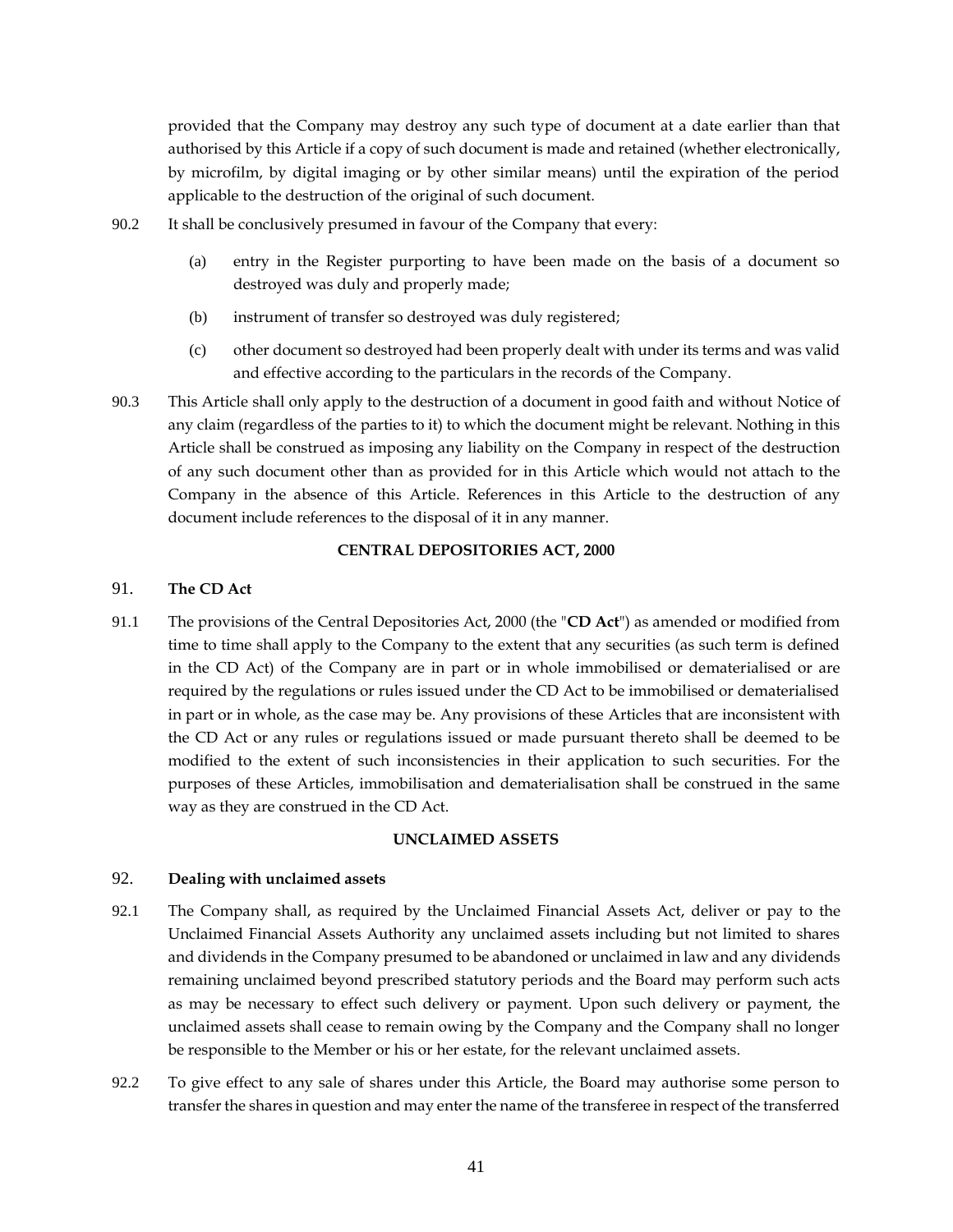provided that the Company may destroy any such type of document at a date earlier than that authorised by this Article if a copy of such document is made and retained (whether electronically, by microfilm, by digital imaging or by other similar means) until the expiration of the period applicable to the destruction of the original of such document.

90.2 It shall be conclusively presumed in favour of the Company that every:

(a) entry in the Register purporting to have been made on the basis of a document so destroyed was duly and properly made;

(b) instrument of transfer so destroyed was duly registered;

(c) other document so destroyed had been properly dealt with under its terms and was valid and effective according to the particulars in the records of the Company.

90.3 This Article shall only apply to the destruction of a document in good faith and without Notice of any claim (regardless of the parties to it) to which the document might be relevant. Nothing in this Article shall be construed as imposing any liability on the Company in respect of the destruction of any such document other than as provided for in this Article which would not attach to the Company in the absence of this Article. References in this Article to the destruction of any document include references to the disposal of it in any manner.

**CENTRAL DEPOSITORIES ACT, 2000**

91. **The CD Act**

91.1 The provisions of the Central Depositories Act, 2000 (the "**CD Act**") as amended or modified from time to time shall apply to the Company to the extent that any securities (as such term is defined in the CD Act) of the Company are in part or in whole immobilised or dematerialised or are required by the regulations or rules issued under the CD Act to be immobilised or dematerialised in part or in whole, as the case may be. Any provisions of these Articles that are inconsistent with the CD Act or any rules or regulations issued or made pursuant thereto shall be deemed to be modified to the extent of such inconsistencies in their application to such securities. For the purposes of these Articles, immobilisation and dematerialisation shall be construed in the same way as they are construed in the CD Act.

**UNCLAIMED ASSETS**

92. **Dealing with unclaimed assets**

92.1 The Company shall, as required by the Unclaimed Financial Assets Act, deliver or pay to the Unclaimed Financial Assets Authority any unclaimed assets including but not limited to shares and dividends in the Company presumed to be abandoned or unclaimed in law and any dividends remaining unclaimed beyond prescribed statutory periods and the Board may perform such acts as may be necessary to effect such delivery or payment. Upon such delivery or payment, the unclaimed assets shall cease to remain owing by the Company and the Company shall no longer be responsible to the Member or his or her estate, for the relevant unclaimed assets.

92.2 To give effect to any sale of shares under this Article, the Board may authorise some person to transfer the shares in question and may enter the name of the transferee in respect of the transferred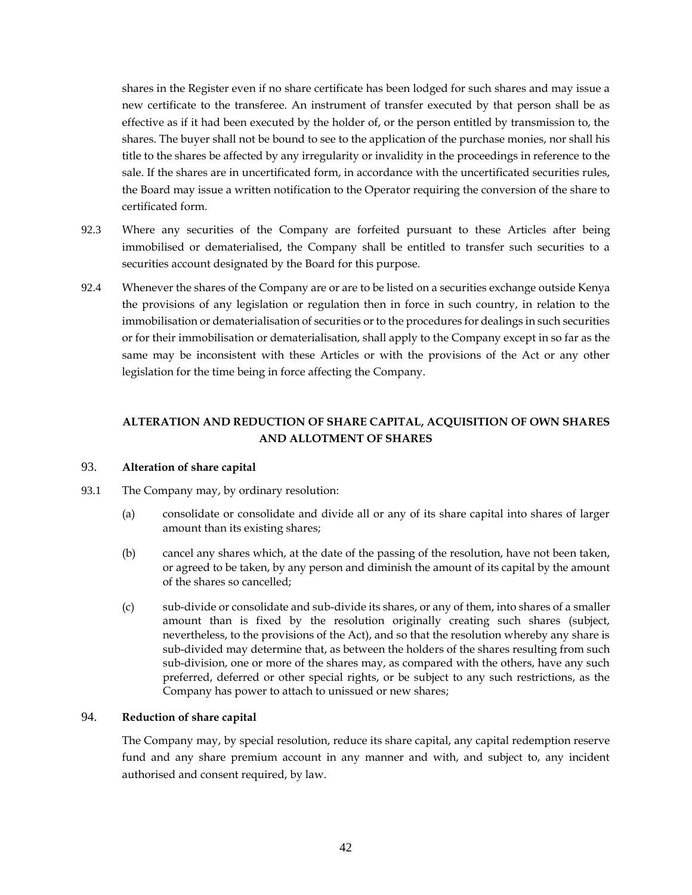shares in the Register even if no share certificate has been lodged for such shares and may issue a new certificate to the transferee. An instrument of transfer executed by that person shall be as effective as if it had been executed by the holder of, or the person entitled by transmission to, the shares. The buyer shall not be bound to see to the application of the purchase monies, nor shall his title to the shares be affected by any irregularity or invalidity in the proceedings in reference to the sale. If the shares are in uncertificated form, in accordance with the uncertificated securities rules, the Board may issue a written notification to the Operator requiring the conversion of the share to certificated form.

92.3 Where any securities of the Company are forfeited pursuant to these Articles after being immobilised or dematerialised, the Company shall be entitled to transfer such securities to a securities account designated by the Board for this purpose.

92.4 Whenever the shares of the Company are or are to be listed on a securities exchange outside Kenya the provisions of any legislation or regulation then in force in such country, in relation to the immobilisation or dematerialisation of securities or to the procedures for dealings in such securities or for their immobilisation or dematerialisation, shall apply to the Company except in so far as the same may be inconsistent with these Articles or with the provisions of the Act or any other legislation for the time being in force affecting the Company.

## ALTERATION AND REDUCTION OF SHARE CAPITAL, ACQUISITION OF OWN SHARES AND ALLOTMENT OF SHARES

### 93. Alteration of share capital

93.1 The Company may, by ordinary resolution:

(a) consolidate or consolidate and divide all or any of its share capital into shares of larger amount than its existing shares;

(b) cancel any shares which, at the date of the passing of the resolution, have not been taken, or agreed to be taken, by any person and diminish the amount of its capital by the amount of the shares so cancelled;

(c) sub-divide or consolidate and sub-divide its shares, or any of them, into shares of a smaller amount than is fixed by the resolution originally creating such shares (subject, nevertheless, to the provisions of the Act), and so that the resolution whereby any share is sub-divided may determine that, as between the holders of the shares resulting from such sub-division, one or more of the shares may, as compared with the others, have any such preferred, deferred or other special rights, or be subject to any such restrictions, as the Company has power to attach to unissued or new shares;

### 94. Reduction of share capital

The Company may, by special resolution, reduce its share capital, any capital redemption reserve fund and any share premium account in any manner and with, and subject to, any incident authorised and consent required, by law.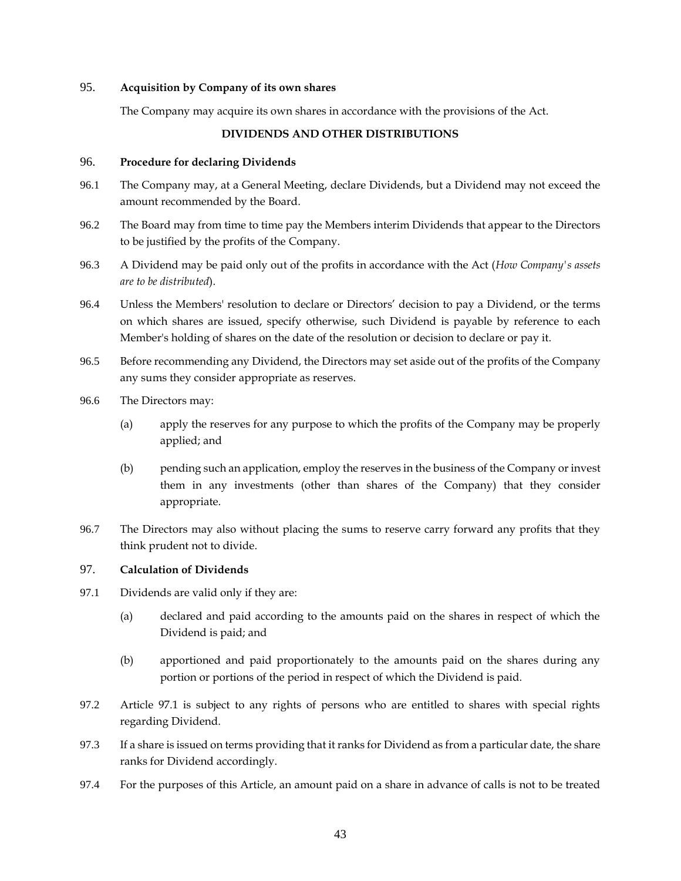### 95. Acquisition by Company of its own shares

The Company may acquire its own shares in accordance with the provisions of the Act.

## DIVIDENDS AND OTHER DISTRIBUTIONS

### 96. Procedure for declaring Dividends

96.1 The Company may, at a General Meeting, declare Dividends, but a Dividend may not exceed the amount recommended by the Board.

96.2 The Board may from time to time pay the Members interim Dividends that appear to the Directors to be justified by the profits of the Company.

96.3 A Dividend may be paid only out of the profits in accordance with the Act (*How Company's assets are to be distributed*).

96.4 Unless the Members' resolution to declare or Directors' decision to pay a Dividend, or the terms on which shares are issued, specify otherwise, such Dividend is payable by reference to each Member's holding of shares on the date of the resolution or decision to declare or pay it.

96.5 Before recommending any Dividend, the Directors may set aside out of the profits of the Company any sums they consider appropriate as reserves.

96.6 The Directors may:

(a) apply the reserves for any purpose to which the profits of the Company may be properly applied; and

(b) pending such an application, employ the reserves in the business of the Company or invest them in any investments (other than shares of the Company) that they consider appropriate.

96.7 The Directors may also without placing the sums to reserve carry forward any profits that they think prudent not to divide.

### 97. Calculation of Dividends

97.1 Dividends are valid only if they are:

(a) declared and paid according to the amounts paid on the shares in respect of which the Dividend is paid; and

(b) apportioned and paid proportionately to the amounts paid on the shares during any portion or portions of the period in respect of which the Dividend is paid.

97.2 Article 97.1 is subject to any rights of persons who are entitled to shares with special rights regarding Dividend.

97.3 If a share is issued on terms providing that it ranks for Dividend as from a particular date, the share ranks for Dividend accordingly.

97.4 For the purposes of this Article, an amount paid on a share in advance of calls is not to be treated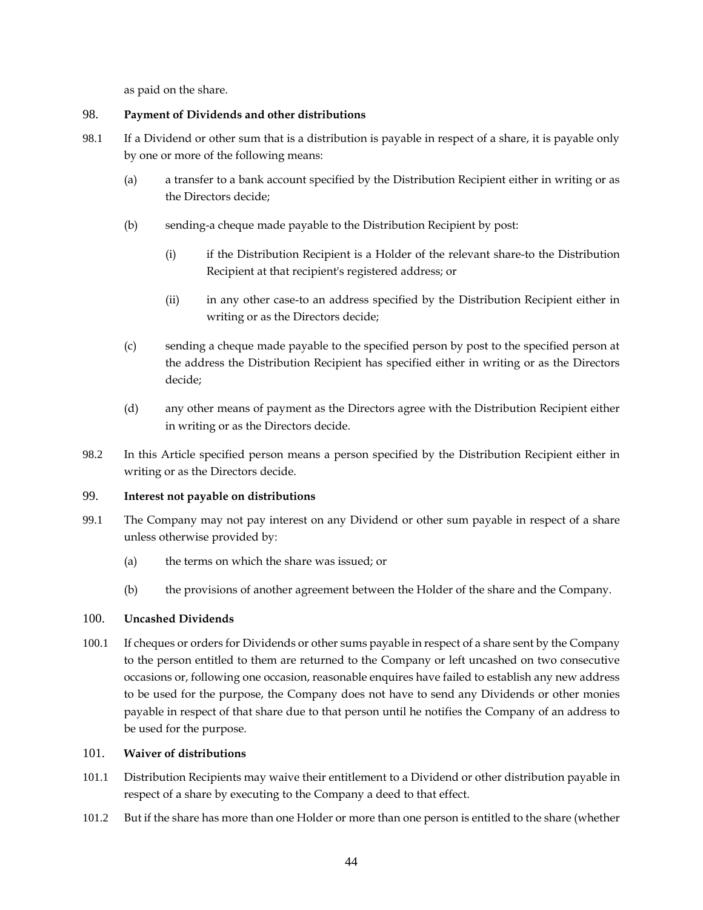as paid on the share.

## 98. Payment of Dividends and other distributions

98.1 If a Dividend or other sum that is a distribution is payable in respect of a share, it is payable only by one or more of the following means:

(a) a transfer to a bank account specified by the Distribution Recipient either in writing or as the Directors decide;

(b) sending-a cheque made payable to the Distribution Recipient by post:

(i) if the Distribution Recipient is a Holder of the relevant share-to the Distribution Recipient at that recipient's registered address; or

(ii) in any other case-to an address specified by the Distribution Recipient either in writing or as the Directors decide;

(c) sending a cheque made payable to the specified person by post to the specified person at the address the Distribution Recipient has specified either in writing or as the Directors decide;

(d) any other means of payment as the Directors agree with the Distribution Recipient either in writing or as the Directors decide.

98.2 In this Article specified person means a person specified by the Distribution Recipient either in writing or as the Directors decide.

## 99. Interest not payable on distributions

99.1 The Company may not pay interest on any Dividend or other sum payable in respect of a share unless otherwise provided by:

(a) the terms on which the share was issued; or

(b) the provisions of another agreement between the Holder of the share and the Company.

## 100. Uncashed Dividends

100.1 If cheques or orders for Dividends or other sums payable in respect of a share sent by the Company to the person entitled to them are returned to the Company or left uncashed on two consecutive occasions or, following one occasion, reasonable enquires have failed to establish any new address to be used for the purpose, the Company does not have to send any Dividends or other monies payable in respect of that share due to that person until he notifies the Company of an address to be used for the purpose.

## 101. Waiver of distributions

101.1 Distribution Recipients may waive their entitlement to a Dividend or other distribution payable in respect of a share by executing to the Company a deed to that effect.

101.2 But if the share has more than one Holder or more than one person is entitled to the share (whether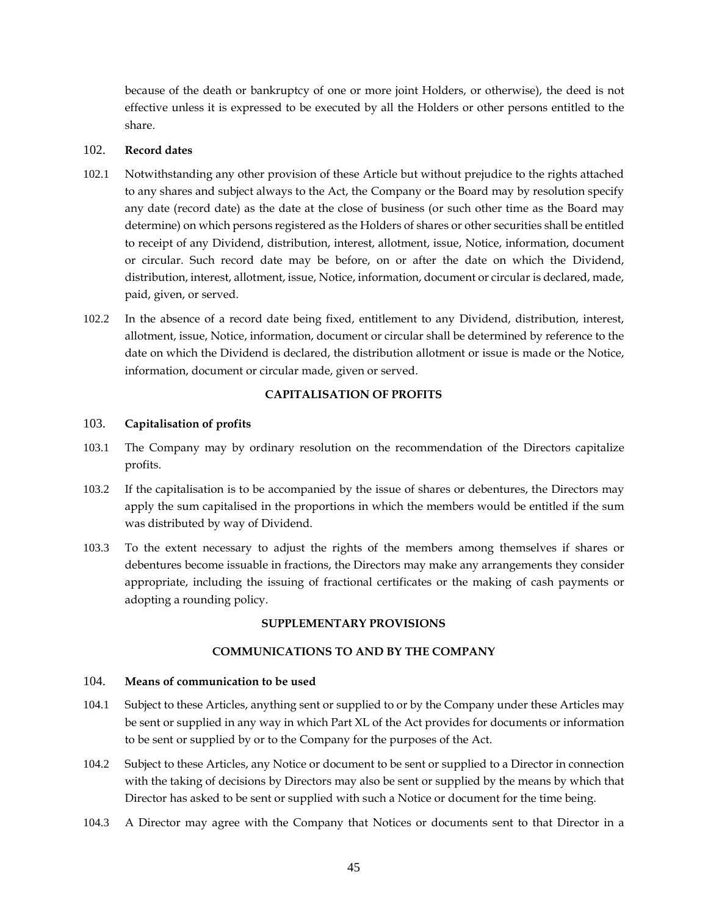because of the death or bankruptcy of one or more joint Holders, or otherwise), the deed is not effective unless it is expressed to be executed by all the Holders or other persons entitled to the share.

102. **Record dates**

102.1 Notwithstanding any other provision of these Article but without prejudice to the rights attached to any shares and subject always to the Act, the Company or the Board may by resolution specify any date (record date) as the date at the close of business (or such other time as the Board may determine) on which persons registered as the Holders of shares or other securities shall be entitled to receipt of any Dividend, distribution, interest, allotment, issue, Notice, information, document or circular. Such record date may be before, on or after the date on which the Dividend, distribution, interest, allotment, issue, Notice, information, document or circular is declared, made, paid, given, or served.

102.2 In the absence of a record date being fixed, entitlement to any Dividend, distribution, interest, allotment, issue, Notice, information, document or circular shall be determined by reference to the date on which the Dividend is declared, the distribution allotment or issue is made or the Notice, information, document or circular made, given or served.

**CAPITALISATION OF PROFITS**

103. **Capitalisation of profits**

103.1 The Company may by ordinary resolution on the recommendation of the Directors capitalize profits.

103.2 If the capitalisation is to be accompanied by the issue of shares or debentures, the Directors may apply the sum capitalised in the proportions in which the members would be entitled if the sum was distributed by way of Dividend.

103.3 To the extent necessary to adjust the rights of the members among themselves if shares or debentures become issuable in fractions, the Directors may make any arrangements they consider appropriate, including the issuing of fractional certificates or the making of cash payments or adopting a rounding policy.

**SUPPLEMENTARY PROVISIONS**

**COMMUNICATIONS TO AND BY THE COMPANY**

104. **Means of communication to be used**

104.1 Subject to these Articles, anything sent or supplied to or by the Company under these Articles may be sent or supplied in any way in which Part XL of the Act provides for documents or information to be sent or supplied by or to the Company for the purposes of the Act.

104.2 Subject to these Articles, any Notice or document to be sent or supplied to a Director in connection with the taking of decisions by Directors may also be sent or supplied by the means by which that Director has asked to be sent or supplied with such a Notice or document for the time being.

104.3 A Director may agree with the Company that Notices or documents sent to that Director in a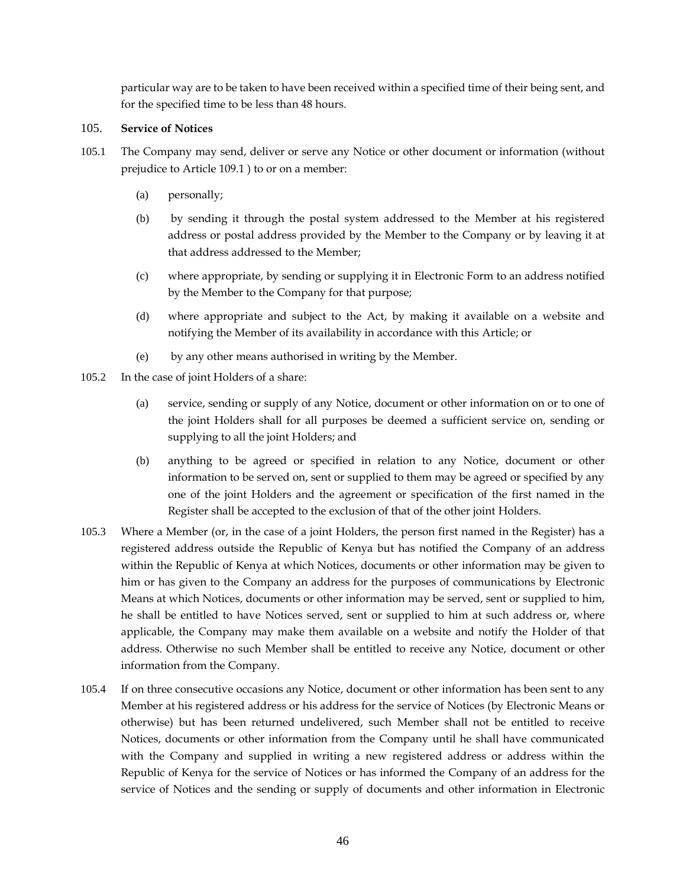particular way are to be taken to have been received within a specified time of their being sent, and for the specified time to be less than 48 hours.

105. **Service of Notices**

105.1 The Company may send, deliver or serve any Notice or other document or information (without prejudice to Article 109.1 ) to or on a member:

(a) personally;

(b) by sending it through the postal system addressed to the Member at his registered address or postal address provided by the Member to the Company or by leaving it at that address addressed to the Member;

(c) where appropriate, by sending or supplying it in Electronic Form to an address notified by the Member to the Company for that purpose;

(d) where appropriate and subject to the Act, by making it available on a website and notifying the Member of its availability in accordance with this Article; or

(e) by any other means authorised in writing by the Member.

105.2 In the case of joint Holders of a share:

(a) service, sending or supply of any Notice, document or other information on or to one of the joint Holders shall for all purposes be deemed a sufficient service on, sending or supplying to all the joint Holders; and

(b) anything to be agreed or specified in relation to any Notice, document or other information to be served on, sent or supplied to them may be agreed or specified by any one of the joint Holders and the agreement or specification of the first named in the Register shall be accepted to the exclusion of that of the other joint Holders.

105.3 Where a Member (or, in the case of a joint Holders, the person first named in the Register) has a registered address outside the Republic of Kenya but has notified the Company of an address within the Republic of Kenya at which Notices, documents or other information may be given to him or has given to the Company an address for the purposes of communications by Electronic Means at which Notices, documents or other information may be served, sent or supplied to him, he shall be entitled to have Notices served, sent or supplied to him at such address or, where applicable, the Company may make them available on a website and notify the Holder of that address. Otherwise no such Member shall be entitled to receive any Notice, document or other information from the Company.

105.4 If on three consecutive occasions any Notice, document or other information has been sent to any Member at his registered address or his address for the service of Notices (by Electronic Means or otherwise) but has been returned undelivered, such Member shall not be entitled to receive Notices, documents or other information from the Company until he shall have communicated with the Company and supplied in writing a new registered address or address within the Republic of Kenya for the service of Notices or has informed the Company of an address for the service of Notices and the sending or supply of documents and other information in Electronic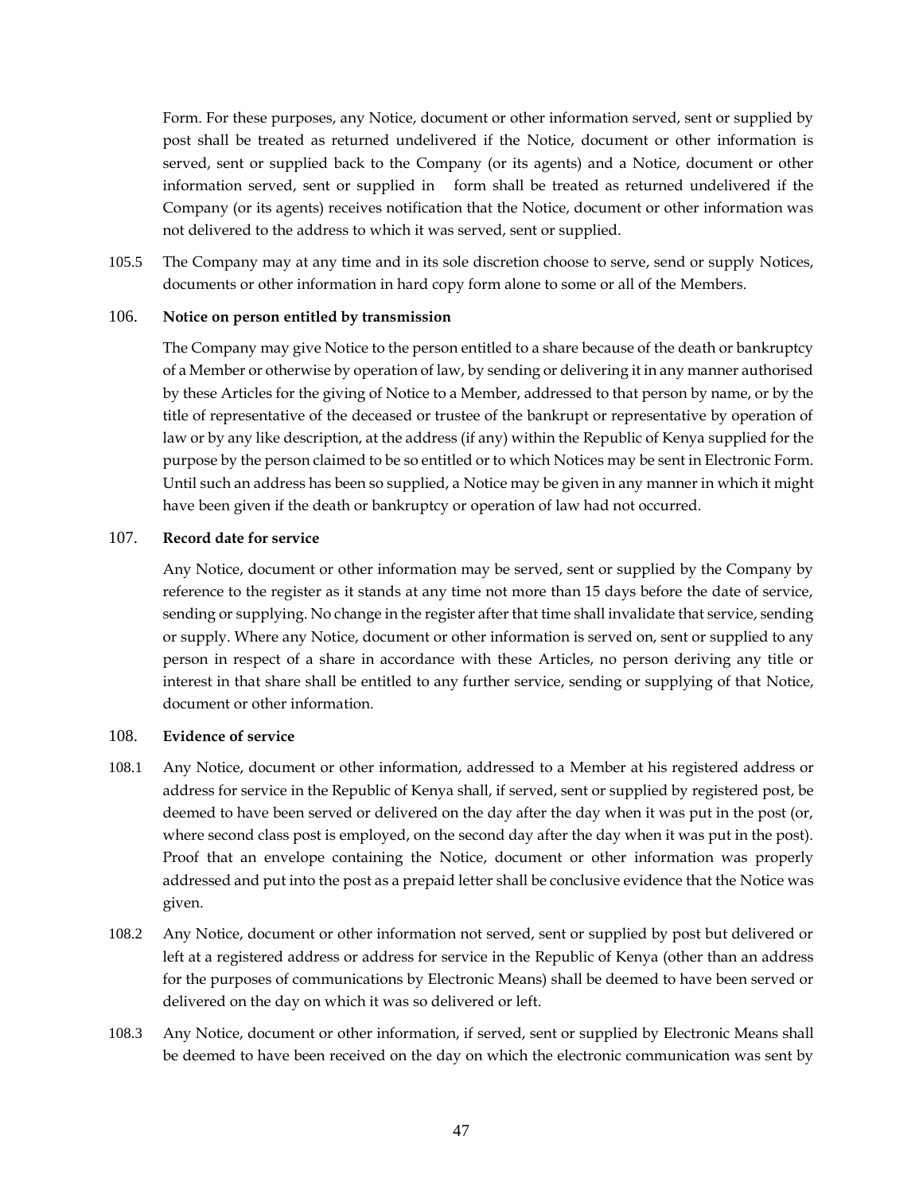Form. For these purposes, any Notice, document or other information served, sent or supplied by post shall be treated as returned undelivered if the Notice, document or other information is served, sent or supplied back to the Company (or its agents) and a Notice, document or other information served, sent or supplied in form shall be treated as returned undelivered if the Company (or its agents) receives notification that the Notice, document or other information was not delivered to the address to which it was served, sent or supplied.

105.5 The Company may at any time and in its sole discretion choose to serve, send or supply Notices, documents or other information in hard copy form alone to some or all of the Members.

106. **Notice on person entitled by transmission**

The Company may give Notice to the person entitled to a share because of the death or bankruptcy of a Member or otherwise by operation of law, by sending or delivering it in any manner authorised by these Articles for the giving of Notice to a Member, addressed to that person by name, or by the title of representative of the deceased or trustee of the bankrupt or representative by operation of law or by any like description, at the address (if any) within the Republic of Kenya supplied for the purpose by the person claimed to be so entitled or to which Notices may be sent in Electronic Form. Until such an address has been so supplied, a Notice may be given in any manner in which it might have been given if the death or bankruptcy or operation of law had not occurred.

107. **Record date for service**

Any Notice, document or other information may be served, sent or supplied by the Company by reference to the register as it stands at any time not more than 15 days before the date of service, sending or supplying. No change in the register after that time shall invalidate that service, sending or supply. Where any Notice, document or other information is served on, sent or supplied to any person in respect of a share in accordance with these Articles, no person deriving any title or interest in that share shall be entitled to any further service, sending or supplying of that Notice, document or other information.

108. **Evidence of service**

108.1 Any Notice, document or other information, addressed to a Member at his registered address or address for service in the Republic of Kenya shall, if served, sent or supplied by registered post, be deemed to have been served or delivered on the day after the day when it was put in the post (or, where second class post is employed, on the second day after the day when it was put in the post). Proof that an envelope containing the Notice, document or other information was properly addressed and put into the post as a prepaid letter shall be conclusive evidence that the Notice was given.

108.2 Any Notice, document or other information not served, sent or supplied by post but delivered or left at a registered address or address for service in the Republic of Kenya (other than an address for the purposes of communications by Electronic Means) shall be deemed to have been served or delivered on the day on which it was so delivered or left.

108.3 Any Notice, document or other information, if served, sent or supplied by Electronic Means shall be deemed to have been received on the day on which the electronic communication was sent by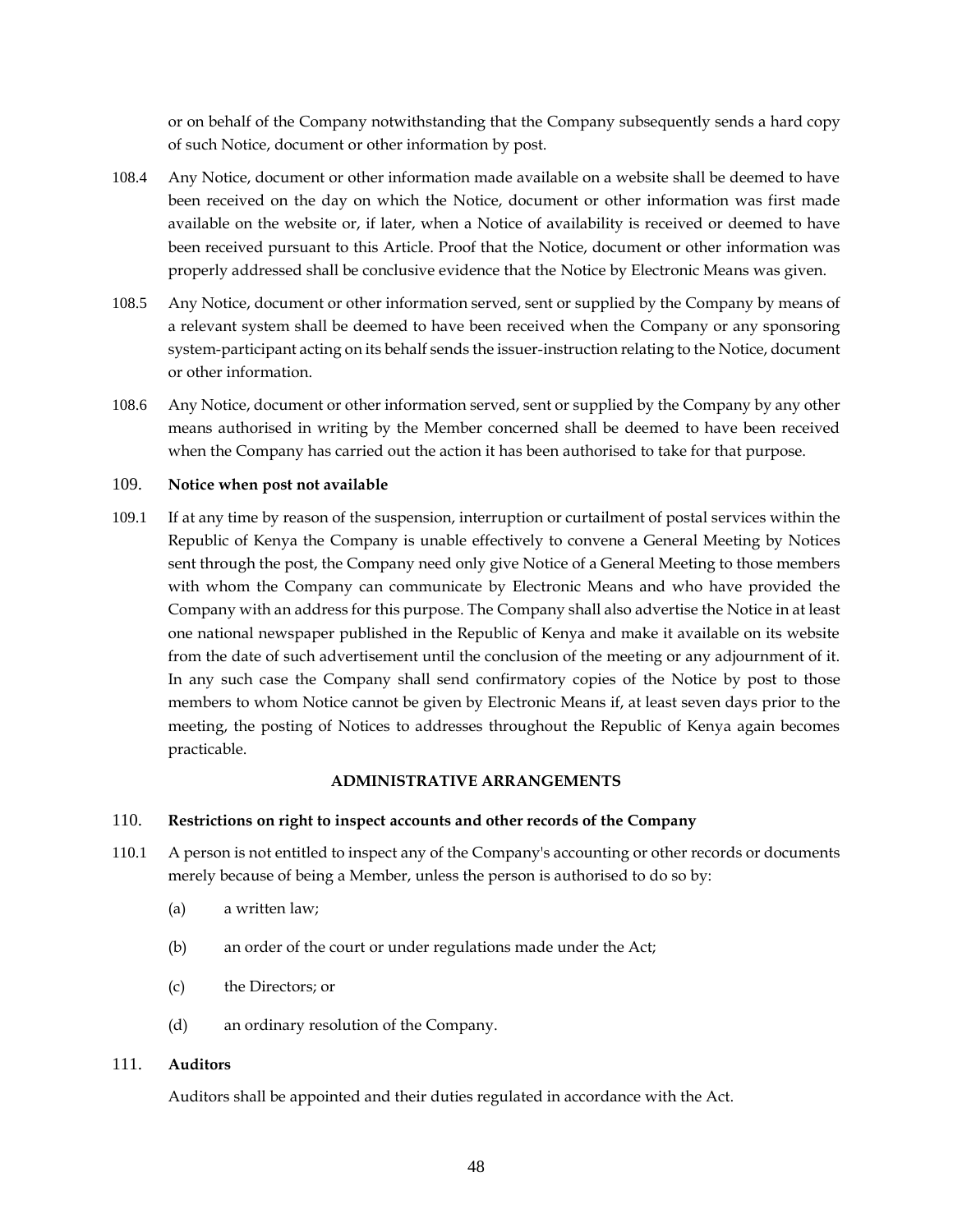or on behalf of the Company notwithstanding that the Company subsequently sends a hard copy of such Notice, document or other information by post.

108.4 Any Notice, document or other information made available on a website shall be deemed to have been received on the day on which the Notice, document or other information was first made available on the website or, if later, when a Notice of availability is received or deemed to have been received pursuant to this Article. Proof that the Notice, document or other information was properly addressed shall be conclusive evidence that the Notice by Electronic Means was given.

108.5 Any Notice, document or other information served, sent or supplied by the Company by means of a relevant system shall be deemed to have been received when the Company or any sponsoring system-participant acting on its behalf sends the issuer-instruction relating to the Notice, document or other information.

108.6 Any Notice, document or other information served, sent or supplied by the Company by any other means authorised in writing by the Member concerned shall be deemed to have been received when the Company has carried out the action it has been authorised to take for that purpose.

### 109. Notice when post not available

109.1 If at any time by reason of the suspension, interruption or curtailment of postal services within the Republic of Kenya the Company is unable effectively to convene a General Meeting by Notices sent through the post, the Company need only give Notice of a General Meeting to those members with whom the Company can communicate by Electronic Means and who have provided the Company with an address for this purpose. The Company shall also advertise the Notice in at least one national newspaper published in the Republic of Kenya and make it available on its website from the date of such advertisement until the conclusion of the meeting or any adjournment of it. In any such case the Company shall send confirmatory copies of the Notice by post to those members to whom Notice cannot be given by Electronic Means if, at least seven days prior to the meeting, the posting of Notices to addresses throughout the Republic of Kenya again becomes practicable.

## ADMINISTRATIVE ARRANGEMENTS

### 110. Restrictions on right to inspect accounts and other records of the Company

110.1 A person is not entitled to inspect any of the Company's accounting or other records or documents merely because of being a Member, unless the person is authorised to do so by:

(a) a written law;

(b) an order of the court or under regulations made under the Act;

(c) the Directors; or

(d) an ordinary resolution of the Company.

### 111. Auditors

Auditors shall be appointed and their duties regulated in accordance with the Act.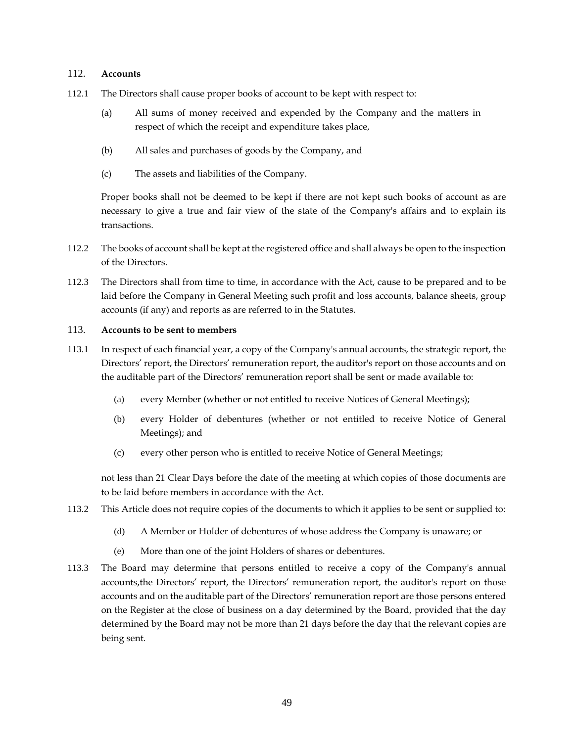## 112. **Accounts**

112.1 The Directors shall cause proper books of account to be kept with respect to:

(a) All sums of money received and expended by the Company and the matters in respect of which the receipt and expenditure takes place,

(b) All sales and purchases of goods by the Company, and

(c) The assets and liabilities of the Company.

Proper books shall not be deemed to be kept if there are not kept such books of account as are necessary to give a true and fair view of the state of the Company's affairs and to explain its transactions.

112.2 The books of account shall be kept at the registered office and shall always be open to the inspection of the Directors.

112.3 The Directors shall from time to time, in accordance with the Act, cause to be prepared and to be laid before the Company in General Meeting such profit and loss accounts, balance sheets, group accounts (if any) and reports as are referred to in the Statutes.

## 113. **Accounts to be sent to members**

113.1 In respect of each financial year, a copy of the Company's annual accounts, the strategic report, the Directors' report, the Directors' remuneration report, the auditor's report on those accounts and on the auditable part of the Directors' remuneration report shall be sent or made available to:

(a) every Member (whether or not entitled to receive Notices of General Meetings);

(b) every Holder of debentures (whether or not entitled to receive Notice of General Meetings); and

(c) every other person who is entitled to receive Notice of General Meetings;

not less than 21 Clear Days before the date of the meeting at which copies of those documents are to be laid before members in accordance with the Act.

113.2 This Article does not require copies of the documents to which it applies to be sent or supplied to:

(d) A Member or Holder of debentures of whose address the Company is unaware; or

(e) More than one of the joint Holders of shares or debentures.

113.3 The Board may determine that persons entitled to receive a copy of the Company's annual accounts,the Directors' report, the Directors' remuneration report, the auditor's report on those accounts and on the auditable part of the Directors' remuneration report are those persons entered on the Register at the close of business on a day determined by the Board, provided that the day determined by the Board may not be more than 21 days before the day that the relevant copies are being sent.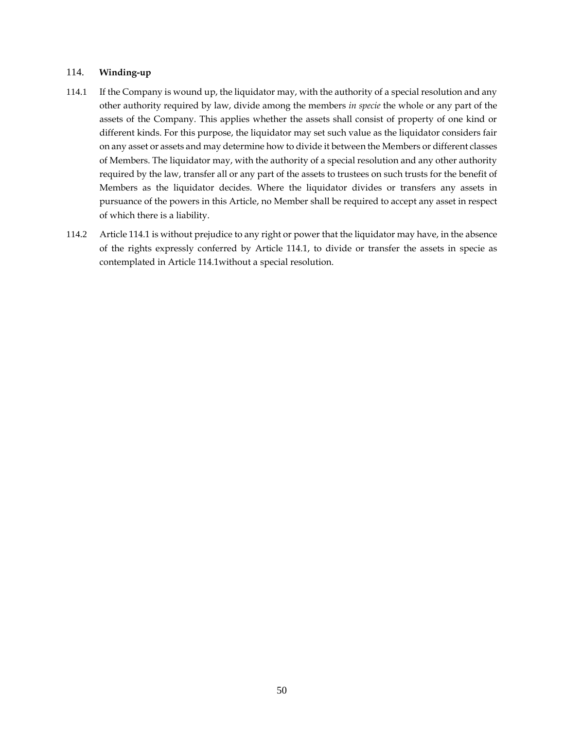## 114. **Winding-up**

114.1 If the Company is wound up, the liquidator may, with the authority of a special resolution and any other authority required by law, divide among the members *in specie* the whole or any part of the assets of the Company. This applies whether the assets shall consist of property of one kind or different kinds. For this purpose, the liquidator may set such value as the liquidator considers fair on any asset or assets and may determine how to divide it between the Members or different classes of Members. The liquidator may, with the authority of a special resolution and any other authority required by the law, transfer all or any part of the assets to trustees on such trusts for the benefit of Members as the liquidator decides. Where the liquidator divides or transfers any assets in pursuance of the powers in this Article, no Member shall be required to accept any asset in respect of which there is a liability.

114.2 Article 114.1 is without prejudice to any right or power that the liquidator may have, in the absence of the rights expressly conferred by Article 114.1, to divide or transfer the assets in specie as contemplated in Article 114.1without a special resolution.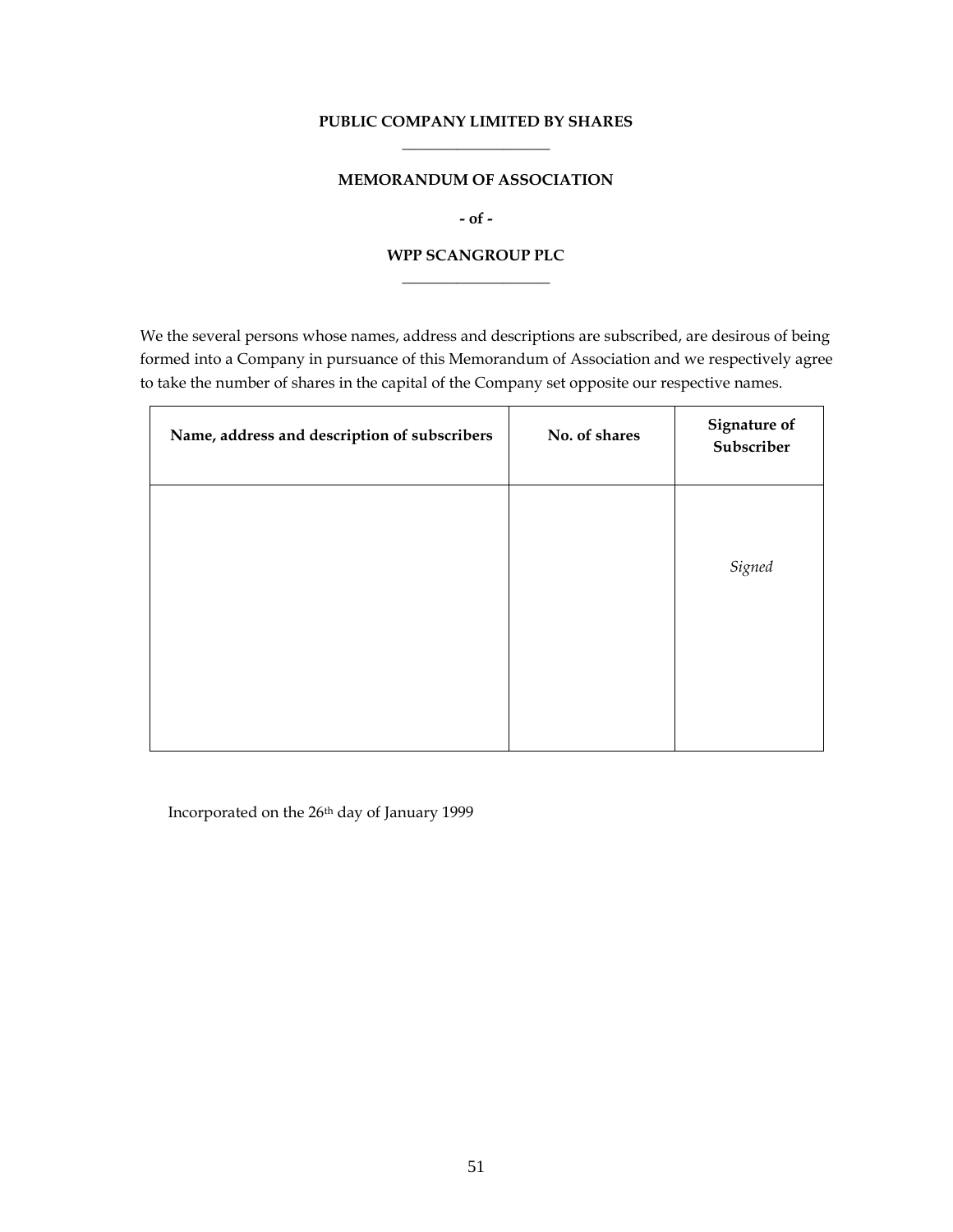**PUBLIC COMPANY LIMITED BY SHARES**

---

**MEMORANDUM OF ASSOCIATION**

**- of -**

**WPP SCANGROUP PLC**

---

We the several persons whose names, address and descriptions are subscribed, are desirous of being formed into a Company in pursuance of this Memorandum of Association and we respectively agree to take the number of shares in the capital of the Company set opposite our respective names.

| Name, address and description of subscribers | No. of shares | Signature of Subscriber |
|---|---|---|
| | | *Signed* |

Incorporated on the 26th day of January 1999